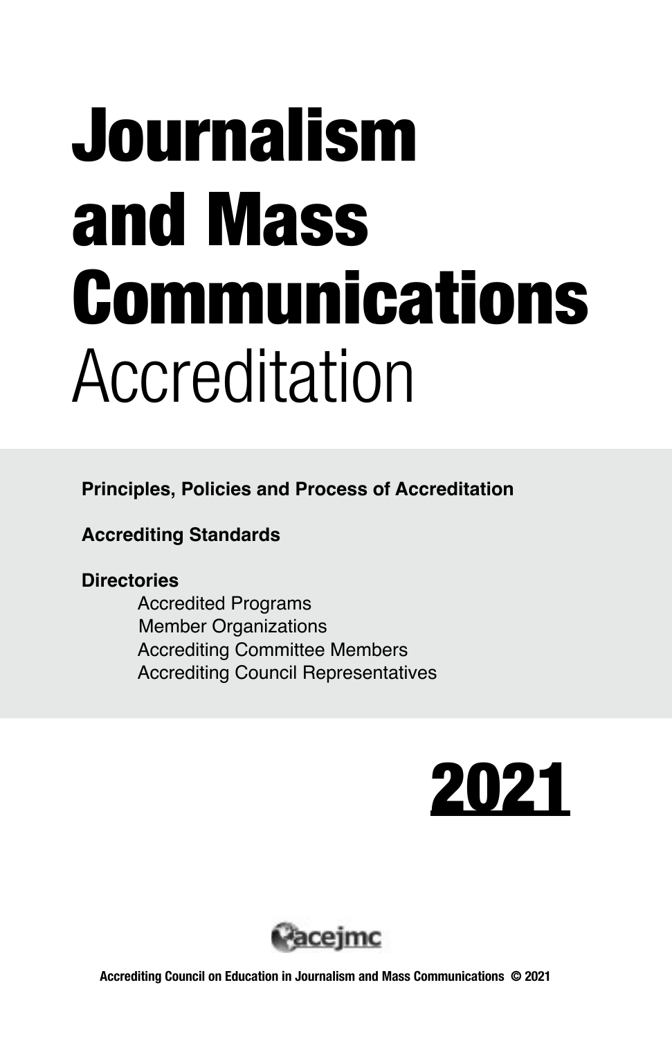# Journalism and Mass Communications Accreditation

**Principles, Policies and Process of Accreditation**

**Accrediting Standards**

**Directories**

- Accredited Programs
- Member Organizations
- Accrediting Committee Members
- Accrediting Council Representatives

**2021**

acejmc

**Accrediting Council on Education in Journalism and Mass Communications © 2021**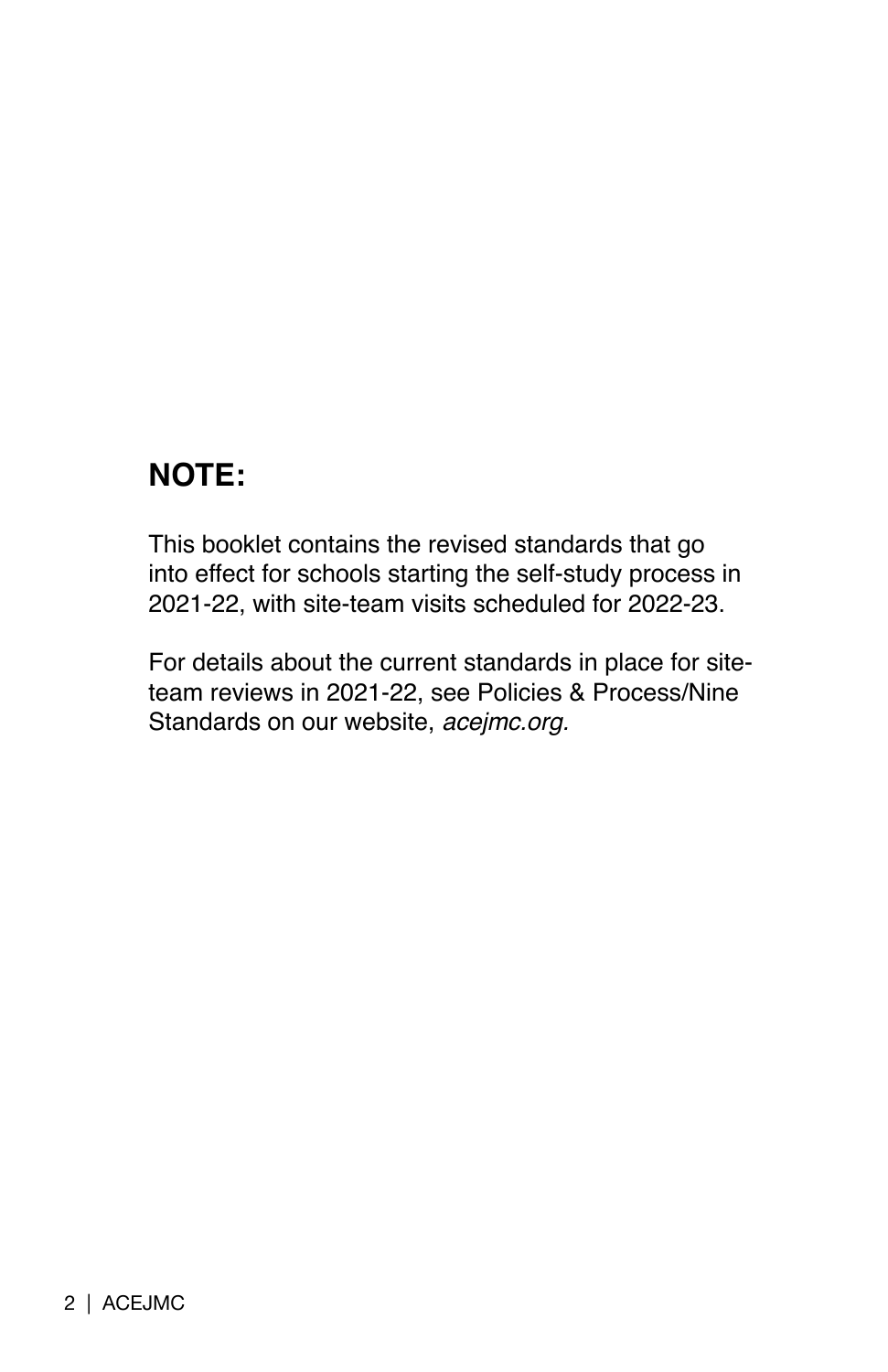## NOTE:

This booklet contains the revised standards that go into effect for schools starting the self-study process in 2021-22, with site-team visits scheduled for 2022-23.

For details about the current standards in place for site-team reviews in 2021-22, see Policies & Process/Nine Standards on our website, *acejmc.org.*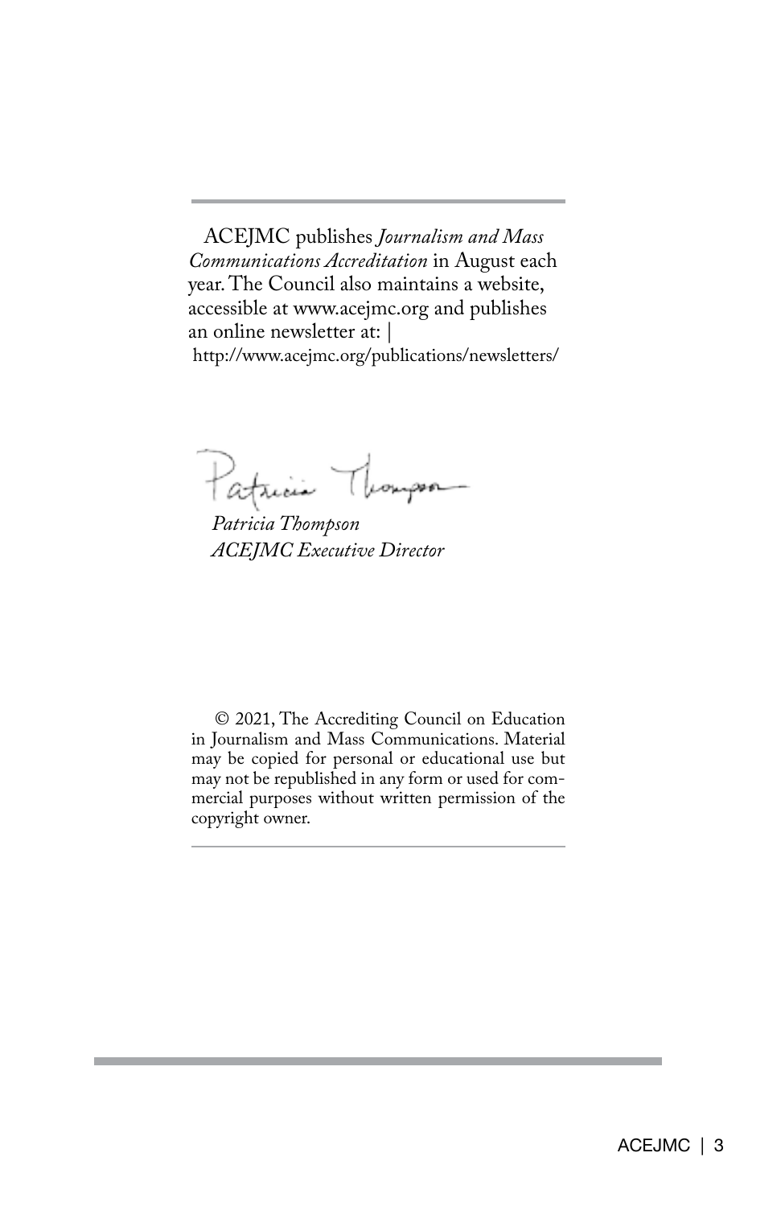ACEJMC publishes *Journalism and Mass Communications Accreditation* in August each year. The Council also maintains a website, accessible at www.acejmc.org and publishes an online newsletter at: |
http://www.acejmc.org/publications/newsletters/

*Patricia Thompson*
*ACEJMC Executive Director*

© 2021, The Accrediting Council on Education in Journalism and Mass Communications. Material may be copied for personal or educational use but may not be republished in any form or used for commercial purposes without written permission of the copyright owner.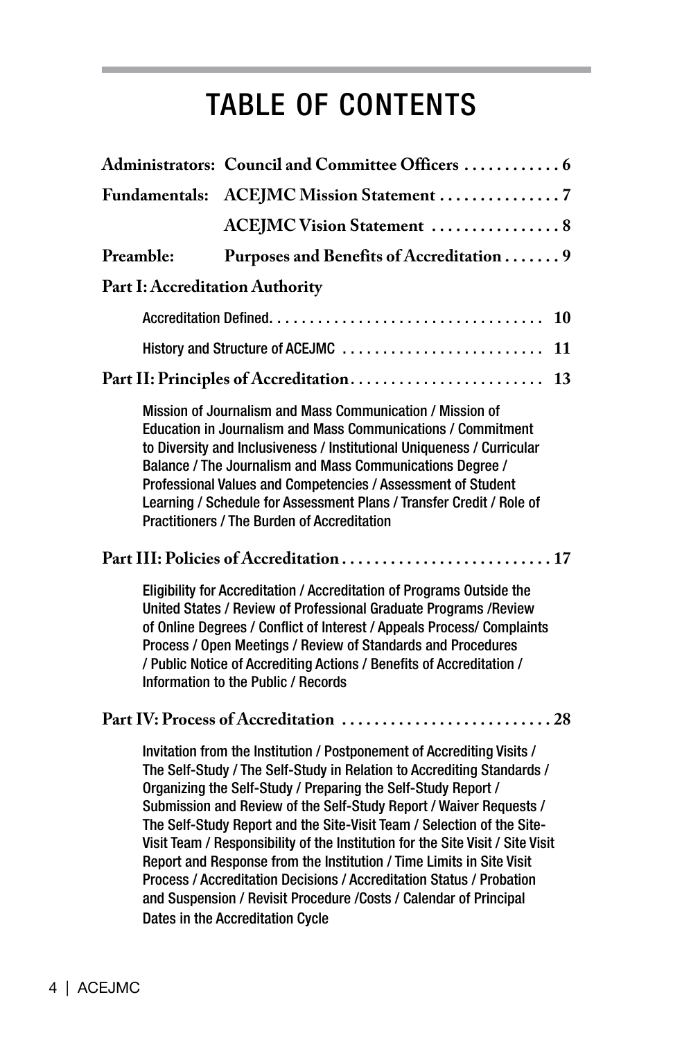# TABLE OF CONTENTS

**Administrators:** **Council and Committee Officers** . . . . . . . . . . . . 6

**Fundamentals:** **ACEJMC Mission Statement** . . . . . . . . . . . . . . . 7

**ACEJMC Vision Statement** . . . . . . . . . . . . . . . . 8

**Preamble:** **Purposes and Benefits of Accreditation** . . . . . . . 9

**Part I: Accreditation Authority**

Accreditation Defined. . . . . . . . . . . . . . . . . . . . . . . . . . . . . . . . . . 10

History and Structure of ACEJMC . . . . . . . . . . . . . . . . . . . . . . . . . 11

**Part II: Principles of Accreditation** . . . . . . . . . . . . . . . . . . . . . . . . 13

Mission of Journalism and Mass Communication / Mission of Education in Journalism and Mass Communications / Commitment to Diversity and Inclusiveness / Institutional Uniqueness / Curricular Balance / The Journalism and Mass Communications Degree / Professional Values and Competencies / Assessment of Student Learning / Schedule for Assessment Plans / Transfer Credit / Role of Practitioners / The Burden of Accreditation

**Part III: Policies of Accreditation** . . . . . . . . . . . . . . . . . . . . . . . . . . 17

Eligibility for Accreditation / Accreditation of Programs Outside the United States / Review of Professional Graduate Programs /Review of Online Degrees / Conflict of Interest / Appeals Process/ Complaints Process / Open Meetings / Review of Standards and Procedures / Public Notice of Accrediting Actions / Benefits of Accreditation / Information to the Public / Records

**Part IV: Process of Accreditation** . . . . . . . . . . . . . . . . . . . . . . . . . . 28

Invitation from the Institution / Postponement of Accrediting Visits / The Self-Study / The Self-Study in Relation to Accrediting Standards / Organizing the Self-Study / Preparing the Self-Study Report / Submission and Review of the Self-Study Report / Waiver Requests / The Self-Study Report and the Site-Visit Team / Selection of the Site-Visit Team / Responsibility of the Institution for the Site Visit / Site Visit Report and Response from the Institution / Time Limits in Site Visit Process / Accreditation Decisions / Accreditation Status / Probation and Suspension / Revisit Procedure /Costs / Calendar of Principal Dates in the Accreditation Cycle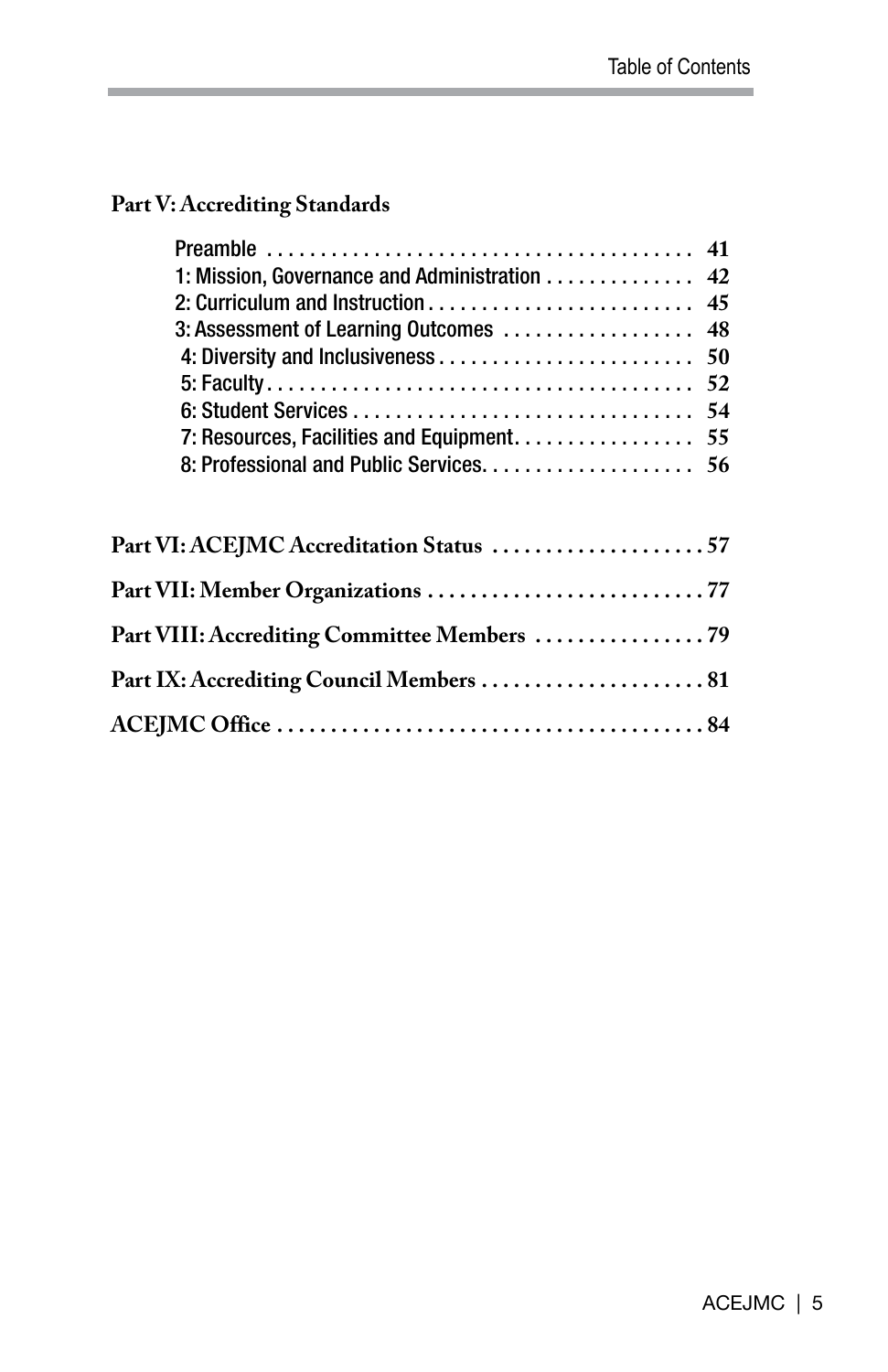**Part V: Accrediting Standards**

- Preamble . . . . . . . . . . . . . . . . . . . . . . . . . . . . . . . . . . . . . . . 41
- 1: Mission, Governance and Administration . . . . . . . . . . . . . 42
- 2: Curriculum and Instruction . . . . . . . . . . . . . . . . . . . . . . . . . 45
- 3: Assessment of Learning Outcomes . . . . . . . . . . . . . . . . . 48
- 4: Diversity and Inclusiveness . . . . . . . . . . . . . . . . . . . . . . . 50
- 5: Faculty . . . . . . . . . . . . . . . . . . . . . . . . . . . . . . . . . . . . . . . 52
- 6: Student Services . . . . . . . . . . . . . . . . . . . . . . . . . . . . . . . 54
- 7: Resources, Facilities and Equipment . . . . . . . . . . . . . . . . 55
- 8: Professional and Public Services . . . . . . . . . . . . . . . . . . . 56

**Part VI: ACEJMC Accreditation Status . . . . . . . . . . . . . . . . . . . . 57**

**Part VII: Member Organizations . . . . . . . . . . . . . . . . . . . . . . . . . . 77**

**Part VIII: Accrediting Committee Members . . . . . . . . . . . . . . . . 79**

**Part IX: Accrediting Council Members . . . . . . . . . . . . . . . . . . . . . 81**

**ACEJMC Office . . . . . . . . . . . . . . . . . . . . . . . . . . . . . . . . . . . . . . . 84**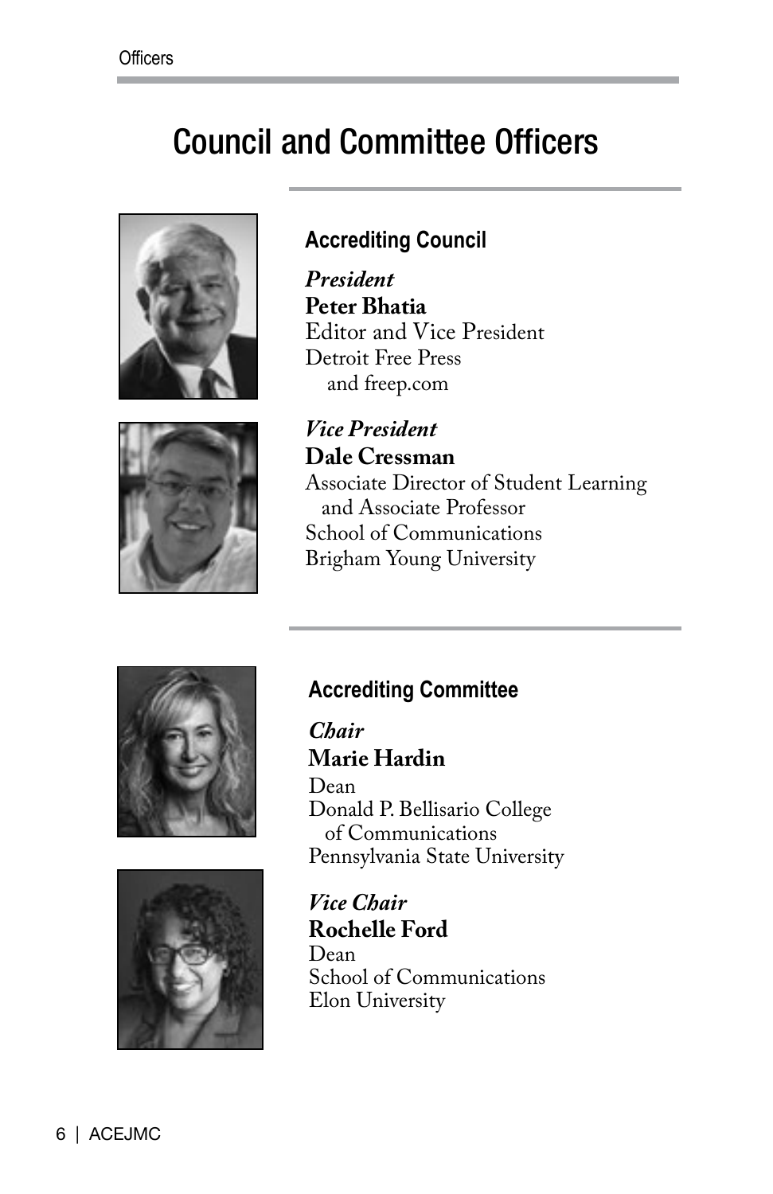# Council and Committee Officers

## Accrediting Council

*President*
**Peter Bhatia**
Editor and Vice President
Detroit Free Press
and freep.com

*Vice President*
**Dale Cressman**
Associate Director of Student Learning
and Associate Professor
School of Communications
Brigham Young University

## Accrediting Committee

*Chair*
**Marie Hardin**
Dean
Donald P. Bellisario College
of Communications
Pennsylvania State University

*Vice Chair*
**Rochelle Ford**
Dean
School of Communications
Elon University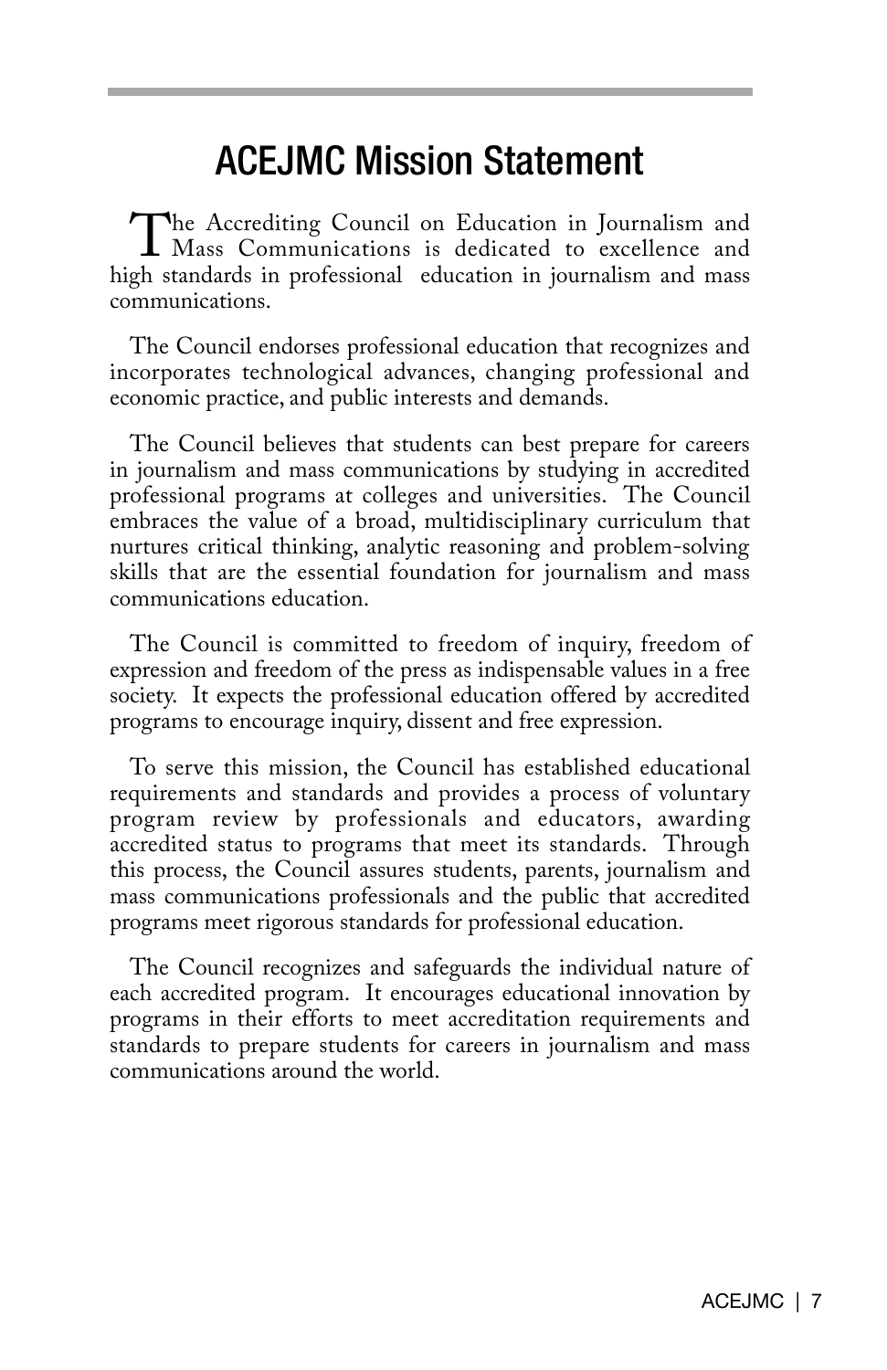# ACEJMC Mission Statement

The Accrediting Council on Education in Journalism and Mass Communications is dedicated to excellence and high standards in professional education in journalism and mass communications.

The Council endorses professional education that recognizes and incorporates technological advances, changing professional and economic practice, and public interests and demands.

The Council believes that students can best prepare for careers in journalism and mass communications by studying in accredited professional programs at colleges and universities. The Council embraces the value of a broad, multidisciplinary curriculum that nurtures critical thinking, analytic reasoning and problem-solving skills that are the essential foundation for journalism and mass communications education.

The Council is committed to freedom of inquiry, freedom of expression and freedom of the press as indispensable values in a free society. It expects the professional education offered by accredited programs to encourage inquiry, dissent and free expression.

To serve this mission, the Council has established educational requirements and standards and provides a process of voluntary program review by professionals and educators, awarding accredited status to programs that meet its standards. Through this process, the Council assures students, parents, journalism and mass communications professionals and the public that accredited programs meet rigorous standards for professional education.

The Council recognizes and safeguards the individual nature of each accredited program. It encourages educational innovation by programs in their efforts to meet accreditation requirements and standards to prepare students for careers in journalism and mass communications around the world.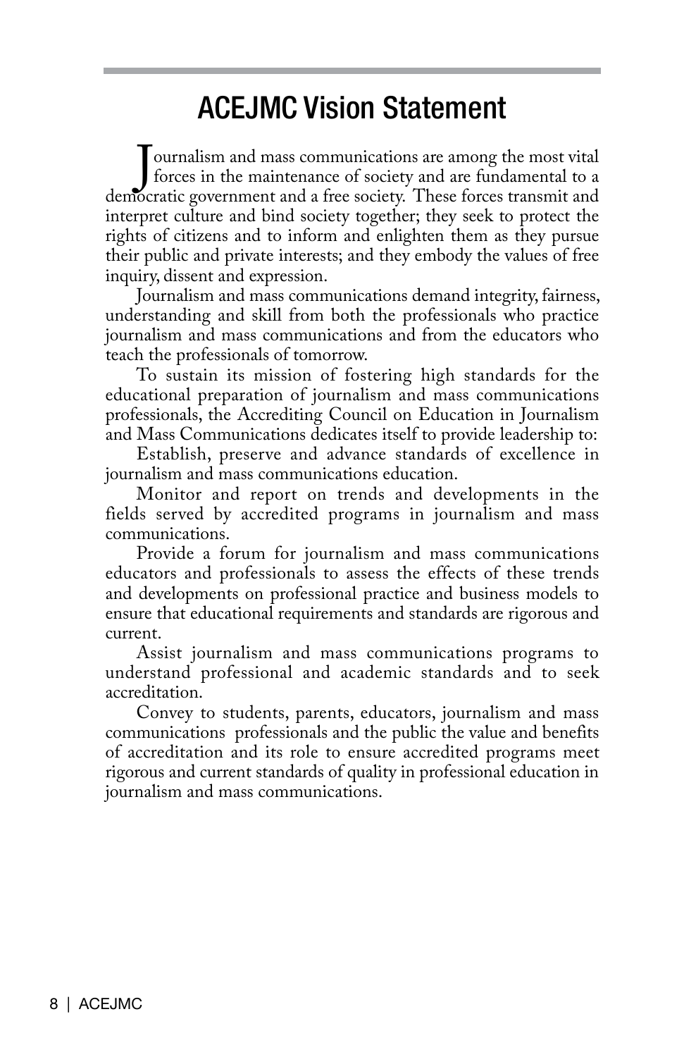# ACEJMC Vision Statement

Journalism and mass communications are among the most vital forces in the maintenance of society and are fundamental to a democratic government and a free society. These forces transmit and interpret culture and bind society together; they seek to protect the rights of citizens and to inform and enlighten them as they pursue their public and private interests; and they embody the values of free inquiry, dissent and expression.

Journalism and mass communications demand integrity, fairness, understanding and skill from both the professionals who practice journalism and mass communications and from the educators who teach the professionals of tomorrow.

To sustain its mission of fostering high standards for the educational preparation of journalism and mass communications professionals, the Accrediting Council on Education in Journalism and Mass Communications dedicates itself to provide leadership to:

Establish, preserve and advance standards of excellence in journalism and mass communications education.

Monitor and report on trends and developments in the fields served by accredited programs in journalism and mass communications.

Provide a forum for journalism and mass communications educators and professionals to assess the effects of these trends and developments on professional practice and business models to ensure that educational requirements and standards are rigorous and current.

Assist journalism and mass communications programs to understand professional and academic standards and to seek accreditation.

Convey to students, parents, educators, journalism and mass communications professionals and the public the value and benefits of accreditation and its role to ensure accredited programs meet rigorous and current standards of quality in professional education in journalism and mass communications.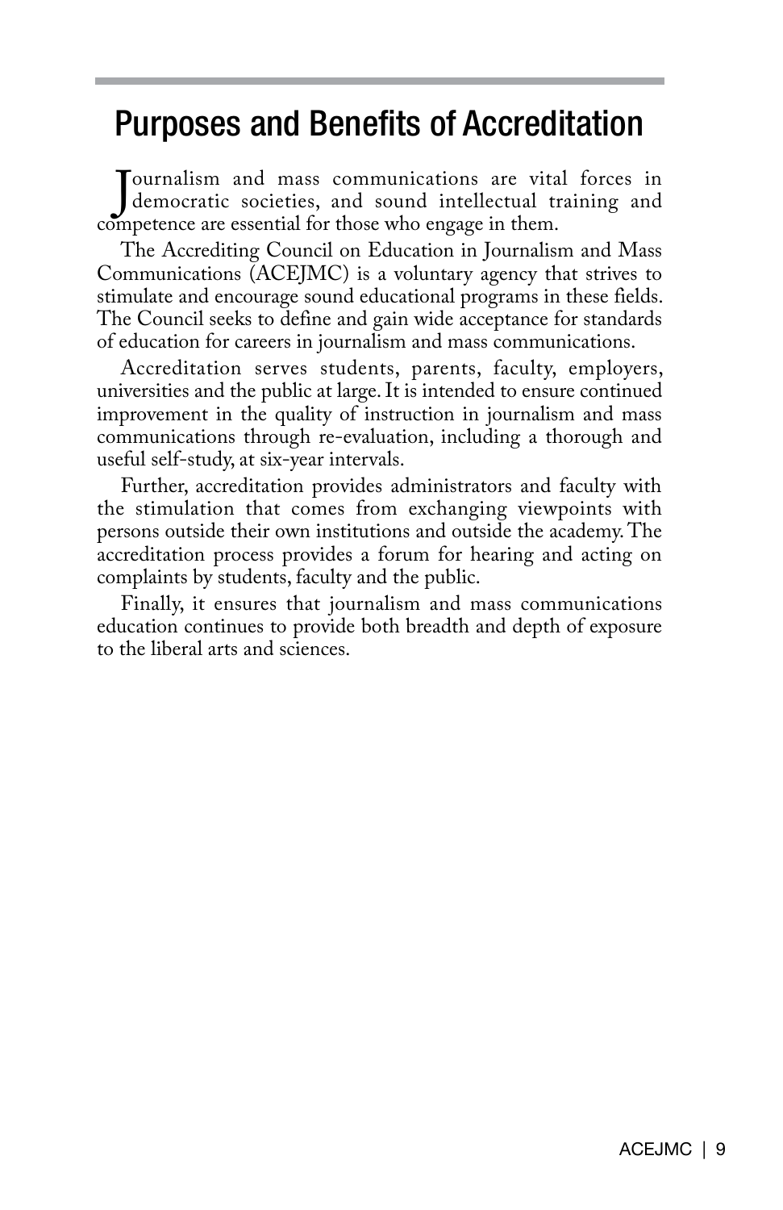# Purposes and Benefits of Accreditation

Journalism and mass communications are vital forces in democratic societies, and sound intellectual training and competence are essential for those who engage in them.

The Accrediting Council on Education in Journalism and Mass Communications (ACEJMC) is a voluntary agency that strives to stimulate and encourage sound educational programs in these fields. The Council seeks to define and gain wide acceptance for standards of education for careers in journalism and mass communications.

Accreditation serves students, parents, faculty, employers, universities and the public at large. It is intended to ensure continued improvement in the quality of instruction in journalism and mass communications through re-evaluation, including a thorough and useful self-study, at six-year intervals.

Further, accreditation provides administrators and faculty with the stimulation that comes from exchanging viewpoints with persons outside their own institutions and outside the academy. The accreditation process provides a forum for hearing and acting on complaints by students, faculty and the public.

Finally, it ensures that journalism and mass communications education continues to provide both breadth and depth of exposure to the liberal arts and sciences.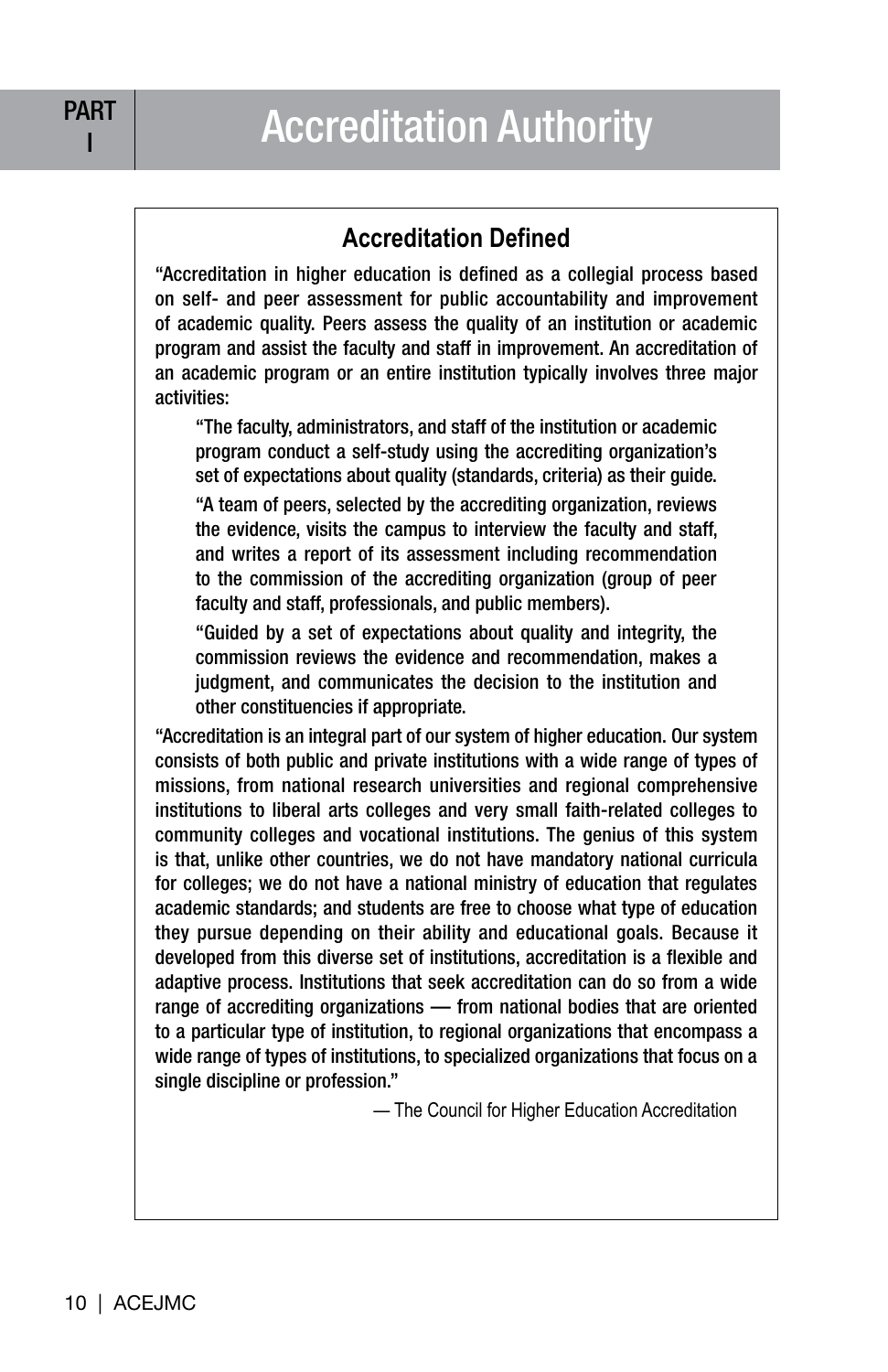# PART I Accreditation Authority

## Accreditation Defined

"Accreditation in higher education is defined as a collegial process based on self- and peer assessment for public accountability and improvement of academic quality. Peers assess the quality of an institution or academic program and assist the faculty and staff in improvement. An accreditation of an academic program or an entire institution typically involves three major activities:

> "The faculty, administrators, and staff of the institution or academic program conduct a self-study using the accrediting organization's set of expectations about quality (standards, criteria) as their guide.
>
> "A team of peers, selected by the accrediting organization, reviews the evidence, visits the campus to interview the faculty and staff, and writes a report of its assessment including recommendation to the commission of the accrediting organization (group of peer faculty and staff, professionals, and public members).
>
> "Guided by a set of expectations about quality and integrity, the commission reviews the evidence and recommendation, makes a judgment, and communicates the decision to the institution and other constituencies if appropriate.

"Accreditation is an integral part of our system of higher education. Our system consists of both public and private institutions with a wide range of types of missions, from national research universities and regional comprehensive institutions to liberal arts colleges and very small faith-related colleges to community colleges and vocational institutions. The genius of this system is that, unlike other countries, we do not have mandatory national curricula for colleges; we do not have a national ministry of education that regulates academic standards; and students are free to choose what type of education they pursue depending on their ability and educational goals. Because it developed from this diverse set of institutions, accreditation is a flexible and adaptive process. Institutions that seek accreditation can do so from a wide range of accrediting organizations — from national bodies that are oriented to a particular type of institution, to regional organizations that encompass a wide range of types of institutions, to specialized organizations that focus on a single discipline or profession."

— The Council for Higher Education Accreditation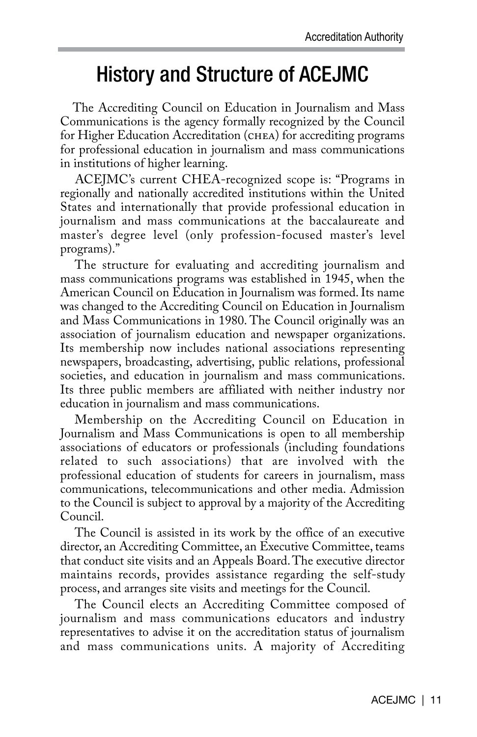# History and Structure of ACEJMC

The Accrediting Council on Education in Journalism and Mass Communications is the agency formally recognized by the Council for Higher Education Accreditation (CHEA) for accrediting programs for professional education in journalism and mass communications in institutions of higher learning.

ACEJMC's current CHEA-recognized scope is: "Programs in regionally and nationally accredited institutions within the United States and internationally that provide professional education in journalism and mass communications at the baccalaureate and master's degree level (only profession-focused master's level programs)."

The structure for evaluating and accrediting journalism and mass communications programs was established in 1945, when the American Council on Education in Journalism was formed. Its name was changed to the Accrediting Council on Education in Journalism and Mass Communications in 1980. The Council originally was an association of journalism education and newspaper organizations. Its membership now includes national associations representing newspapers, broadcasting, advertising, public relations, professional societies, and education in journalism and mass communications. Its three public members are affiliated with neither industry nor education in journalism and mass communications.

Membership on the Accrediting Council on Education in Journalism and Mass Communications is open to all membership associations of educators or professionals (including foundations related to such associations) that are involved with the professional education of students for careers in journalism, mass communications, telecommunications and other media. Admission to the Council is subject to approval by a majority of the Accrediting Council.

The Council is assisted in its work by the office of an executive director, an Accrediting Committee, an Executive Committee, teams that conduct site visits and an Appeals Board. The executive director maintains records, provides assistance regarding the self-study process, and arranges site visits and meetings for the Council.

The Council elects an Accrediting Committee composed of journalism and mass communications educators and industry representatives to advise it on the accreditation status of journalism and mass communications units. A majority of Accrediting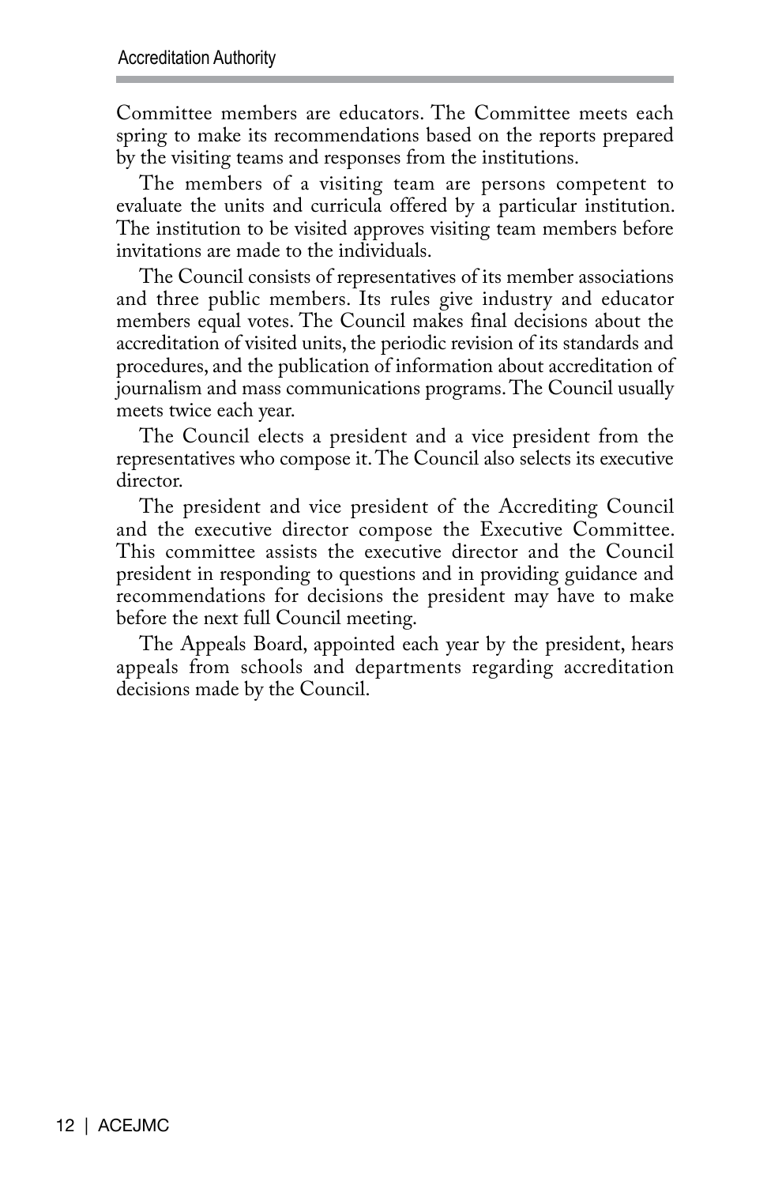Committee members are educators. The Committee meets each spring to make its recommendations based on the reports prepared by the visiting teams and responses from the institutions.

The members of a visiting team are persons competent to evaluate the units and curricula offered by a particular institution. The institution to be visited approves visiting team members before invitations are made to the individuals.

The Council consists of representatives of its member associations and three public members. Its rules give industry and educator members equal votes. The Council makes final decisions about the accreditation of visited units, the periodic revision of its standards and procedures, and the publication of information about accreditation of journalism and mass communications programs. The Council usually meets twice each year.

The Council elects a president and a vice president from the representatives who compose it. The Council also selects its executive director.

The president and vice president of the Accrediting Council and the executive director compose the Executive Committee. This committee assists the executive director and the Council president in responding to questions and in providing guidance and recommendations for decisions the president may have to make before the next full Council meeting.

The Appeals Board, appointed each year by the president, hears appeals from schools and departments regarding accreditation decisions made by the Council.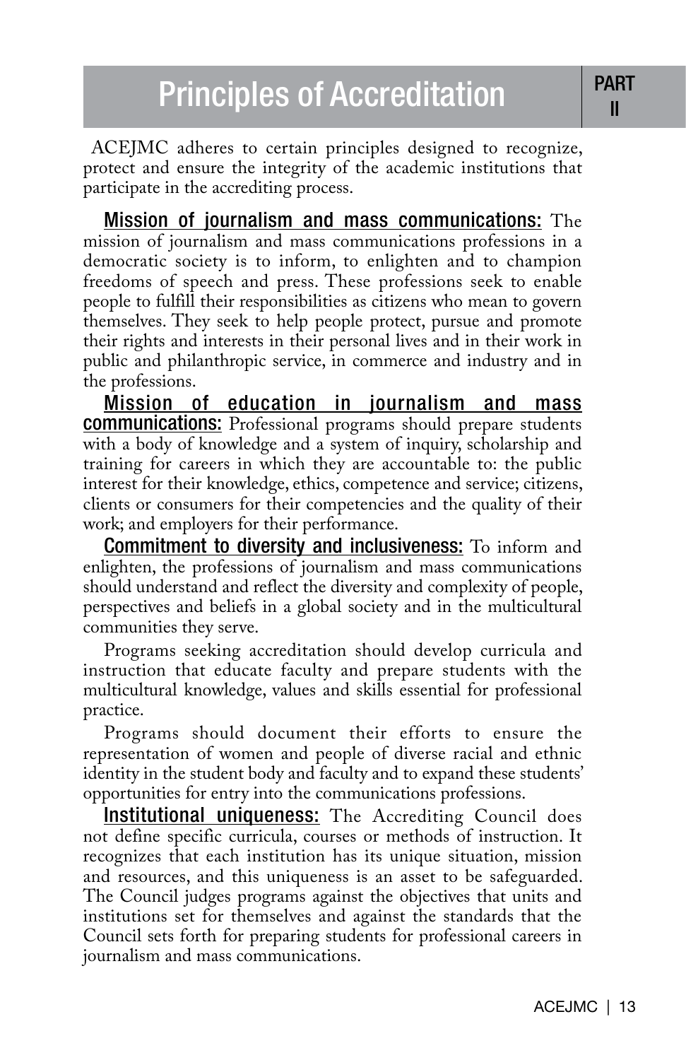# Principles of Accreditation

PART II

ACEJMC adheres to certain principles designed to recognize, protect and ensure the integrity of the academic institutions that participate in the accrediting process.

**Mission of journalism and mass communications:** The mission of journalism and mass communications professions in a democratic society is to inform, to enlighten and to champion freedoms of speech and press. These professions seek to enable people to fulfill their responsibilities as citizens who mean to govern themselves. They seek to help people protect, pursue and promote their rights and interests in their personal lives and in their work in public and philanthropic service, in commerce and industry and in the professions.

**Mission of education in journalism and mass communications:** Professional programs should prepare students with a body of knowledge and a system of inquiry, scholarship and training for careers in which they are accountable to: the public interest for their knowledge, ethics, competence and service; citizens, clients or consumers for their competencies and the quality of their work; and employers for their performance.

**Commitment to diversity and inclusiveness:** To inform and enlighten, the professions of journalism and mass communications should understand and reflect the diversity and complexity of people, perspectives and beliefs in a global society and in the multicultural communities they serve.

Programs seeking accreditation should develop curricula and instruction that educate faculty and prepare students with the multicultural knowledge, values and skills essential for professional practice.

Programs should document their efforts to ensure the representation of women and people of diverse racial and ethnic identity in the student body and faculty and to expand these students' opportunities for entry into the communications professions.

**Institutional uniqueness:** The Accrediting Council does not define specific curricula, courses or methods of instruction. It recognizes that each institution has its unique situation, mission and resources, and this uniqueness is an asset to be safeguarded. The Council judges programs against the objectives that units and institutions set for themselves and against the standards that the Council sets forth for preparing students for professional careers in journalism and mass communications.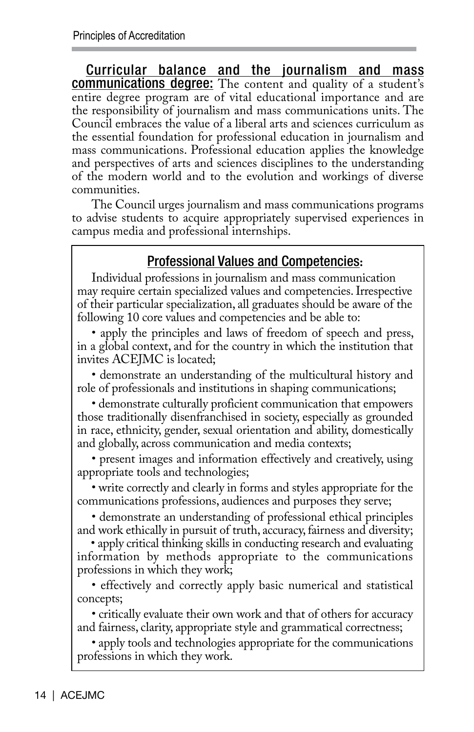**Curricular balance and the journalism and mass communications degree:** The content and quality of a student's entire degree program are of vital educational importance and are the responsibility of journalism and mass communications units. The Council embraces the value of a liberal arts and sciences curriculum as the essential foundation for professional education in journalism and mass communications. Professional education applies the knowledge and perspectives of arts and sciences disciplines to the understanding of the modern world and to the evolution and workings of diverse communities.

The Council urges journalism and mass communications programs to advise students to acquire appropriately supervised experiences in campus media and professional internships.

## Professional Values and Competencies:

Individual professions in journalism and mass communication may require certain specialized values and competencies. Irrespective of their particular specialization, all graduates should be aware of the following 10 core values and competencies and be able to:

- apply the principles and laws of freedom of speech and press, in a global context, and for the country in which the institution that invites ACEJMC is located;
- demonstrate an understanding of the multicultural history and role of professionals and institutions in shaping communications;
- demonstrate culturally proficient communication that empowers those traditionally disenfranchised in society, especially as grounded in race, ethnicity, gender, sexual orientation and ability, domestically and globally, across communication and media contexts;
- present images and information effectively and creatively, using appropriate tools and technologies;
- write correctly and clearly in forms and styles appropriate for the communications professions, audiences and purposes they serve;
- demonstrate an understanding of professional ethical principles and work ethically in pursuit of truth, accuracy, fairness and diversity;
- apply critical thinking skills in conducting research and evaluating information by methods appropriate to the communications professions in which they work;
- effectively and correctly apply basic numerical and statistical concepts;
- critically evaluate their own work and that of others for accuracy and fairness, clarity, appropriate style and grammatical correctness;
- apply tools and technologies appropriate for the communications professions in which they work.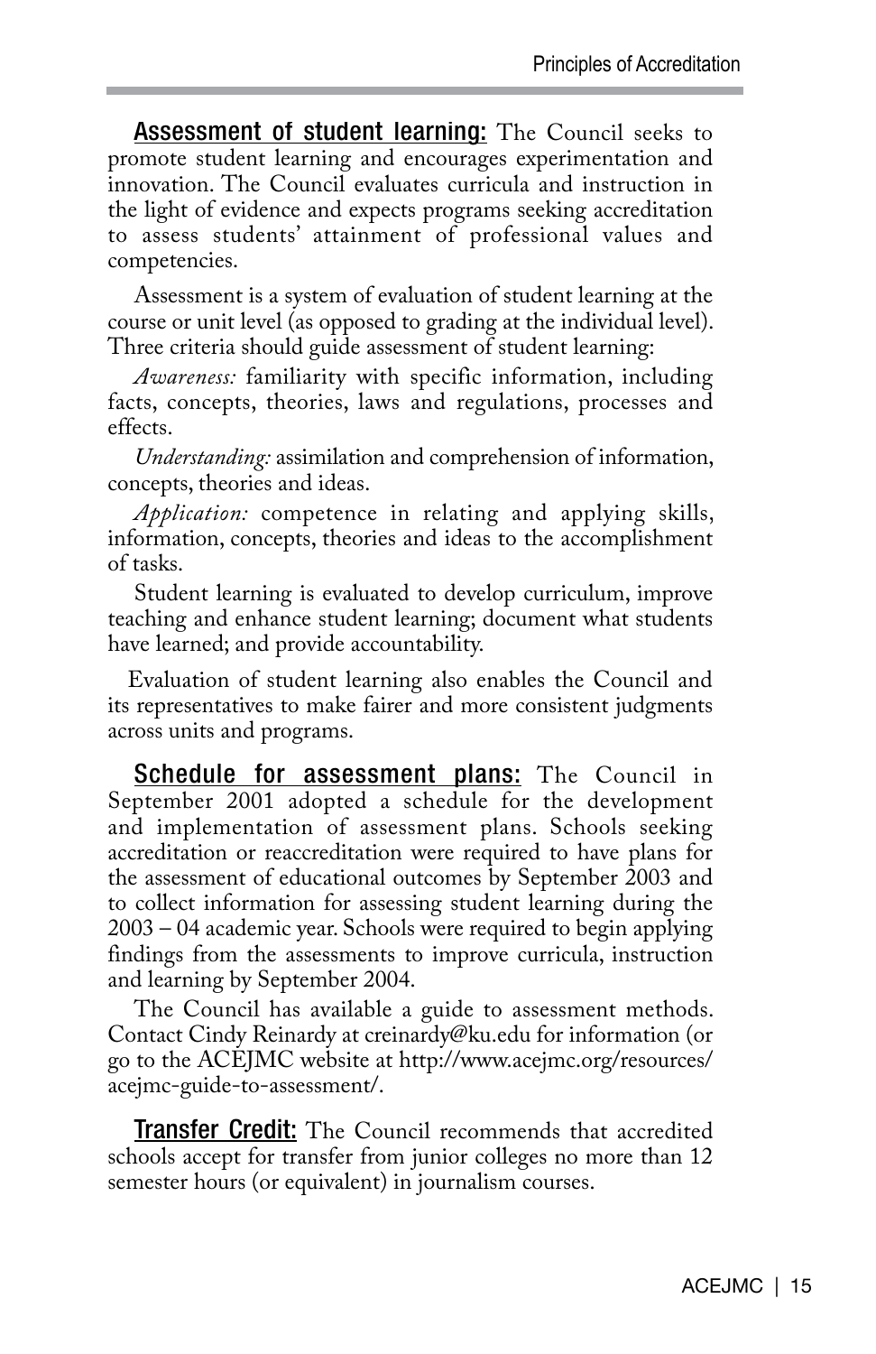**Assessment of student learning:** The Council seeks to promote student learning and encourages experimentation and innovation. The Council evaluates curricula and instruction in the light of evidence and expects programs seeking accreditation to assess students' attainment of professional values and competencies.

Assessment is a system of evaluation of student learning at the course or unit level (as opposed to grading at the individual level). Three criteria should guide assessment of student learning:

*Awareness:* familiarity with specific information, including facts, concepts, theories, laws and regulations, processes and effects.

*Understanding:* assimilation and comprehension of information, concepts, theories and ideas.

*Application:* competence in relating and applying skills, information, concepts, theories and ideas to the accomplishment of tasks.

Student learning is evaluated to develop curriculum, improve teaching and enhance student learning; document what students have learned; and provide accountability.

Evaluation of student learning also enables the Council and its representatives to make fairer and more consistent judgments across units and programs.

**Schedule for assessment plans:** The Council in September 2001 adopted a schedule for the development and implementation of assessment plans. Schools seeking accreditation or reaccreditation were required to have plans for the assessment of educational outcomes by September 2003 and to collect information for assessing student learning during the 2003 – 04 academic year. Schools were required to begin applying findings from the assessments to improve curricula, instruction and learning by September 2004.

The Council has available a guide to assessment methods. Contact Cindy Reinardy at creinardy@ku.edu for information (or go to the ACEJMC website at http://www.acejmc.org/resources/acejmc-guide-to-assessment/.

**Transfer Credit:** The Council recommends that accredited schools accept for transfer from junior colleges no more than 12 semester hours (or equivalent) in journalism courses.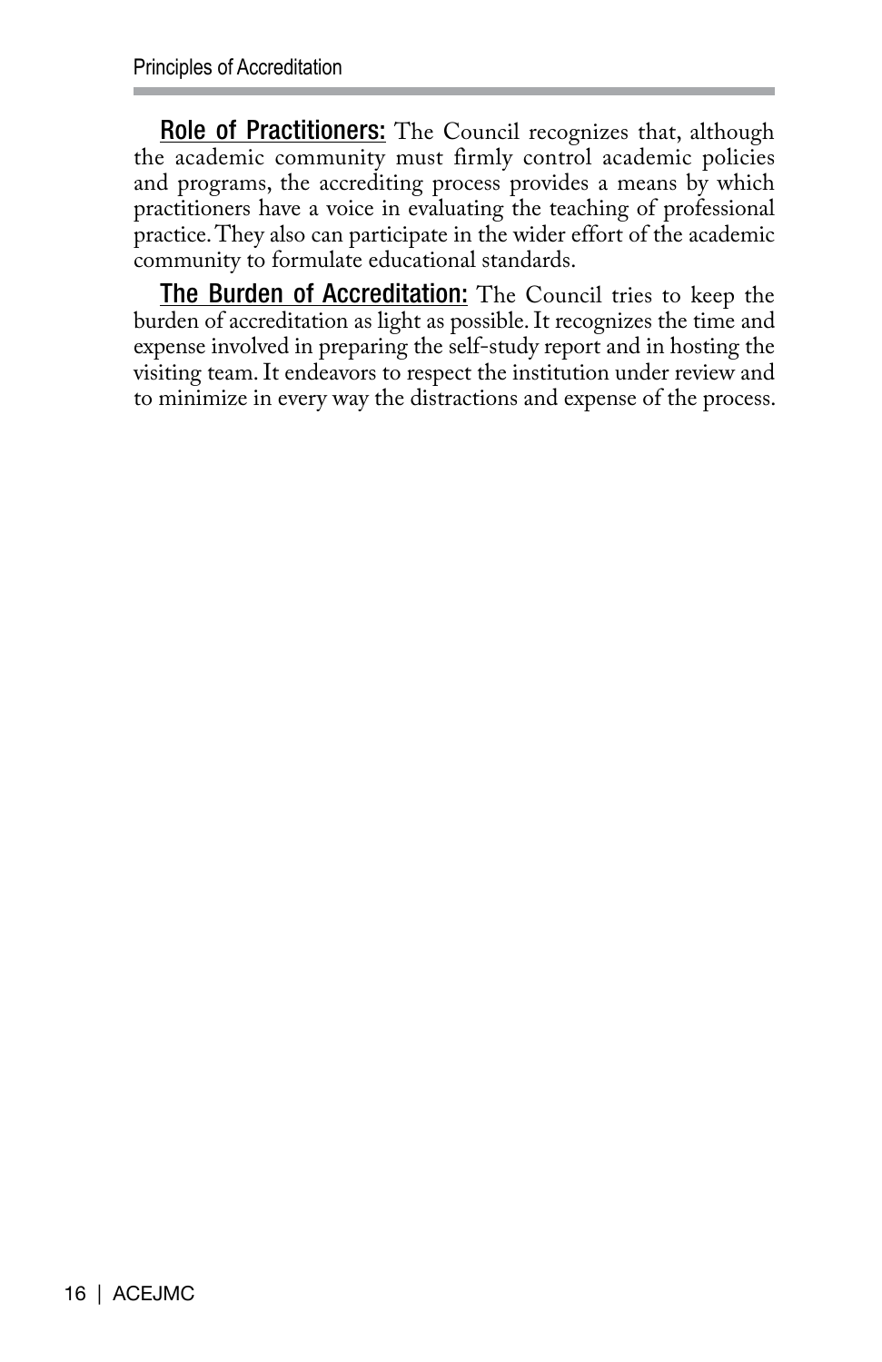**Role of Practitioners:** The Council recognizes that, although the academic community must firmly control academic policies and programs, the accrediting process provides a means by which practitioners have a voice in evaluating the teaching of professional practice. They also can participate in the wider effort of the academic community to formulate educational standards.

**The Burden of Accreditation:** The Council tries to keep the burden of accreditation as light as possible. It recognizes the time and expense involved in preparing the self-study report and in hosting the visiting team. It endeavors to respect the institution under review and to minimize in every way the distractions and expense of the process.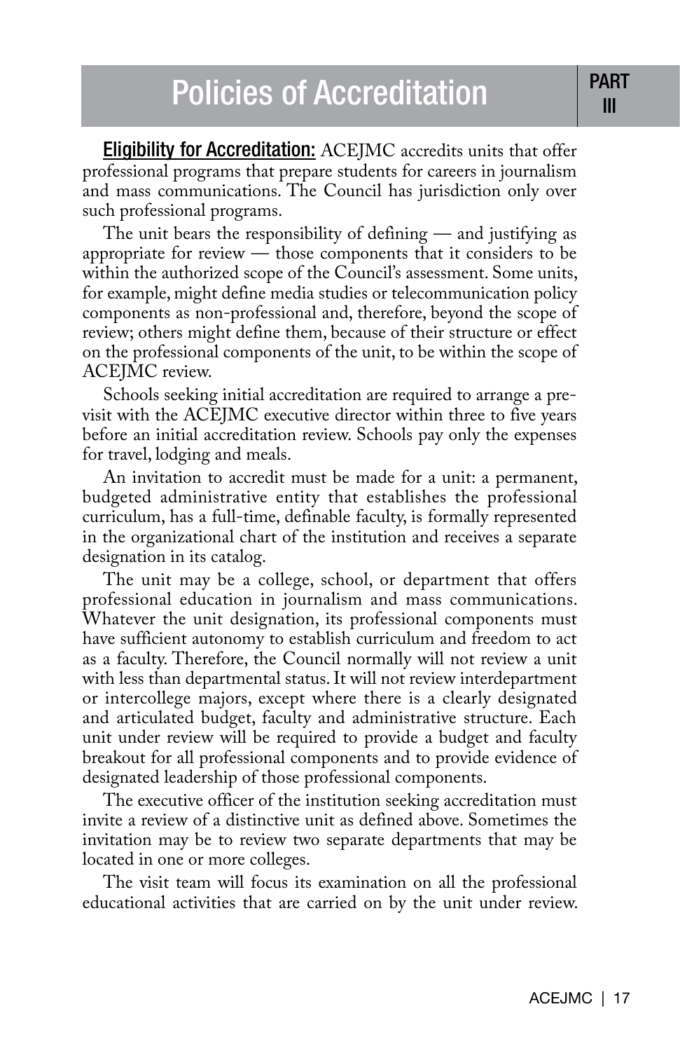# Policies of Accreditation

**PART III**

**Eligibility for Accreditation:** ACEJMC accredits units that offer professional programs that prepare students for careers in journalism and mass communications. The Council has jurisdiction only over such professional programs.

The unit bears the responsibility of defining — and justifying as appropriate for review — those components that it considers to be within the authorized scope of the Council's assessment. Some units, for example, might define media studies or telecommunication policy components as non-professional and, therefore, beyond the scope of review; others might define them, because of their structure or effect on the professional components of the unit, to be within the scope of ACEJMC review.

Schools seeking initial accreditation are required to arrange a pre-visit with the ACEJMC executive director within three to five years before an initial accreditation review. Schools pay only the expenses for travel, lodging and meals.

An invitation to accredit must be made for a unit: a permanent, budgeted administrative entity that establishes the professional curriculum, has a full-time, definable faculty, is formally represented in the organizational chart of the institution and receives a separate designation in its catalog.

The unit may be a college, school, or department that offers professional education in journalism and mass communications. Whatever the unit designation, its professional components must have sufficient autonomy to establish curriculum and freedom to act as a faculty. Therefore, the Council normally will not review a unit with less than departmental status. It will not review interdepartment or intercollege majors, except where there is a clearly designated and articulated budget, faculty and administrative structure. Each unit under review will be required to provide a budget and faculty breakout for all professional components and to provide evidence of designated leadership of those professional components.

The executive officer of the institution seeking accreditation must invite a review of a distinctive unit as defined above. Sometimes the invitation may be to review two separate departments that may be located in one or more colleges.

The visit team will focus its examination on all the professional educational activities that are carried on by the unit under review.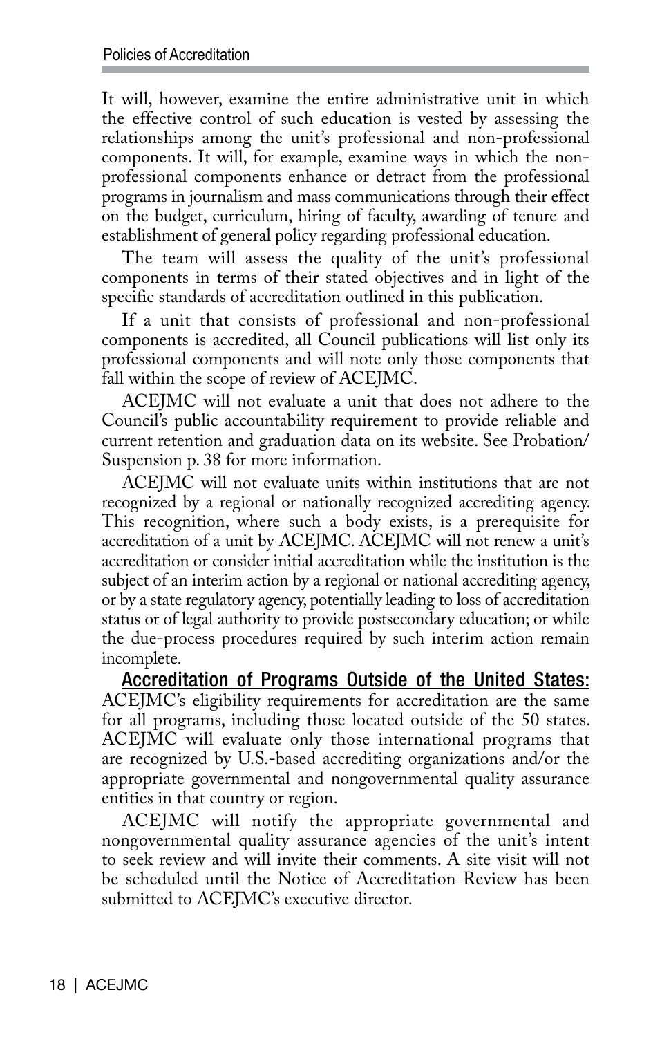It will, however, examine the entire administrative unit in which the effective control of such education is vested by assessing the relationships among the unit's professional and non-professional components. It will, for example, examine ways in which the non-professional components enhance or detract from the professional programs in journalism and mass communications through their effect on the budget, curriculum, hiring of faculty, awarding of tenure and establishment of general policy regarding professional education.

The team will assess the quality of the unit's professional components in terms of their stated objectives and in light of the specific standards of accreditation outlined in this publication.

If a unit that consists of professional and non-professional components is accredited, all Council publications will list only its professional components and will note only those components that fall within the scope of review of ACEJMC.

ACEJMC will not evaluate a unit that does not adhere to the Council's public accountability requirement to provide reliable and current retention and graduation data on its website. See Probation/ Suspension p. 38 for more information.

ACEJMC will not evaluate units within institutions that are not recognized by a regional or nationally recognized accrediting agency. This recognition, where such a body exists, is a prerequisite for accreditation of a unit by ACEJMC. ACEJMC will not renew a unit's accreditation or consider initial accreditation while the institution is the subject of an interim action by a regional or national accrediting agency, or by a state regulatory agency, potentially leading to loss of accreditation status or of legal authority to provide postsecondary education; or while the due-process procedures required by such interim action remain incomplete.

**Accreditation of Programs Outside of the United States:** ACEJMC's eligibility requirements for accreditation are the same for all programs, including those located outside of the 50 states. ACEJMC will evaluate only those international programs that are recognized by U.S.-based accrediting organizations and/or the appropriate governmental and nongovernmental quality assurance entities in that country or region.

ACEJMC will notify the appropriate governmental and nongovernmental quality assurance agencies of the unit's intent to seek review and will invite their comments. A site visit will not be scheduled until the Notice of Accreditation Review has been submitted to ACEJMC's executive director.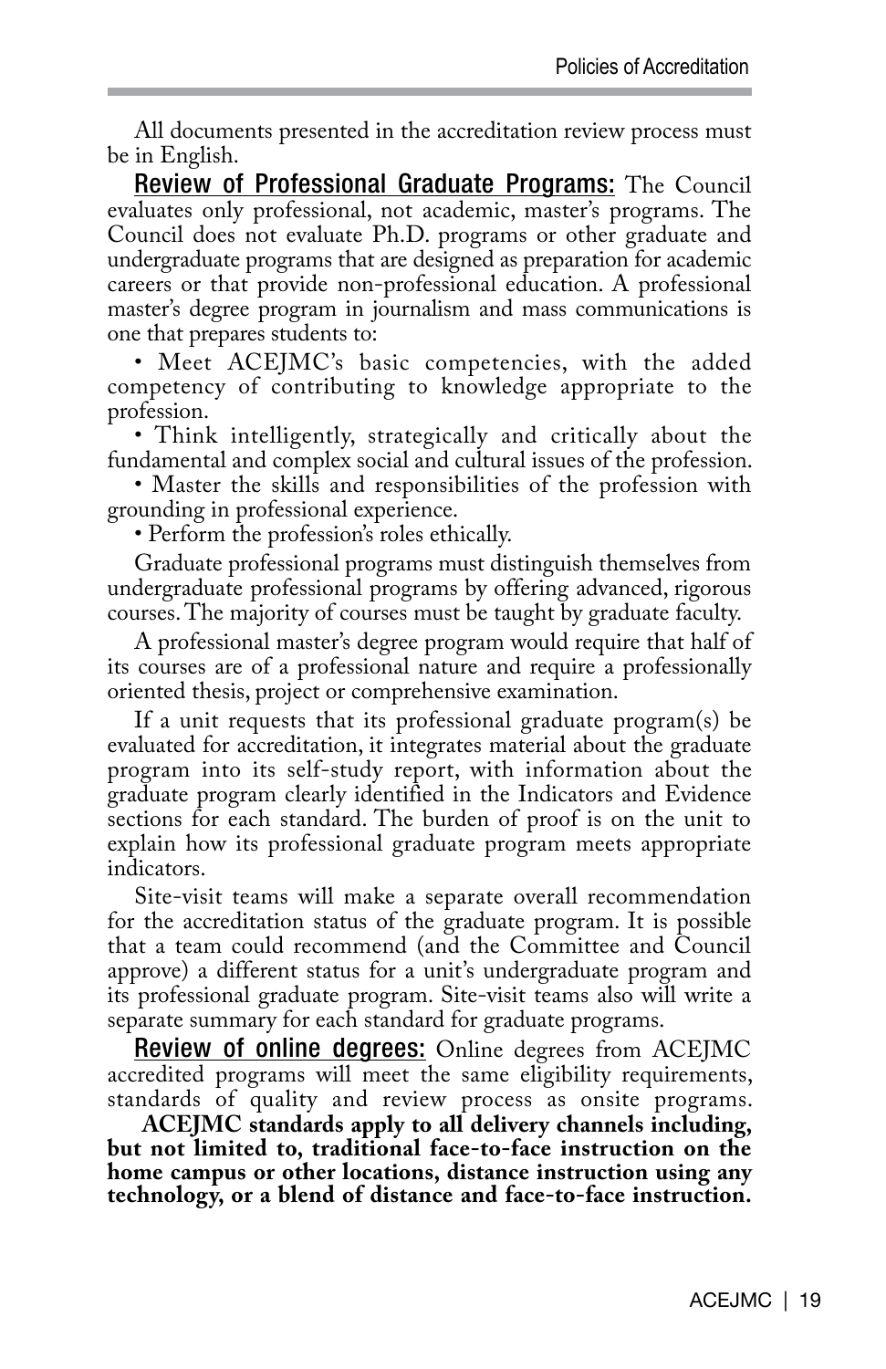All documents presented in the accreditation review process must be in English.

**Review of Professional Graduate Programs:** The Council evaluates only professional, not academic, master's programs. The Council does not evaluate Ph.D. programs or other graduate and undergraduate programs that are designed as preparation for academic careers or that provide non-professional education. A professional master's degree program in journalism and mass communications is one that prepares students to:

- Meet ACEJMC's basic competencies, with the added competency of contributing to knowledge appropriate to the profession.
- Think intelligently, strategically and critically about the fundamental and complex social and cultural issues of the profession.
- Master the skills and responsibilities of the profession with grounding in professional experience.
- Perform the profession's roles ethically.

Graduate professional programs must distinguish themselves from undergraduate professional programs by offering advanced, rigorous courses. The majority of courses must be taught by graduate faculty.

A professional master's degree program would require that half of its courses are of a professional nature and require a professionally oriented thesis, project or comprehensive examination.

If a unit requests that its professional graduate program(s) be evaluated for accreditation, it integrates material about the graduate program into its self-study report, with information about the graduate program clearly identified in the Indicators and Evidence sections for each standard. The burden of proof is on the unit to explain how its professional graduate program meets appropriate indicators.

Site-visit teams will make a separate overall recommendation for the accreditation status of the graduate program. It is possible that a team could recommend (and the Committee and Council approve) a different status for a unit's undergraduate program and its professional graduate program. Site-visit teams also will write a separate summary for each standard for graduate programs.

**Review of online degrees:** Online degrees from ACEJMC accredited programs will meet the same eligibility requirements, standards of quality and review process as onsite programs.

**ACEJMC standards apply to all delivery channels including, but not limited to, traditional face-to-face instruction on the home campus or other locations, distance instruction using any technology, or a blend of distance and face-to-face instruction.**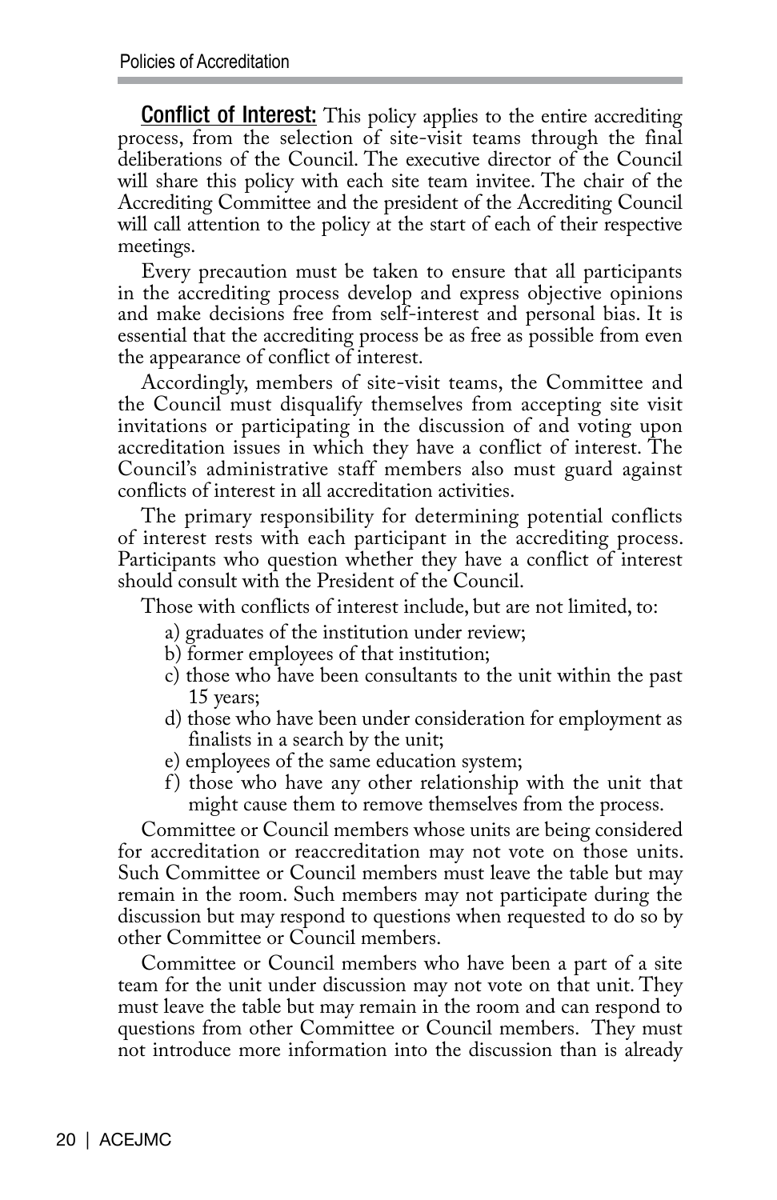**Conflict of Interest:** This policy applies to the entire accrediting process, from the selection of site-visit teams through the final deliberations of the Council. The executive director of the Council will share this policy with each site team invitee. The chair of the Accrediting Committee and the president of the Accrediting Council will call attention to the policy at the start of each of their respective meetings.

Every precaution must be taken to ensure that all participants in the accrediting process develop and express objective opinions and make decisions free from self-interest and personal bias. It is essential that the accrediting process be as free as possible from even the appearance of conflict of interest.

Accordingly, members of site-visit teams, the Committee and the Council must disqualify themselves from accepting site visit invitations or participating in the discussion of and voting upon accreditation issues in which they have a conflict of interest. The Council's administrative staff members also must guard against conflicts of interest in all accreditation activities.

The primary responsibility for determining potential conflicts of interest rests with each participant in the accrediting process. Participants who question whether they have a conflict of interest should consult with the President of the Council.

Those with conflicts of interest include, but are not limited, to:

a) graduates of the institution under review;
b) former employees of that institution;
c) those who have been consultants to the unit within the past 15 years;
d) those who have been under consideration for employment as finalists in a search by the unit;
e) employees of the same education system;
f) those who have any other relationship with the unit that might cause them to remove themselves from the process.

Committee or Council members whose units are being considered for accreditation or reaccreditation may not vote on those units. Such Committee or Council members must leave the table but may remain in the room. Such members may not participate during the discussion but may respond to questions when requested to do so by other Committee or Council members.

Committee or Council members who have been a part of a site team for the unit under discussion may not vote on that unit. They must leave the table but may remain in the room and can respond to questions from other Committee or Council members. They must not introduce more information into the discussion than is already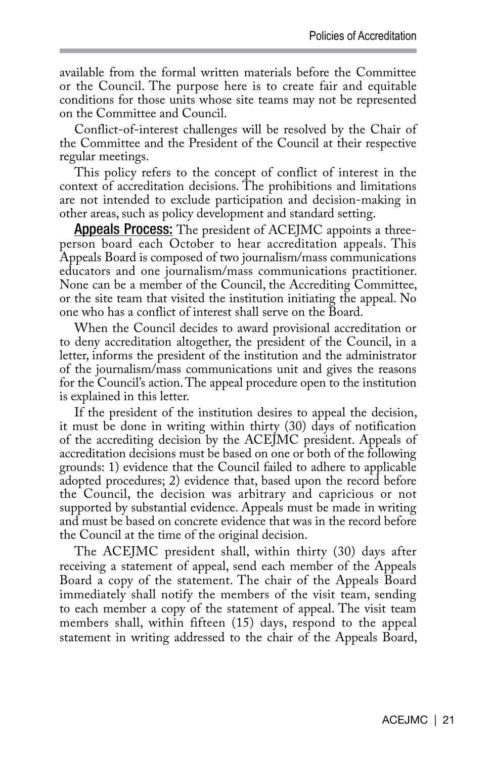available from the formal written materials before the Committee or the Council. The purpose here is to create fair and equitable conditions for those units whose site teams may not be represented on the Committee and Council.

Conflict-of-interest challenges will be resolved by the Chair of the Committee and the President of the Council at their respective regular meetings.

This policy refers to the concept of conflict of interest in the context of accreditation decisions. The prohibitions and limitations are not intended to exclude participation and decision-making in other areas, such as policy development and standard setting.

**Appeals Process:** The president of ACEJMC appoints a three-person board each October to hear accreditation appeals. This Appeals Board is composed of two journalism/mass communications educators and one journalism/mass communications practitioner. None can be a member of the Council, the Accrediting Committee, or the site team that visited the institution initiating the appeal. No one who has a conflict of interest shall serve on the Board.

When the Council decides to award provisional accreditation or to deny accreditation altogether, the president of the Council, in a letter, informs the president of the institution and the administrator of the journalism/mass communications unit and gives the reasons for the Council's action. The appeal procedure open to the institution is explained in this letter.

If the president of the institution desires to appeal the decision, it must be done in writing within thirty (30) days of notification of the accrediting decision by the ACEJMC president. Appeals of accreditation decisions must be based on one or both of the following grounds: 1) evidence that the Council failed to adhere to applicable adopted procedures; 2) evidence that, based upon the record before the Council, the decision was arbitrary and capricious or not supported by substantial evidence. Appeals must be made in writing and must be based on concrete evidence that was in the record before the Council at the time of the original decision.

The ACEJMC president shall, within thirty (30) days after receiving a statement of appeal, send each member of the Appeals Board a copy of the statement. The chair of the Appeals Board immediately shall notify the members of the visit team, sending to each member a copy of the statement of appeal. The visit team members shall, within fifteen (15) days, respond to the appeal statement in writing addressed to the chair of the Appeals Board,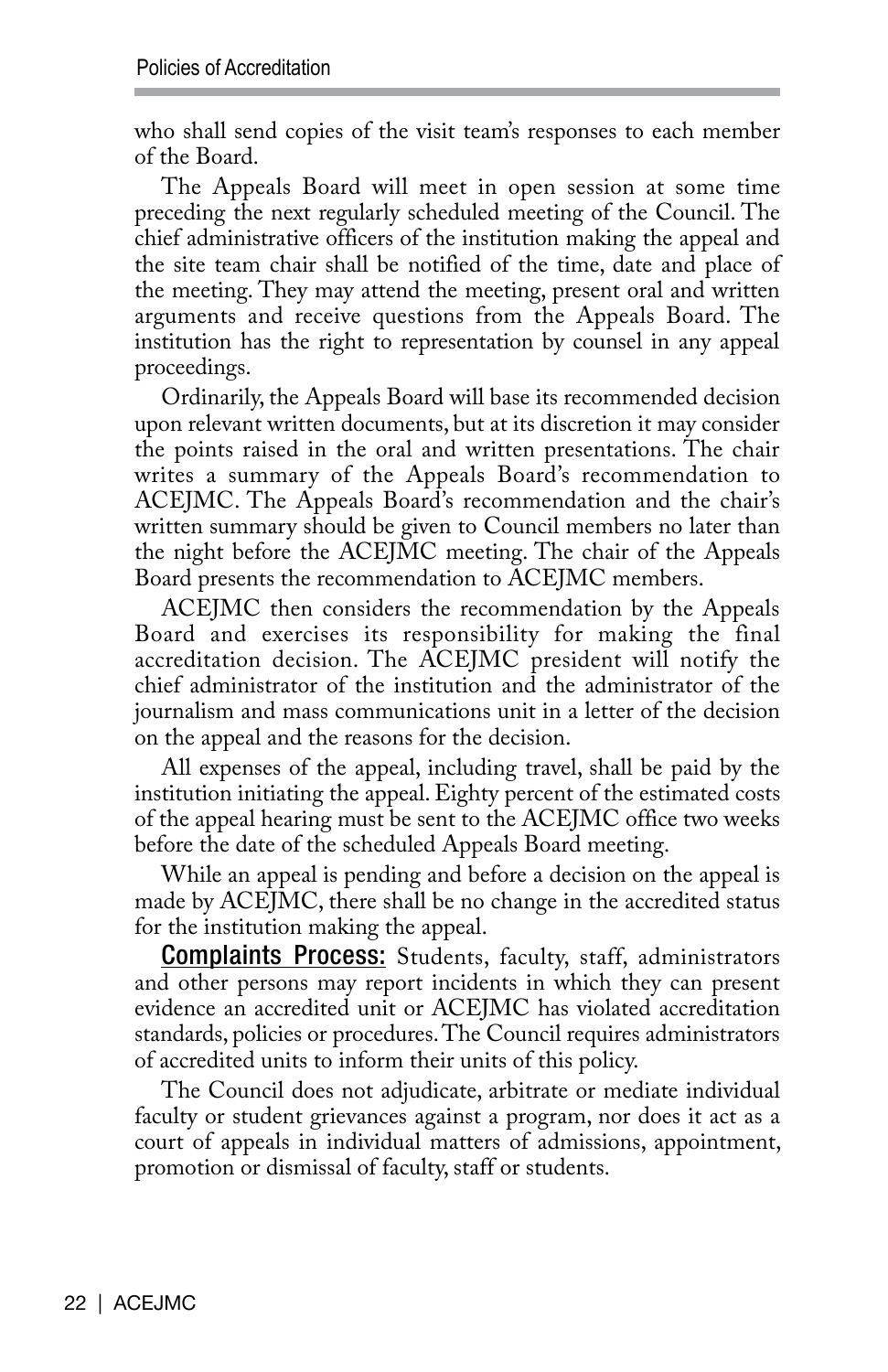who shall send copies of the visit team's responses to each member of the Board.

The Appeals Board will meet in open session at some time preceding the next regularly scheduled meeting of the Council. The chief administrative officers of the institution making the appeal and the site team chair shall be notified of the time, date and place of the meeting. They may attend the meeting, present oral and written arguments and receive questions from the Appeals Board. The institution has the right to representation by counsel in any appeal proceedings.

Ordinarily, the Appeals Board will base its recommended decision upon relevant written documents, but at its discretion it may consider the points raised in the oral and written presentations. The chair writes a summary of the Appeals Board's recommendation to ACEJMC. The Appeals Board's recommendation and the chair's written summary should be given to Council members no later than the night before the ACEJMC meeting. The chair of the Appeals Board presents the recommendation to ACEJMC members.

ACEJMC then considers the recommendation by the Appeals Board and exercises its responsibility for making the final accreditation decision. The ACEJMC president will notify the chief administrator of the institution and the administrator of the journalism and mass communications unit in a letter of the decision on the appeal and the reasons for the decision.

All expenses of the appeal, including travel, shall be paid by the institution initiating the appeal. Eighty percent of the estimated costs of the appeal hearing must be sent to the ACEJMC office two weeks before the date of the scheduled Appeals Board meeting.

While an appeal is pending and before a decision on the appeal is made by ACEJMC, there shall be no change in the accredited status for the institution making the appeal.

**Complaints Process:** Students, faculty, staff, administrators and other persons may report incidents in which they can present evidence an accredited unit or ACEJMC has violated accreditation standards, policies or procedures. The Council requires administrators of accredited units to inform their units of this policy.

The Council does not adjudicate, arbitrate or mediate individual faculty or student grievances against a program, nor does it act as a court of appeals in individual matters of admissions, appointment, promotion or dismissal of faculty, staff or students.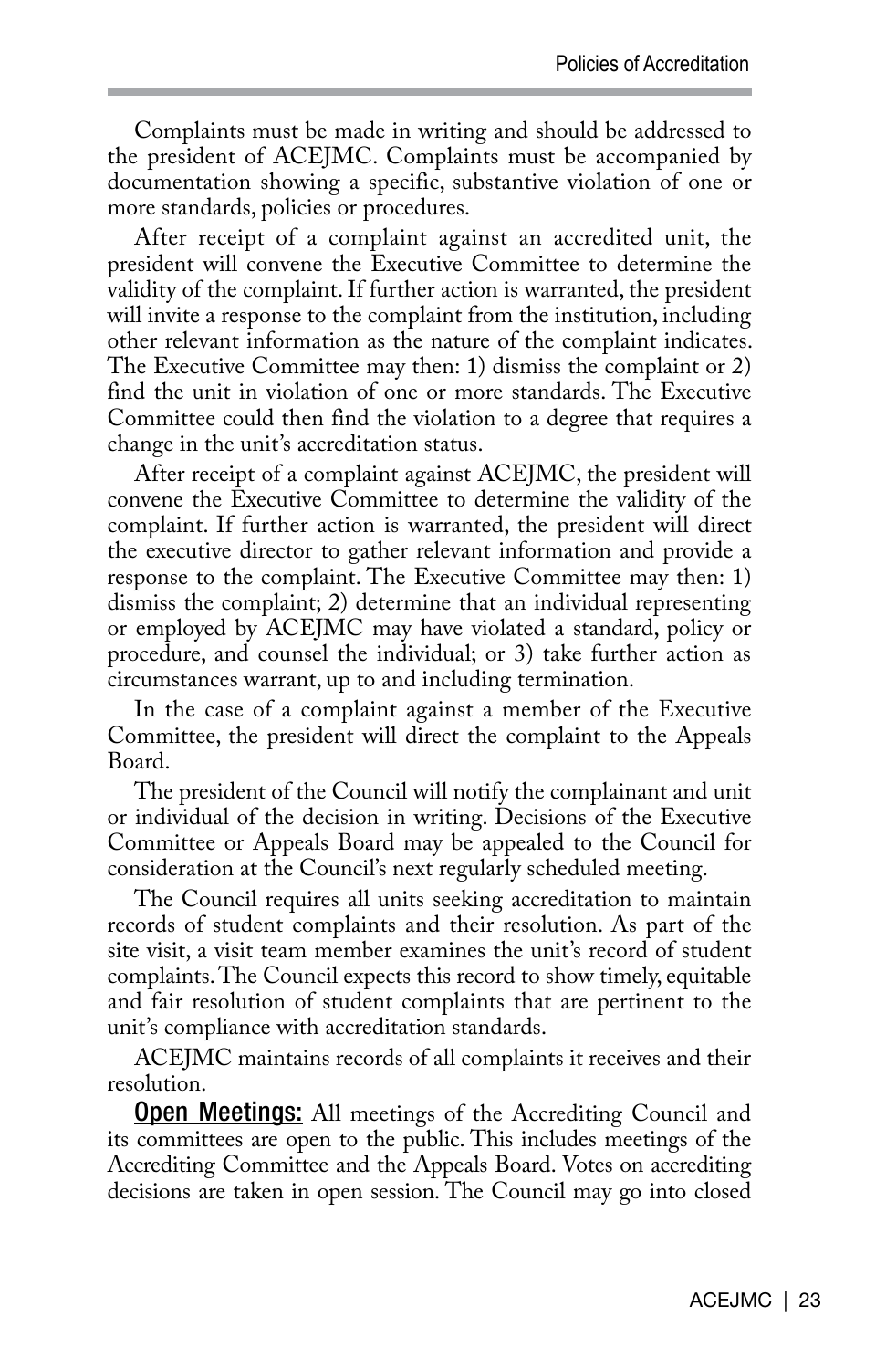Complaints must be made in writing and should be addressed to the president of ACEJMC. Complaints must be accompanied by documentation showing a specific, substantive violation of one or more standards, policies or procedures.

After receipt of a complaint against an accredited unit, the president will convene the Executive Committee to determine the validity of the complaint. If further action is warranted, the president will invite a response to the complaint from the institution, including other relevant information as the nature of the complaint indicates. The Executive Committee may then: 1) dismiss the complaint or 2) find the unit in violation of one or more standards. The Executive Committee could then find the violation to a degree that requires a change in the unit's accreditation status.

After receipt of a complaint against ACEJMC, the president will convene the Executive Committee to determine the validity of the complaint. If further action is warranted, the president will direct the executive director to gather relevant information and provide a response to the complaint. The Executive Committee may then: 1) dismiss the complaint; 2) determine that an individual representing or employed by ACEJMC may have violated a standard, policy or procedure, and counsel the individual; or 3) take further action as circumstances warrant, up to and including termination.

In the case of a complaint against a member of the Executive Committee, the president will direct the complaint to the Appeals Board.

The president of the Council will notify the complainant and unit or individual of the decision in writing. Decisions of the Executive Committee or Appeals Board may be appealed to the Council for consideration at the Council's next regularly scheduled meeting.

The Council requires all units seeking accreditation to maintain records of student complaints and their resolution. As part of the site visit, a visit team member examines the unit's record of student complaints. The Council expects this record to show timely, equitable and fair resolution of student complaints that are pertinent to the unit's compliance with accreditation standards.

ACEJMC maintains records of all complaints it receives and their resolution.

**Open Meetings:** All meetings of the Accrediting Council and its committees are open to the public. This includes meetings of the Accrediting Committee and the Appeals Board. Votes on accrediting decisions are taken in open session. The Council may go into closed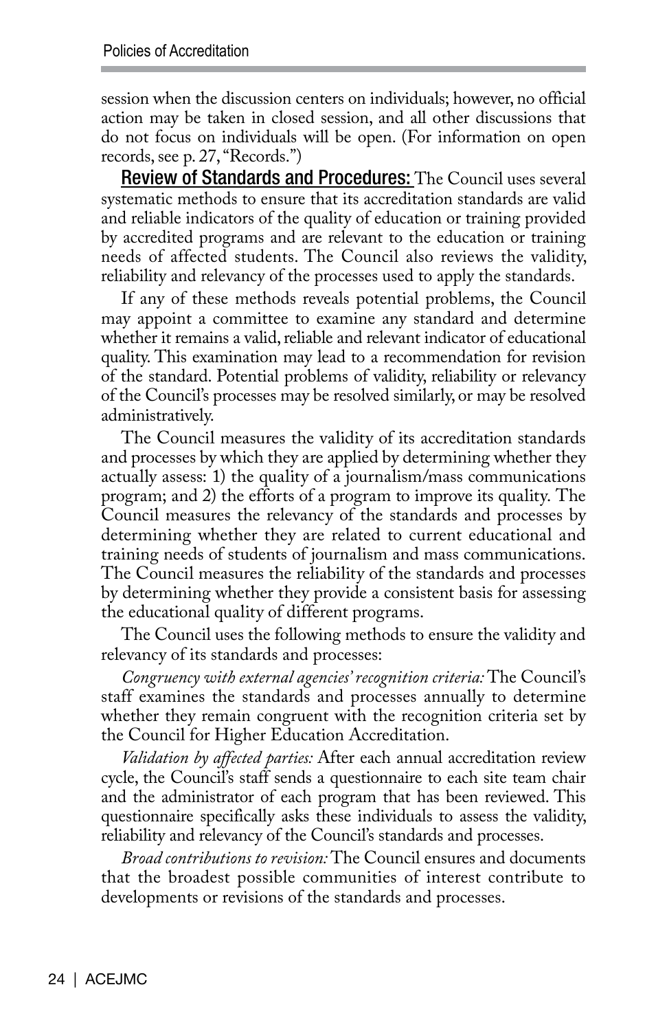session when the discussion centers on individuals; however, no official action may be taken in closed session, and all other discussions that do not focus on individuals will be open. (For information on open records, see p. 27, "Records.")

**Review of Standards and Procedures:** The Council uses several systematic methods to ensure that its accreditation standards are valid and reliable indicators of the quality of education or training provided by accredited programs and are relevant to the education or training needs of affected students. The Council also reviews the validity, reliability and relevancy of the processes used to apply the standards.

If any of these methods reveals potential problems, the Council may appoint a committee to examine any standard and determine whether it remains a valid, reliable and relevant indicator of educational quality. This examination may lead to a recommendation for revision of the standard. Potential problems of validity, reliability or relevancy of the Council's processes may be resolved similarly, or may be resolved administratively.

The Council measures the validity of its accreditation standards and processes by which they are applied by determining whether they actually assess: 1) the quality of a journalism/mass communications program; and 2) the efforts of a program to improve its quality. The Council measures the relevancy of the standards and processes by determining whether they are related to current educational and training needs of students of journalism and mass communications. The Council measures the reliability of the standards and processes by determining whether they provide a consistent basis for assessing the educational quality of different programs.

The Council uses the following methods to ensure the validity and relevancy of its standards and processes:

*Congruency with external agencies' recognition criteria:* The Council's staff examines the standards and processes annually to determine whether they remain congruent with the recognition criteria set by the Council for Higher Education Accreditation.

*Validation by affected parties:* After each annual accreditation review cycle, the Council's staff sends a questionnaire to each site team chair and the administrator of each program that has been reviewed. This questionnaire specifically asks these individuals to assess the validity, reliability and relevancy of the Council's standards and processes.

*Broad contributions to revision:* The Council ensures and documents that the broadest possible communities of interest contribute to developments or revisions of the standards and processes.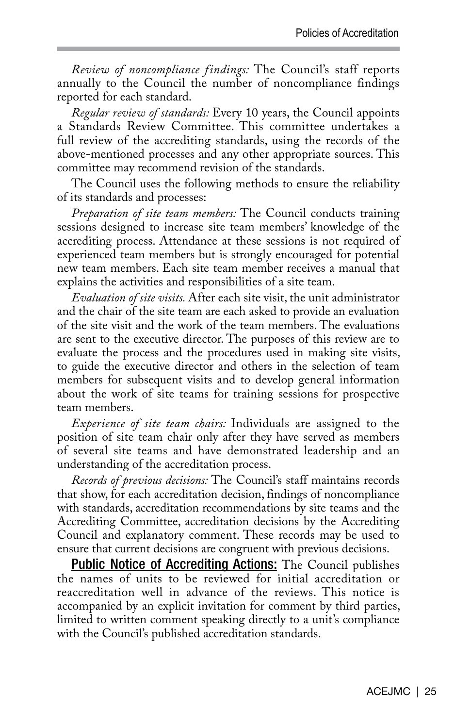*Review of noncompliance findings:* The Council's staff reports annually to the Council the number of noncompliance findings reported for each standard.

*Regular review of standards:* Every 10 years, the Council appoints a Standards Review Committee. This committee undertakes a full review of the accrediting standards, using the records of the above-mentioned processes and any other appropriate sources. This committee may recommend revision of the standards.

The Council uses the following methods to ensure the reliability of its standards and processes:

*Preparation of site team members:* The Council conducts training sessions designed to increase site team members' knowledge of the accrediting process. Attendance at these sessions is not required of experienced team members but is strongly encouraged for potential new team members. Each site team member receives a manual that explains the activities and responsibilities of a site team.

*Evaluation of site visits.* After each site visit, the unit administrator and the chair of the site team are each asked to provide an evaluation of the site visit and the work of the team members. The evaluations are sent to the executive director. The purposes of this review are to evaluate the process and the procedures used in making site visits, to guide the executive director and others in the selection of team members for subsequent visits and to develop general information about the work of site teams for training sessions for prospective team members.

*Experience of site team chairs:* Individuals are assigned to the position of site team chair only after they have served as members of several site teams and have demonstrated leadership and an understanding of the accreditation process.

*Records of previous decisions:* The Council's staff maintains records that show, for each accreditation decision, findings of noncompliance with standards, accreditation recommendations by site teams and the Accrediting Committee, accreditation decisions by the Accrediting Council and explanatory comment. These records may be used to ensure that current decisions are congruent with previous decisions.

**Public Notice of Accrediting Actions:** The Council publishes the names of units to be reviewed for initial accreditation or reaccreditation well in advance of the reviews. This notice is accompanied by an explicit invitation for comment by third parties, limited to written comment speaking directly to a unit's compliance with the Council's published accreditation standards.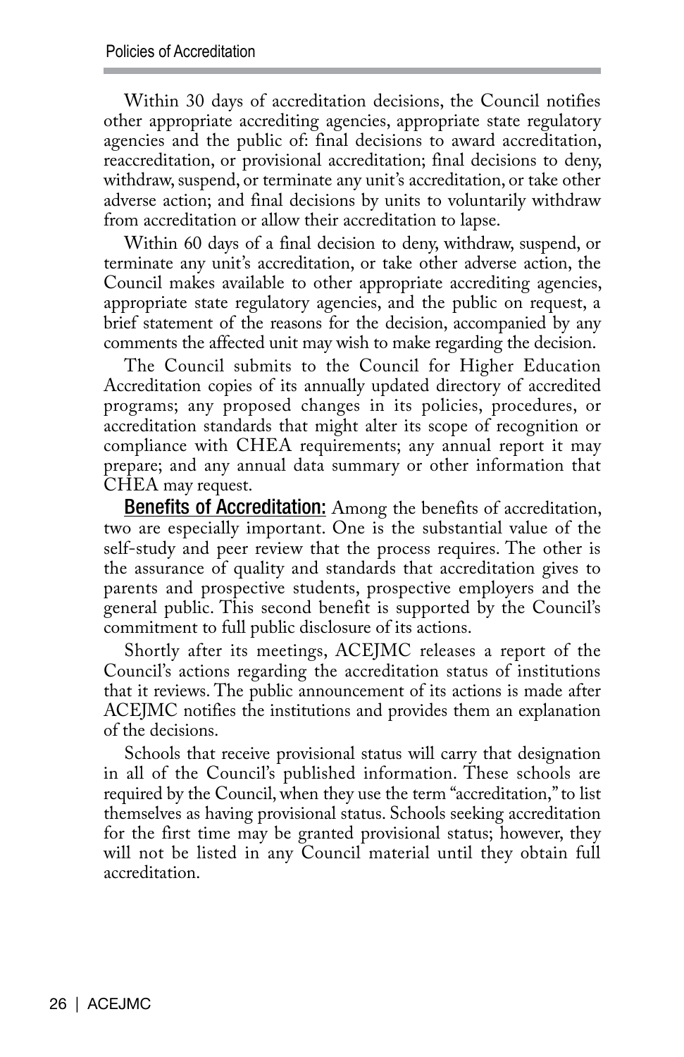Within 30 days of accreditation decisions, the Council notifies other appropriate accrediting agencies, appropriate state regulatory agencies and the public of: final decisions to award accreditation, reaccreditation, or provisional accreditation; final decisions to deny, withdraw, suspend, or terminate any unit's accreditation, or take other adverse action; and final decisions by units to voluntarily withdraw from accreditation or allow their accreditation to lapse.

Within 60 days of a final decision to deny, withdraw, suspend, or terminate any unit's accreditation, or take other adverse action, the Council makes available to other appropriate accrediting agencies, appropriate state regulatory agencies, and the public on request, a brief statement of the reasons for the decision, accompanied by any comments the affected unit may wish to make regarding the decision.

The Council submits to the Council for Higher Education Accreditation copies of its annually updated directory of accredited programs; any proposed changes in its policies, procedures, or accreditation standards that might alter its scope of recognition or compliance with CHEA requirements; any annual report it may prepare; and any annual data summary or other information that CHEA may request.

**Benefits of Accreditation:** Among the benefits of accreditation, two are especially important. One is the substantial value of the self-study and peer review that the process requires. The other is the assurance of quality and standards that accreditation gives to parents and prospective students, prospective employers and the general public. This second benefit is supported by the Council's commitment to full public disclosure of its actions.

Shortly after its meetings, ACEJMC releases a report of the Council's actions regarding the accreditation status of institutions that it reviews. The public announcement of its actions is made after ACEJMC notifies the institutions and provides them an explanation of the decisions.

Schools that receive provisional status will carry that designation in all of the Council's published information. These schools are required by the Council, when they use the term "accreditation," to list themselves as having provisional status. Schools seeking accreditation for the first time may be granted provisional status; however, they will not be listed in any Council material until they obtain full accreditation.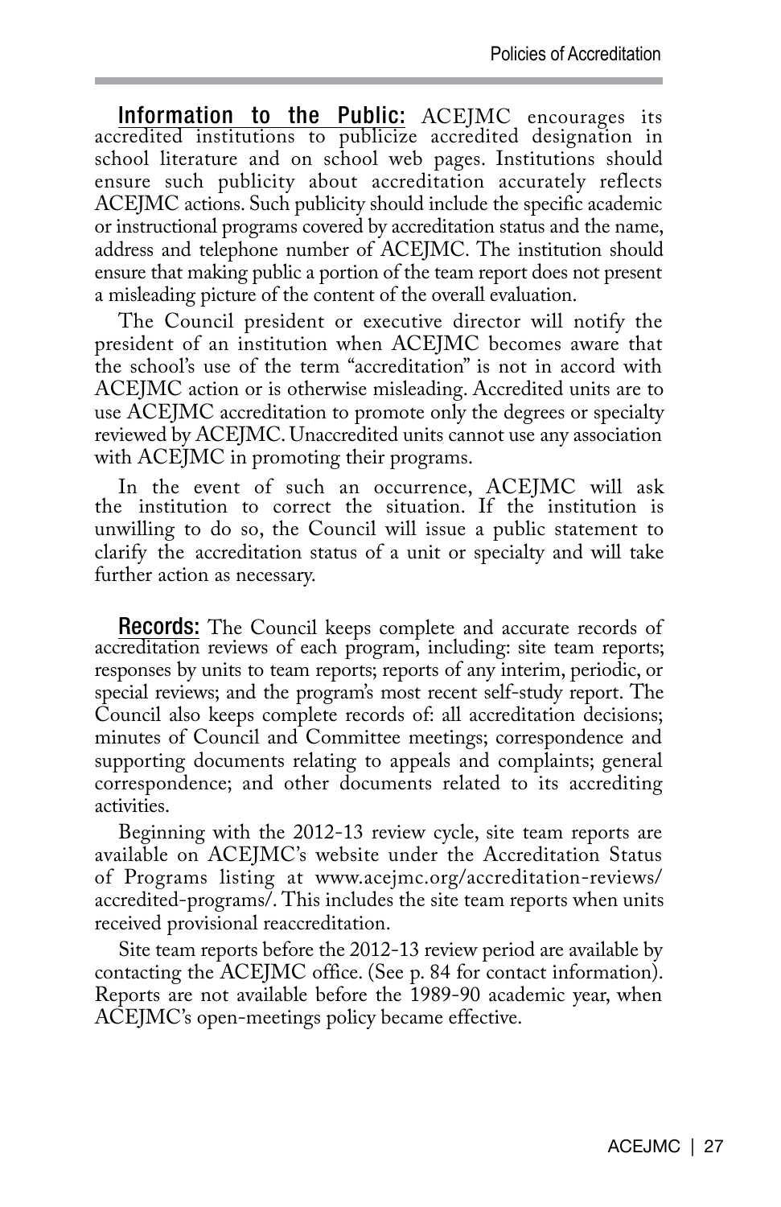**Information to the Public:** ACEJMC encourages its accredited institutions to publicize accredited designation in school literature and on school web pages. Institutions should ensure such publicity about accreditation accurately reflects ACEJMC actions. Such publicity should include the specific academic or instructional programs covered by accreditation status and the name, address and telephone number of ACEJMC. The institution should ensure that making public a portion of the team report does not present a misleading picture of the content of the overall evaluation.

The Council president or executive director will notify the president of an institution when ACEJMC becomes aware that the school's use of the term "accreditation" is not in accord with ACEJMC action or is otherwise misleading. Accredited units are to use ACEJMC accreditation to promote only the degrees or specialty reviewed by ACEJMC. Unaccredited units cannot use any association with ACEJMC in promoting their programs.

In the event of such an occurrence, ACEJMC will ask the institution to correct the situation. If the institution is unwilling to do so, the Council will issue a public statement to clarify the accreditation status of a unit or specialty and will take further action as necessary.

**Records:** The Council keeps complete and accurate records of accreditation reviews of each program, including: site team reports; responses by units to team reports; reports of any interim, periodic, or special reviews; and the program's most recent self-study report. The Council also keeps complete records of: all accreditation decisions; minutes of Council and Committee meetings; correspondence and supporting documents relating to appeals and complaints; general correspondence; and other documents related to its accrediting activities.

Beginning with the 2012-13 review cycle, site team reports are available on ACEJMC's website under the Accreditation Status of Programs listing at www.acejmc.org/accreditation-reviews/accredited-programs/. This includes the site team reports when units received provisional reaccreditation.

Site team reports before the 2012-13 review period are available by contacting the ACEJMC office. (See p. 84 for contact information). Reports are not available before the 1989-90 academic year, when ACEJMC's open-meetings policy became effective.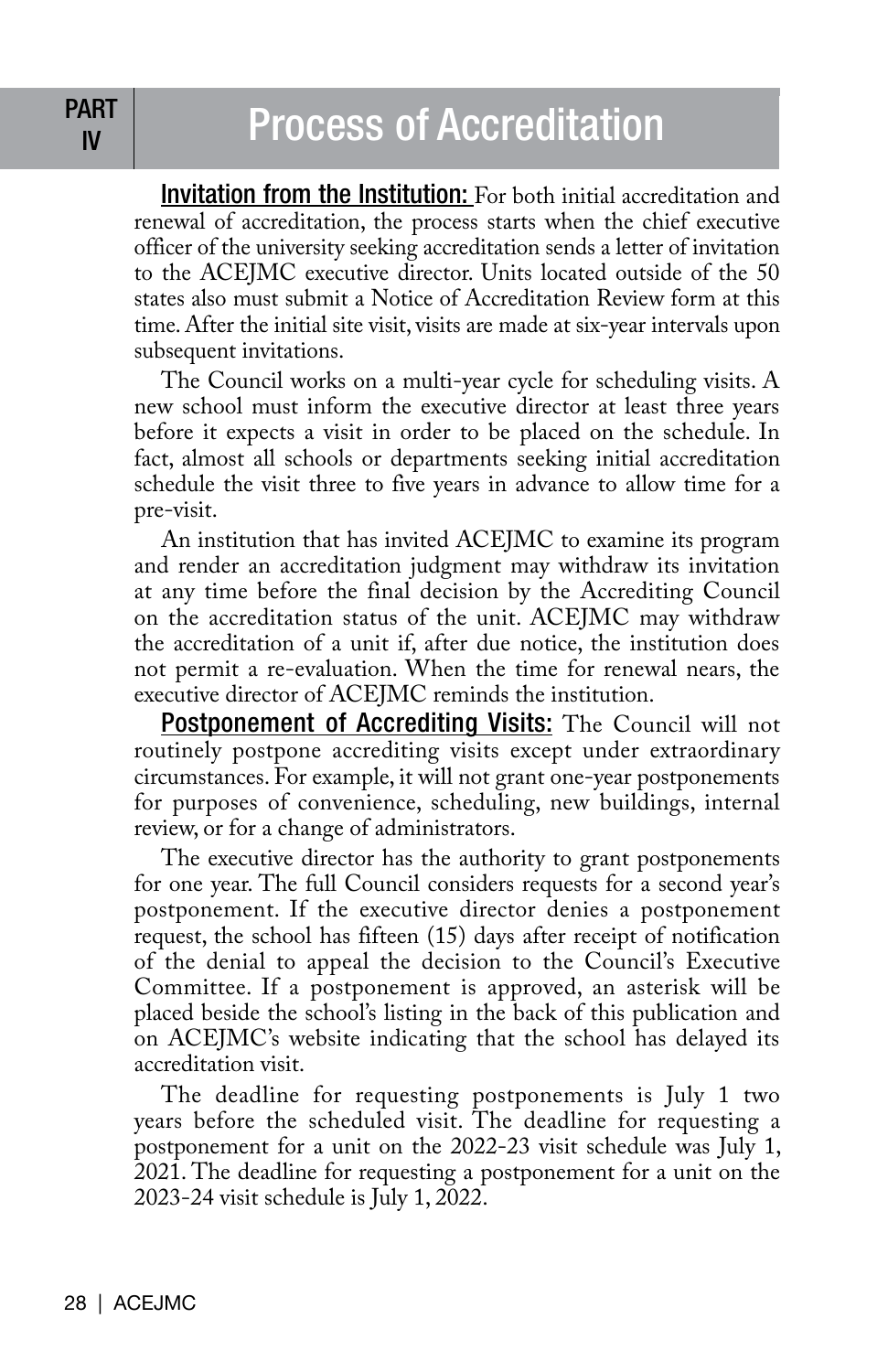# PART IV Process of Accreditation

**Invitation from the Institution:** For both initial accreditation and renewal of accreditation, the process starts when the chief executive officer of the university seeking accreditation sends a letter of invitation to the ACEJMC executive director. Units located outside of the 50 states also must submit a Notice of Accreditation Review form at this time. After the initial site visit, visits are made at six-year intervals upon subsequent invitations.

The Council works on a multi-year cycle for scheduling visits. A new school must inform the executive director at least three years before it expects a visit in order to be placed on the schedule. In fact, almost all schools or departments seeking initial accreditation schedule the visit three to five years in advance to allow time for a pre-visit.

An institution that has invited ACEJMC to examine its program and render an accreditation judgment may withdraw its invitation at any time before the final decision by the Accrediting Council on the accreditation status of the unit. ACEJMC may withdraw the accreditation of a unit if, after due notice, the institution does not permit a re-evaluation. When the time for renewal nears, the executive director of ACEJMC reminds the institution.

**Postponement of Accrediting Visits:** The Council will not routinely postpone accrediting visits except under extraordinary circumstances. For example, it will not grant one-year postponements for purposes of convenience, scheduling, new buildings, internal review, or for a change of administrators.

The executive director has the authority to grant postponements for one year. The full Council considers requests for a second year's postponement. If the executive director denies a postponement request, the school has fifteen (15) days after receipt of notification of the denial to appeal the decision to the Council's Executive Committee. If a postponement is approved, an asterisk will be placed beside the school's listing in the back of this publication and on ACEJMC's website indicating that the school has delayed its accreditation visit.

The deadline for requesting postponements is July 1 two years before the scheduled visit. The deadline for requesting a postponement for a unit on the 2022-23 visit schedule was July 1, 2021. The deadline for requesting a postponement for a unit on the 2023-24 visit schedule is July 1, 2022.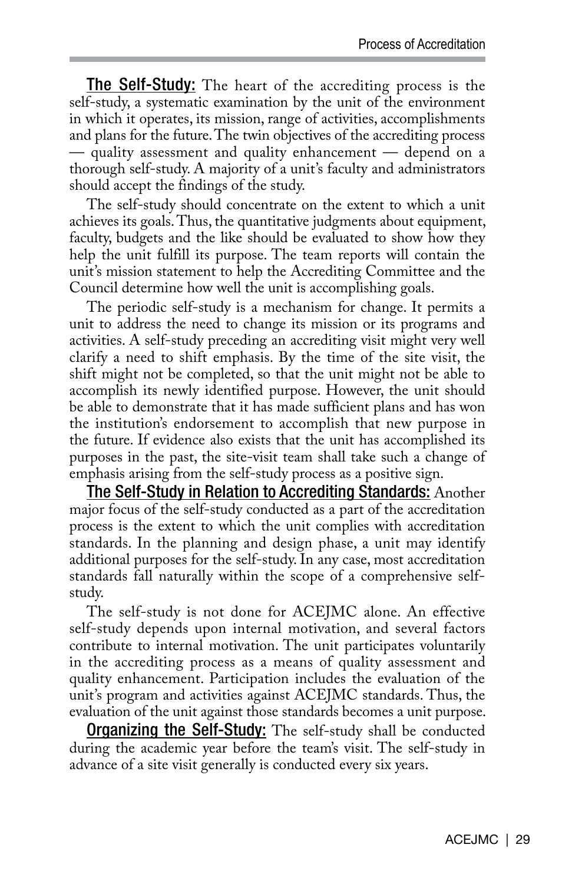**The Self-Study:** The heart of the accrediting process is the self-study, a systematic examination by the unit of the environment in which it operates, its mission, range of activities, accomplishments and plans for the future. The twin objectives of the accrediting process — quality assessment and quality enhancement — depend on a thorough self-study. A majority of a unit's faculty and administrators should accept the findings of the study.

The self-study should concentrate on the extent to which a unit achieves its goals. Thus, the quantitative judgments about equipment, faculty, budgets and the like should be evaluated to show how they help the unit fulfill its purpose. The team reports will contain the unit's mission statement to help the Accrediting Committee and the Council determine how well the unit is accomplishing goals.

The periodic self-study is a mechanism for change. It permits a unit to address the need to change its mission or its programs and activities. A self-study preceding an accrediting visit might very well clarify a need to shift emphasis. By the time of the site visit, the shift might not be completed, so that the unit might not be able to accomplish its newly identified purpose. However, the unit should be able to demonstrate that it has made sufficient plans and has won the institution's endorsement to accomplish that new purpose in the future. If evidence also exists that the unit has accomplished its purposes in the past, the site-visit team shall take such a change of emphasis arising from the self-study process as a positive sign.

**The Self-Study in Relation to Accrediting Standards:** Another major focus of the self-study conducted as a part of the accreditation process is the extent to which the unit complies with accreditation standards. In the planning and design phase, a unit may identify additional purposes for the self-study. In any case, most accreditation standards fall naturally within the scope of a comprehensive self-study.

The self-study is not done for ACEJMC alone. An effective self-study depends upon internal motivation, and several factors contribute to internal motivation. The unit participates voluntarily in the accrediting process as a means of quality assessment and quality enhancement. Participation includes the evaluation of the unit's program and activities against ACEJMC standards. Thus, the evaluation of the unit against those standards becomes a unit purpose.

**Organizing the Self-Study:** The self-study shall be conducted during the academic year before the team's visit. The self-study in advance of a site visit generally is conducted every six years.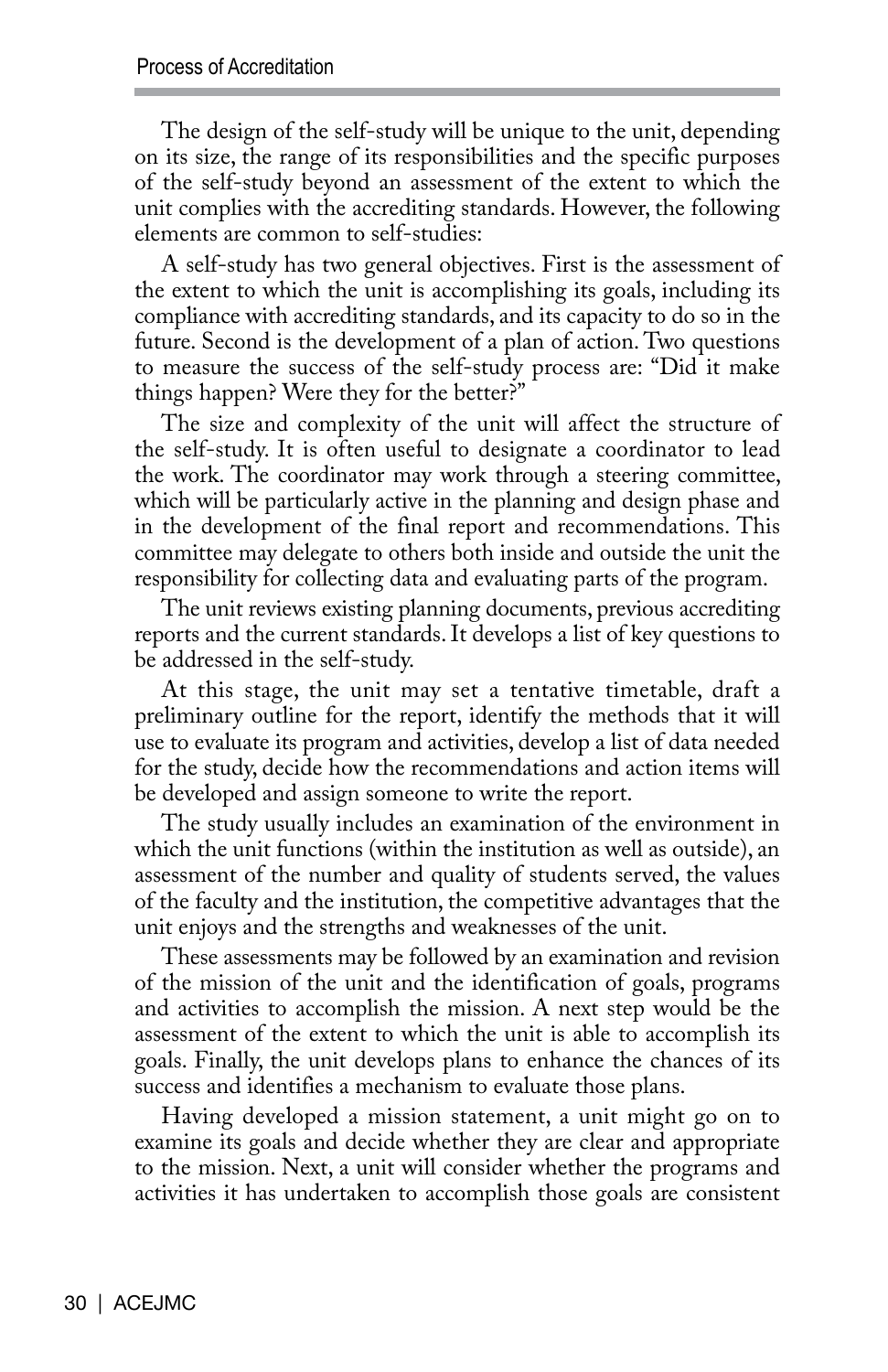The design of the self-study will be unique to the unit, depending on its size, the range of its responsibilities and the specific purposes of the self-study beyond an assessment of the extent to which the unit complies with the accrediting standards. However, the following elements are common to self-studies:

A self-study has two general objectives. First is the assessment of the extent to which the unit is accomplishing its goals, including its compliance with accrediting standards, and its capacity to do so in the future. Second is the development of a plan of action. Two questions to measure the success of the self-study process are: "Did it make things happen? Were they for the better?"

The size and complexity of the unit will affect the structure of the self-study. It is often useful to designate a coordinator to lead the work. The coordinator may work through a steering committee, which will be particularly active in the planning and design phase and in the development of the final report and recommendations. This committee may delegate to others both inside and outside the unit the responsibility for collecting data and evaluating parts of the program.

The unit reviews existing planning documents, previous accrediting reports and the current standards. It develops a list of key questions to be addressed in the self-study.

At this stage, the unit may set a tentative timetable, draft a preliminary outline for the report, identify the methods that it will use to evaluate its program and activities, develop a list of data needed for the study, decide how the recommendations and action items will be developed and assign someone to write the report.

The study usually includes an examination of the environment in which the unit functions (within the institution as well as outside), an assessment of the number and quality of students served, the values of the faculty and the institution, the competitive advantages that the unit enjoys and the strengths and weaknesses of the unit.

These assessments may be followed by an examination and revision of the mission of the unit and the identification of goals, programs and activities to accomplish the mission. A next step would be the assessment of the extent to which the unit is able to accomplish its goals. Finally, the unit develops plans to enhance the chances of its success and identifies a mechanism to evaluate those plans.

Having developed a mission statement, a unit might go on to examine its goals and decide whether they are clear and appropriate to the mission. Next, a unit will consider whether the programs and activities it has undertaken to accomplish those goals are consistent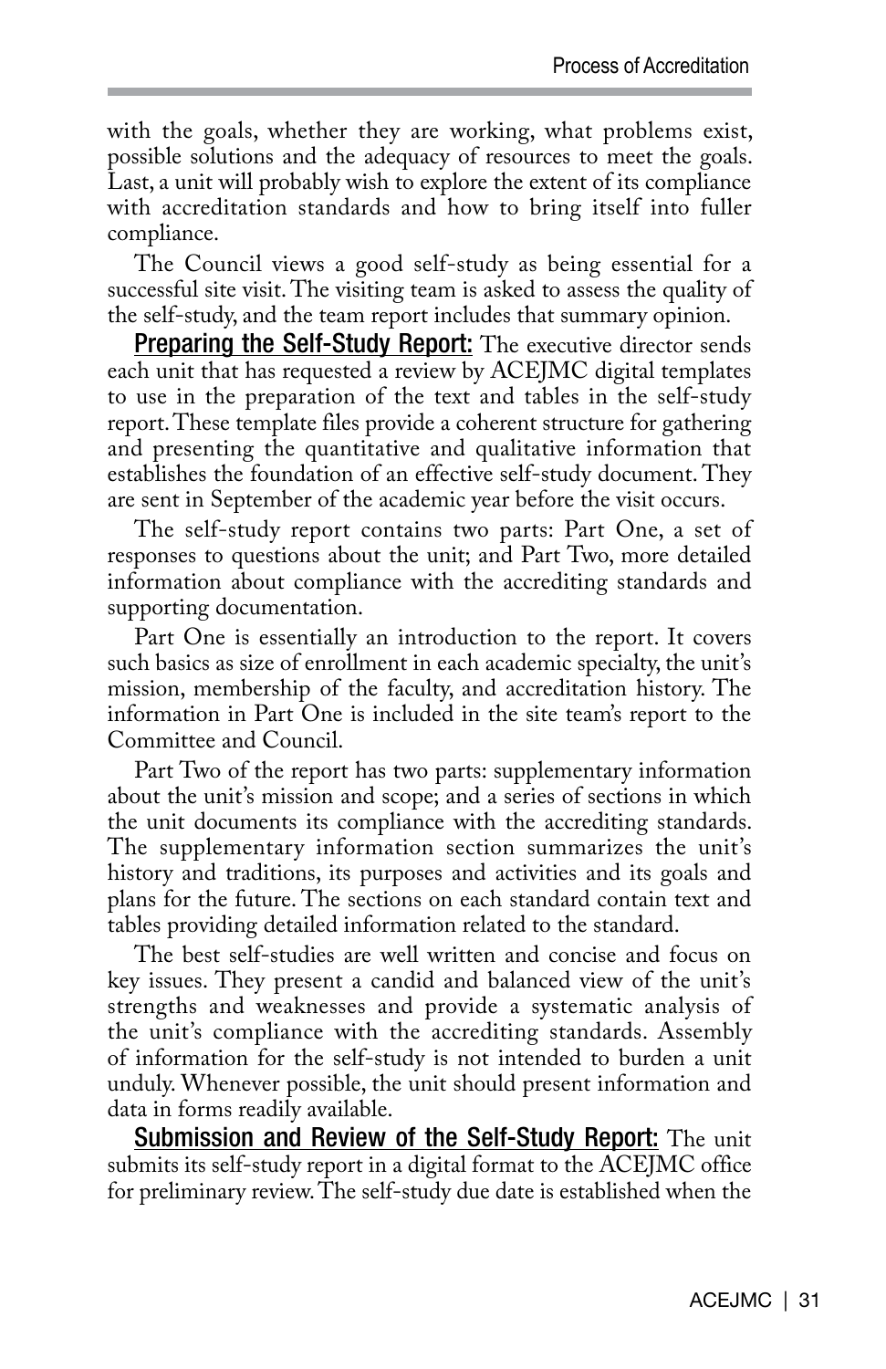with the goals, whether they are working, what problems exist, possible solutions and the adequacy of resources to meet the goals. Last, a unit will probably wish to explore the extent of its compliance with accreditation standards and how to bring itself into fuller compliance.

The Council views a good self-study as being essential for a successful site visit. The visiting team is asked to assess the quality of the self-study, and the team report includes that summary opinion.

**Preparing the Self-Study Report:** The executive director sends each unit that has requested a review by ACEJMC digital templates to use in the preparation of the text and tables in the self-study report. These template files provide a coherent structure for gathering and presenting the quantitative and qualitative information that establishes the foundation of an effective self-study document. They are sent in September of the academic year before the visit occurs.

The self-study report contains two parts: Part One, a set of responses to questions about the unit; and Part Two, more detailed information about compliance with the accrediting standards and supporting documentation.

Part One is essentially an introduction to the report. It covers such basics as size of enrollment in each academic specialty, the unit's mission, membership of the faculty, and accreditation history. The information in Part One is included in the site team's report to the Committee and Council.

Part Two of the report has two parts: supplementary information about the unit's mission and scope; and a series of sections in which the unit documents its compliance with the accrediting standards. The supplementary information section summarizes the unit's history and traditions, its purposes and activities and its goals and plans for the future. The sections on each standard contain text and tables providing detailed information related to the standard.

The best self-studies are well written and concise and focus on key issues. They present a candid and balanced view of the unit's strengths and weaknesses and provide a systematic analysis of the unit's compliance with the accrediting standards. Assembly of information for the self-study is not intended to burden a unit unduly. Whenever possible, the unit should present information and data in forms readily available.

**Submission and Review of the Self-Study Report:** The unit submits its self-study report in a digital format to the ACEJMC office for preliminary review. The self-study due date is established when the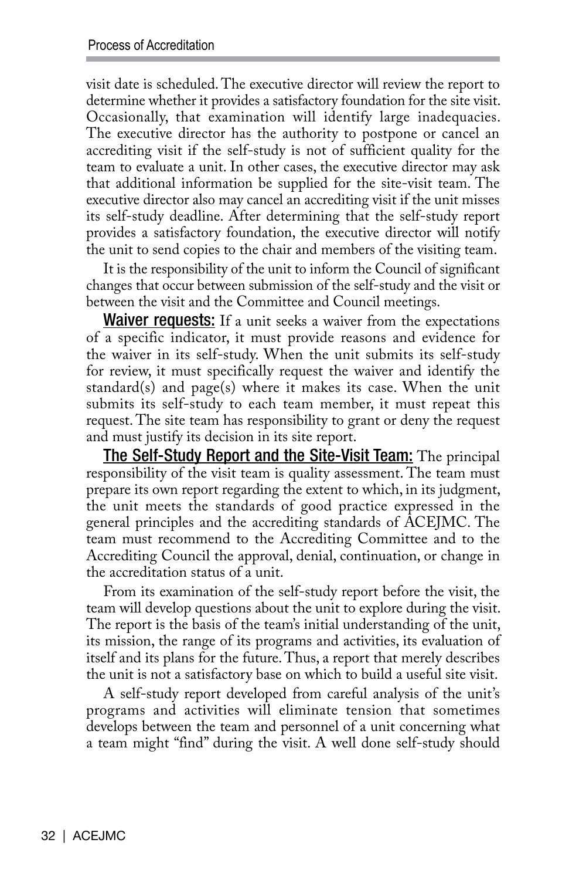visit date is scheduled. The executive director will review the report to determine whether it provides a satisfactory foundation for the site visit. Occasionally, that examination will identify large inadequacies. The executive director has the authority to postpone or cancel an accrediting visit if the self-study is not of sufficient quality for the team to evaluate a unit. In other cases, the executive director may ask that additional information be supplied for the site-visit team. The executive director also may cancel an accrediting visit if the unit misses its self-study deadline. After determining that the self-study report provides a satisfactory foundation, the executive director will notify the unit to send copies to the chair and members of the visiting team.

It is the responsibility of the unit to inform the Council of significant changes that occur between submission of the self-study and the visit or between the visit and the Committee and Council meetings.

**Waiver requests:** If a unit seeks a waiver from the expectations of a specific indicator, it must provide reasons and evidence for the waiver in its self-study. When the unit submits its self-study for review, it must specifically request the waiver and identify the standard(s) and page(s) where it makes its case. When the unit submits its self-study to each team member, it must repeat this request. The site team has responsibility to grant or deny the request and must justify its decision in its site report.

**The Self-Study Report and the Site-Visit Team:** The principal responsibility of the visit team is quality assessment. The team must prepare its own report regarding the extent to which, in its judgment, the unit meets the standards of good practice expressed in the general principles and the accrediting standards of ACEJMC. The team must recommend to the Accrediting Committee and to the Accrediting Council the approval, denial, continuation, or change in the accreditation status of a unit.

From its examination of the self-study report before the visit, the team will develop questions about the unit to explore during the visit. The report is the basis of the team's initial understanding of the unit, its mission, the range of its programs and activities, its evaluation of itself and its plans for the future. Thus, a report that merely describes the unit is not a satisfactory base on which to build a useful site visit.

A self-study report developed from careful analysis of the unit's programs and activities will eliminate tension that sometimes develops between the team and personnel of a unit concerning what a team might "find" during the visit. A well done self-study should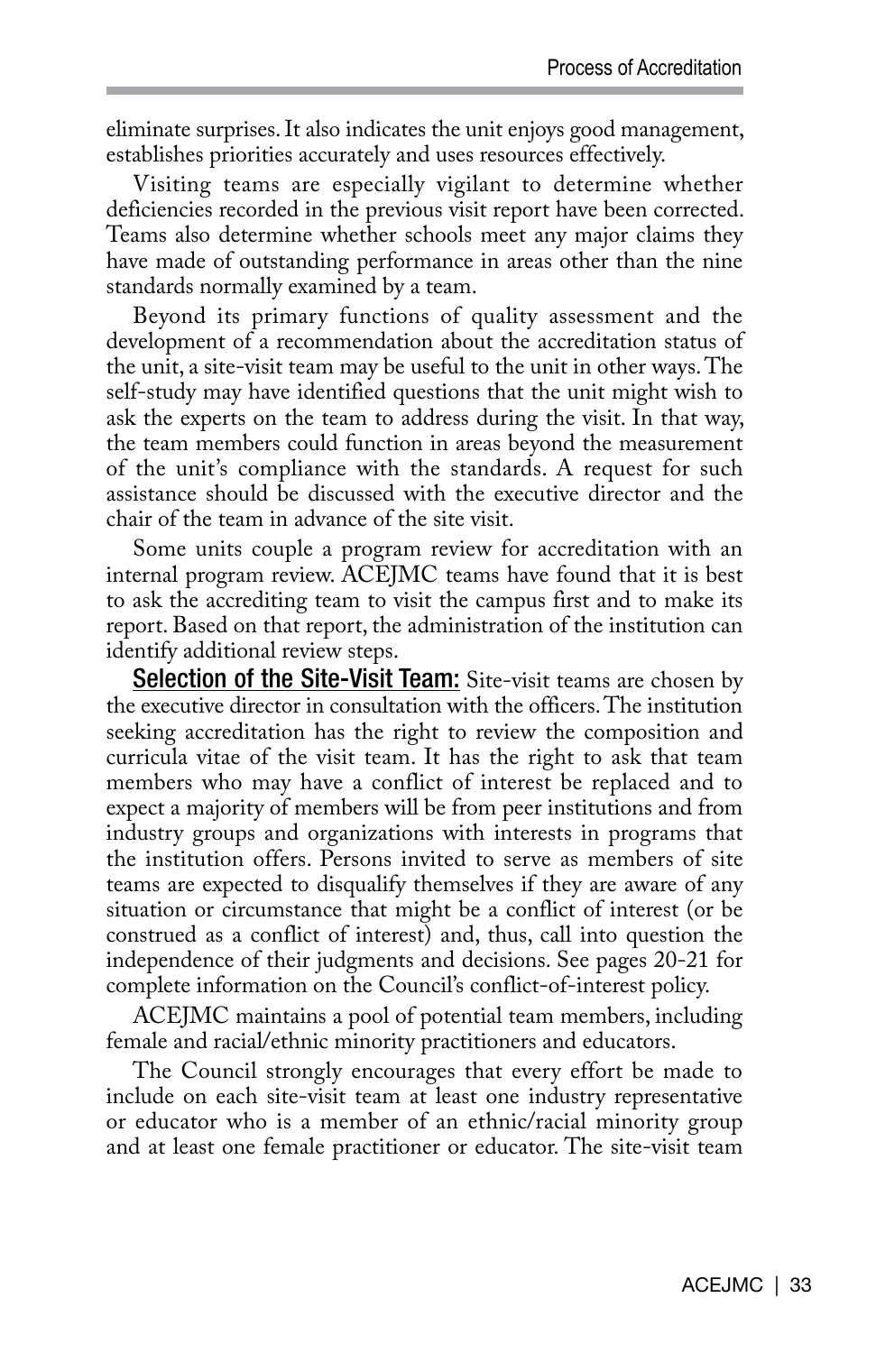eliminate surprises. It also indicates the unit enjoys good management, establishes priorities accurately and uses resources effectively.

Visiting teams are especially vigilant to determine whether deficiencies recorded in the previous visit report have been corrected. Teams also determine whether schools meet any major claims they have made of outstanding performance in areas other than the nine standards normally examined by a team.

Beyond its primary functions of quality assessment and the development of a recommendation about the accreditation status of the unit, a site-visit team may be useful to the unit in other ways. The self-study may have identified questions that the unit might wish to ask the experts on the team to address during the visit. In that way, the team members could function in areas beyond the measurement of the unit's compliance with the standards. A request for such assistance should be discussed with the executive director and the chair of the team in advance of the site visit.

Some units couple a program review for accreditation with an internal program review. ACEJMC teams have found that it is best to ask the accrediting team to visit the campus first and to make its report. Based on that report, the administration of the institution can identify additional review steps.

**Selection of the Site-Visit Team:** Site-visit teams are chosen by the executive director in consultation with the officers. The institution seeking accreditation has the right to review the composition and curricula vitae of the visit team. It has the right to ask that team members who may have a conflict of interest be replaced and to expect a majority of members will be from peer institutions and from industry groups and organizations with interests in programs that the institution offers. Persons invited to serve as members of site teams are expected to disqualify themselves if they are aware of any situation or circumstance that might be a conflict of interest (or be construed as a conflict of interest) and, thus, call into question the independence of their judgments and decisions. See pages 20-21 for complete information on the Council's conflict-of-interest policy.

ACEJMC maintains a pool of potential team members, including female and racial/ethnic minority practitioners and educators.

The Council strongly encourages that every effort be made to include on each site-visit team at least one industry representative or educator who is a member of an ethnic/racial minority group and at least one female practitioner or educator. The site-visit team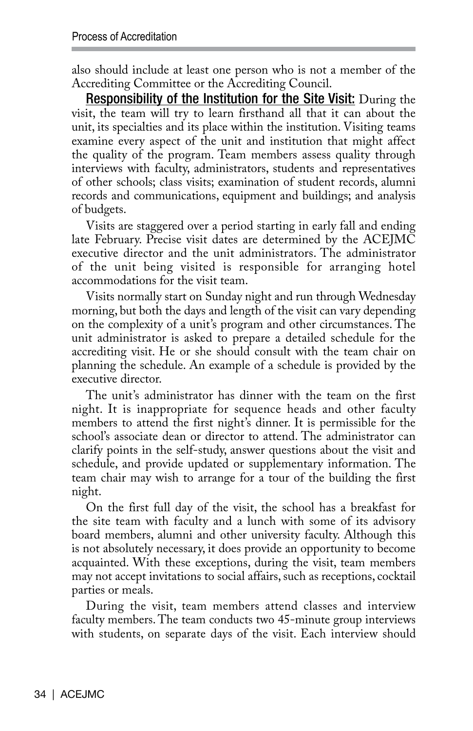also should include at least one person who is not a member of the Accrediting Committee or the Accrediting Council.

**Responsibility of the Institution for the Site Visit:** During the visit, the team will try to learn firsthand all that it can about the unit, its specialties and its place within the institution. Visiting teams examine every aspect of the unit and institution that might affect the quality of the program. Team members assess quality through interviews with faculty, administrators, students and representatives of other schools; class visits; examination of student records, alumni records and communications, equipment and buildings; and analysis of budgets.

Visits are staggered over a period starting in early fall and ending late February. Precise visit dates are determined by the ACEJMC executive director and the unit administrators. The administrator of the unit being visited is responsible for arranging hotel accommodations for the visit team.

Visits normally start on Sunday night and run through Wednesday morning, but both the days and length of the visit can vary depending on the complexity of a unit's program and other circumstances. The unit administrator is asked to prepare a detailed schedule for the accrediting visit. He or she should consult with the team chair on planning the schedule. An example of a schedule is provided by the executive director.

The unit's administrator has dinner with the team on the first night. It is inappropriate for sequence heads and other faculty members to attend the first night's dinner. It is permissible for the school's associate dean or director to attend. The administrator can clarify points in the self-study, answer questions about the visit and schedule, and provide updated or supplementary information. The team chair may wish to arrange for a tour of the building the first night.

On the first full day of the visit, the school has a breakfast for the site team with faculty and a lunch with some of its advisory board members, alumni and other university faculty. Although this is not absolutely necessary, it does provide an opportunity to become acquainted. With these exceptions, during the visit, team members may not accept invitations to social affairs, such as receptions, cocktail parties or meals.

During the visit, team members attend classes and interview faculty members. The team conducts two 45-minute group interviews with students, on separate days of the visit. Each interview should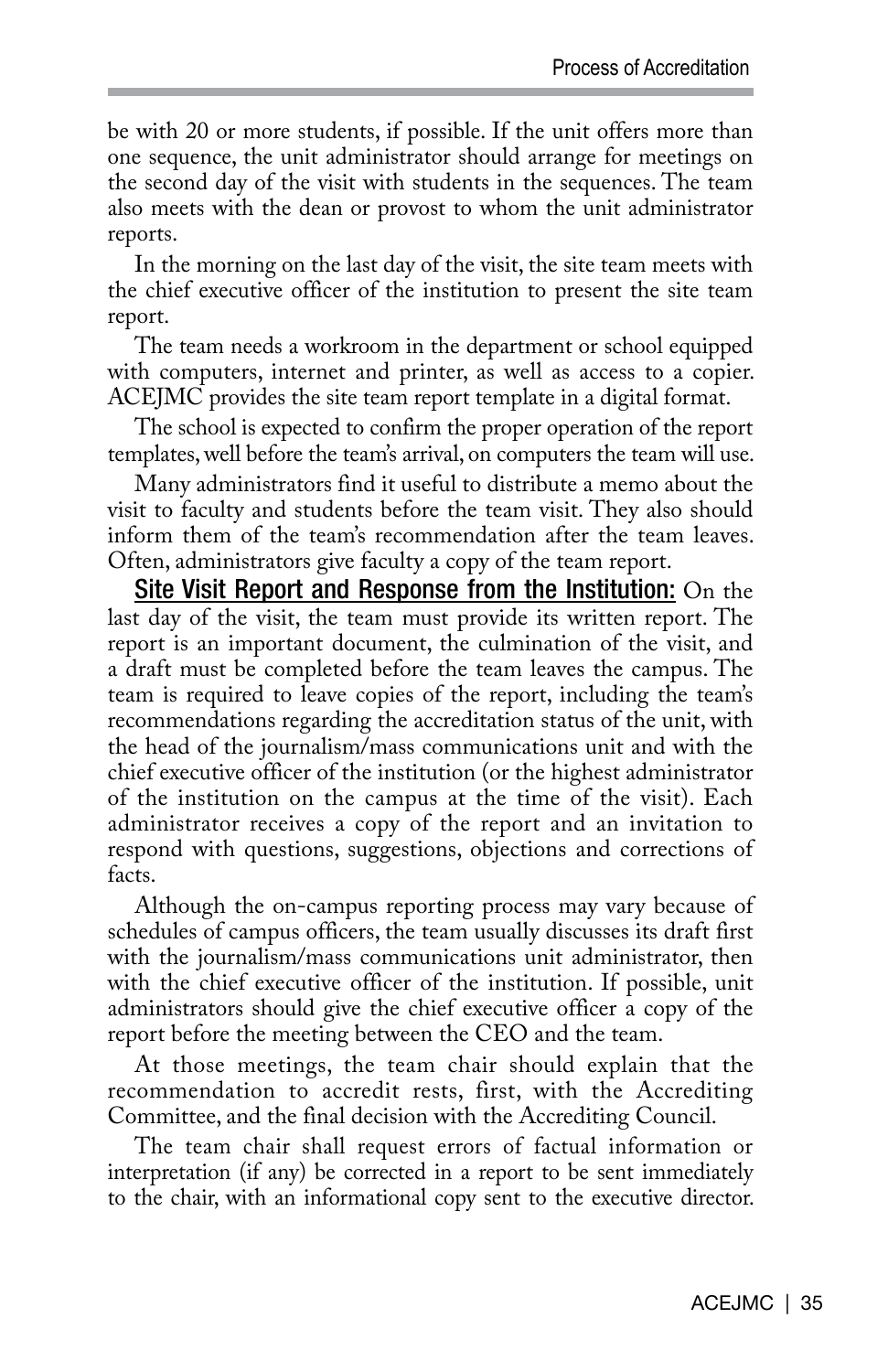be with 20 or more students, if possible. If the unit offers more than one sequence, the unit administrator should arrange for meetings on the second day of the visit with students in the sequences. The team also meets with the dean or provost to whom the unit administrator reports.

In the morning on the last day of the visit, the site team meets with the chief executive officer of the institution to present the site team report.

The team needs a workroom in the department or school equipped with computers, internet and printer, as well as access to a copier. ACEJMC provides the site team report template in a digital format.

The school is expected to confirm the proper operation of the report templates, well before the team's arrival, on computers the team will use.

Many administrators find it useful to distribute a memo about the visit to faculty and students before the team visit. They also should inform them of the team's recommendation after the team leaves. Often, administrators give faculty a copy of the team report.

**Site Visit Report and Response from the Institution:** On the last day of the visit, the team must provide its written report. The report is an important document, the culmination of the visit, and a draft must be completed before the team leaves the campus. The team is required to leave copies of the report, including the team's recommendations regarding the accreditation status of the unit, with the head of the journalism/mass communications unit and with the chief executive officer of the institution (or the highest administrator of the institution on the campus at the time of the visit). Each administrator receives a copy of the report and an invitation to respond with questions, suggestions, objections and corrections of facts.

Although the on-campus reporting process may vary because of schedules of campus officers, the team usually discusses its draft first with the journalism/mass communications unit administrator, then with the chief executive officer of the institution. If possible, unit administrators should give the chief executive officer a copy of the report before the meeting between the CEO and the team.

At those meetings, the team chair should explain that the recommendation to accredit rests, first, with the Accrediting Committee, and the final decision with the Accrediting Council.

The team chair shall request errors of factual information or interpretation (if any) be corrected in a report to be sent immediately to the chair, with an informational copy sent to the executive director.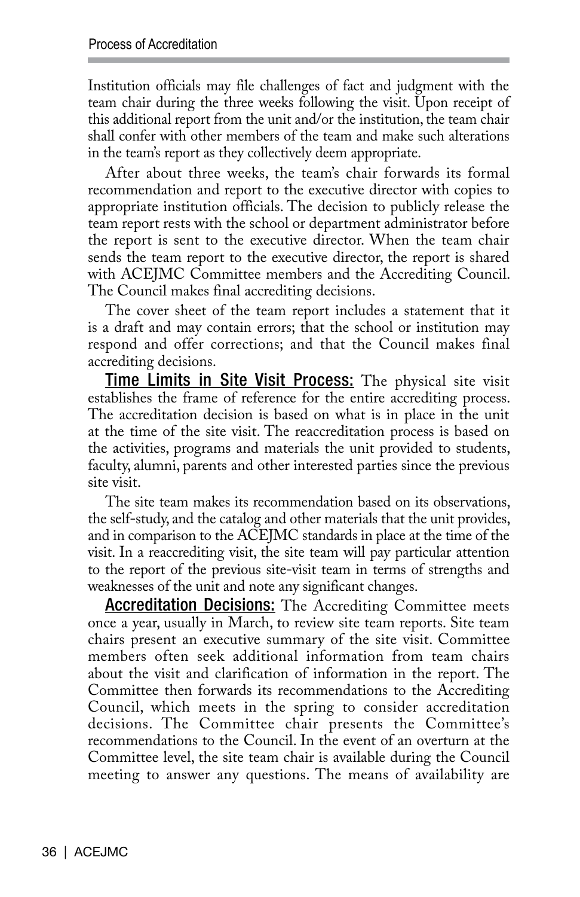Institution officials may file challenges of fact and judgment with the team chair during the three weeks following the visit. Upon receipt of this additional report from the unit and/or the institution, the team chair shall confer with other members of the team and make such alterations in the team's report as they collectively deem appropriate.

After about three weeks, the team's chair forwards its formal recommendation and report to the executive director with copies to appropriate institution officials. The decision to publicly release the team report rests with the school or department administrator before the report is sent to the executive director. When the team chair sends the team report to the executive director, the report is shared with ACEJMC Committee members and the Accrediting Council. The Council makes final accrediting decisions.

The cover sheet of the team report includes a statement that it is a draft and may contain errors; that the school or institution may respond and offer corrections; and that the Council makes final accrediting decisions.

**Time Limits in Site Visit Process:** The physical site visit establishes the frame of reference for the entire accrediting process. The accreditation decision is based on what is in place in the unit at the time of the site visit. The reaccreditation process is based on the activities, programs and materials the unit provided to students, faculty, alumni, parents and other interested parties since the previous site visit.

The site team makes its recommendation based on its observations, the self-study, and the catalog and other materials that the unit provides, and in comparison to the ACEJMC standards in place at the time of the visit. In a reaccrediting visit, the site team will pay particular attention to the report of the previous site-visit team in terms of strengths and weaknesses of the unit and note any significant changes.

**Accreditation Decisions:** The Accrediting Committee meets once a year, usually in March, to review site team reports. Site team chairs present an executive summary of the site visit. Committee members often seek additional information from team chairs about the visit and clarification of information in the report. The Committee then forwards its recommendations to the Accrediting Council, which meets in the spring to consider accreditation decisions. The Committee chair presents the Committee's recommendations to the Council. In the event of an overturn at the Committee level, the site team chair is available during the Council meeting to answer any questions. The means of availability are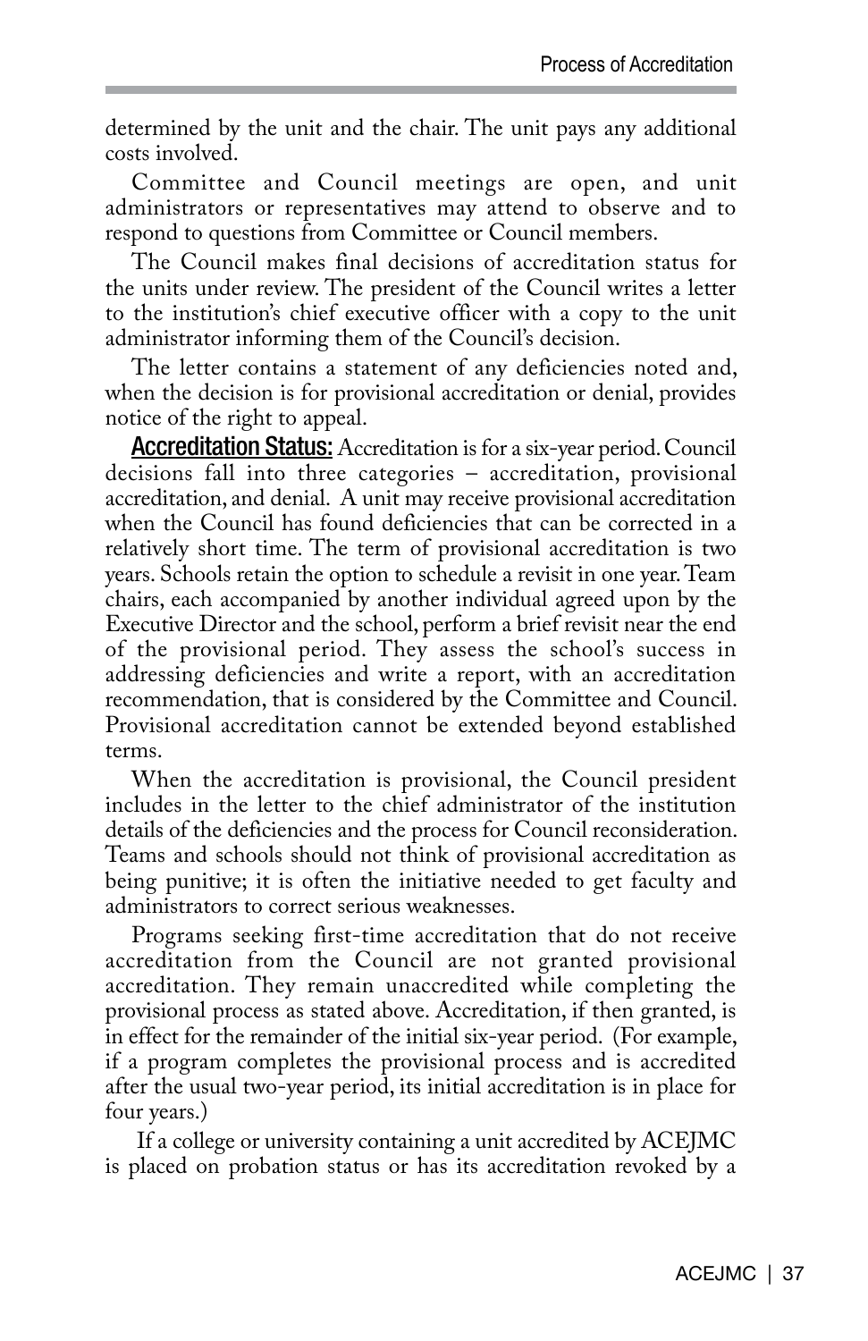determined by the unit and the chair. The unit pays any additional costs involved.

Committee and Council meetings are open, and unit administrators or representatives may attend to observe and to respond to questions from Committee or Council members.

The Council makes final decisions of accreditation status for the units under review. The president of the Council writes a letter to the institution's chief executive officer with a copy to the unit administrator informing them of the Council's decision.

The letter contains a statement of any deficiencies noted and, when the decision is for provisional accreditation or denial, provides notice of the right to appeal.

**Accreditation Status:** Accreditation is for a six-year period. Council decisions fall into three categories – accreditation, provisional accreditation, and denial. A unit may receive provisional accreditation when the Council has found deficiencies that can be corrected in a relatively short time. The term of provisional accreditation is two years. Schools retain the option to schedule a revisit in one year. Team chairs, each accompanied by another individual agreed upon by the Executive Director and the school, perform a brief revisit near the end of the provisional period. They assess the school's success in addressing deficiencies and write a report, with an accreditation recommendation, that is considered by the Committee and Council. Provisional accreditation cannot be extended beyond established terms.

When the accreditation is provisional, the Council president includes in the letter to the chief administrator of the institution details of the deficiencies and the process for Council reconsideration. Teams and schools should not think of provisional accreditation as being punitive; it is often the initiative needed to get faculty and administrators to correct serious weaknesses.

Programs seeking first-time accreditation that do not receive accreditation from the Council are not granted provisional accreditation. They remain unaccredited while completing the provisional process as stated above. Accreditation, if then granted, is in effect for the remainder of the initial six-year period. (For example, if a program completes the provisional process and is accredited after the usual two-year period, its initial accreditation is in place for four years.)

If a college or university containing a unit accredited by ACEJMC is placed on probation status or has its accreditation revoked by a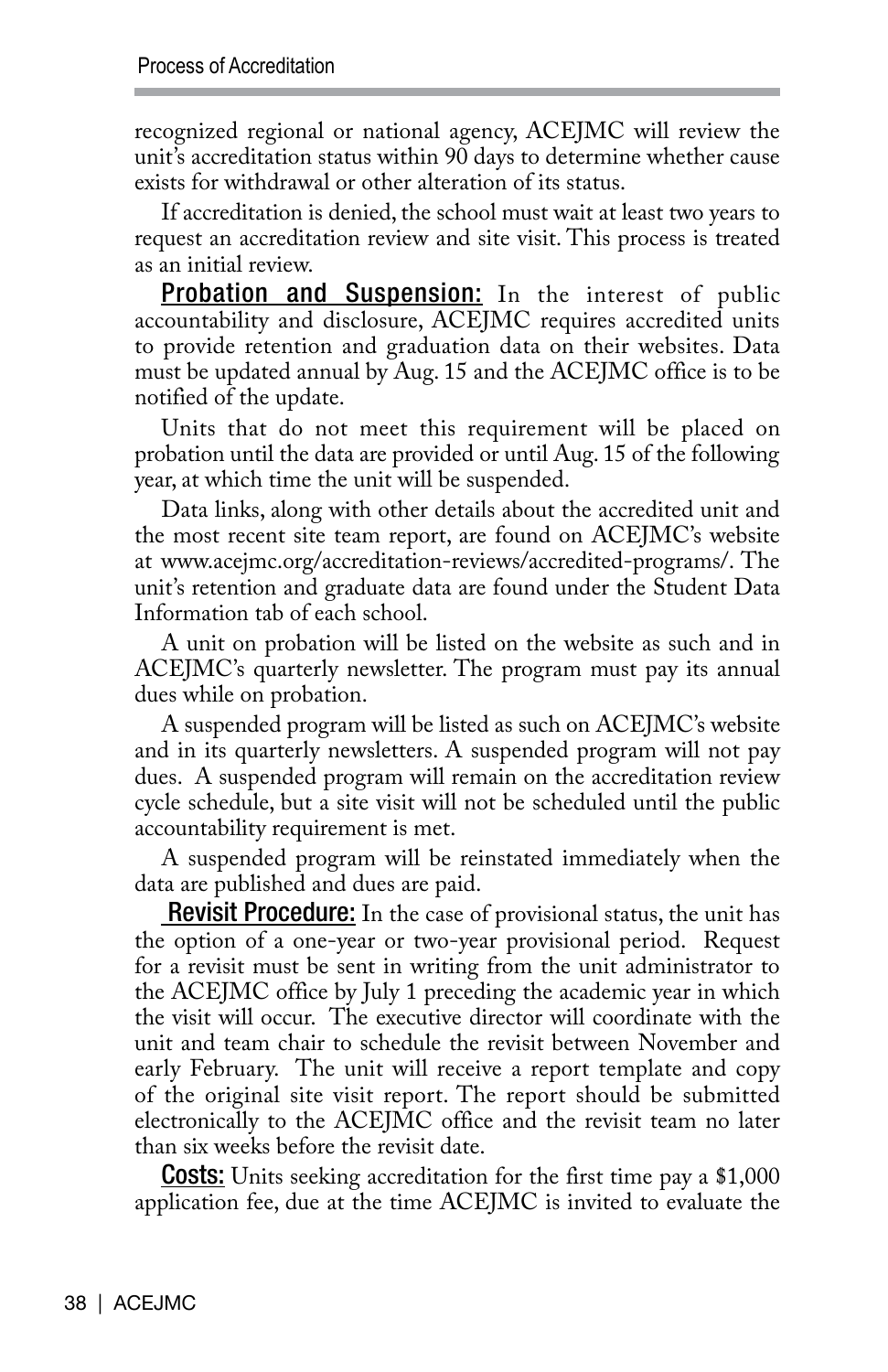recognized regional or national agency, ACEJMC will review the unit's accreditation status within 90 days to determine whether cause exists for withdrawal or other alteration of its status.

If accreditation is denied, the school must wait at least two years to request an accreditation review and site visit. This process is treated as an initial review.

**Probation and Suspension:** In the interest of public accountability and disclosure, ACEJMC requires accredited units to provide retention and graduation data on their websites. Data must be updated annual by Aug. 15 and the ACEJMC office is to be notified of the update.

Units that do not meet this requirement will be placed on probation until the data are provided or until Aug. 15 of the following year, at which time the unit will be suspended.

Data links, along with other details about the accredited unit and the most recent site team report, are found on ACEJMC's website at www.acejmc.org/accreditation-reviews/accredited-programs/. The unit's retention and graduate data are found under the Student Data Information tab of each school.

A unit on probation will be listed on the website as such and in ACEJMC's quarterly newsletter. The program must pay its annual dues while on probation.

A suspended program will be listed as such on ACEJMC's website and in its quarterly newsletters. A suspended program will not pay dues. A suspended program will remain on the accreditation review cycle schedule, but a site visit will not be scheduled until the public accountability requirement is met.

A suspended program will be reinstated immediately when the data are published and dues are paid.

**Revisit Procedure:** In the case of provisional status, the unit has the option of a one-year or two-year provisional period. Request for a revisit must be sent in writing from the unit administrator to the ACEJMC office by July 1 preceding the academic year in which the visit will occur. The executive director will coordinate with the unit and team chair to schedule the revisit between November and early February. The unit will receive a report template and copy of the original site visit report. The report should be submitted electronically to the ACEJMC office and the revisit team no later than six weeks before the revisit date.

**Costs:** Units seeking accreditation for the first time pay a $1,000 application fee, due at the time ACEJMC is invited to evaluate the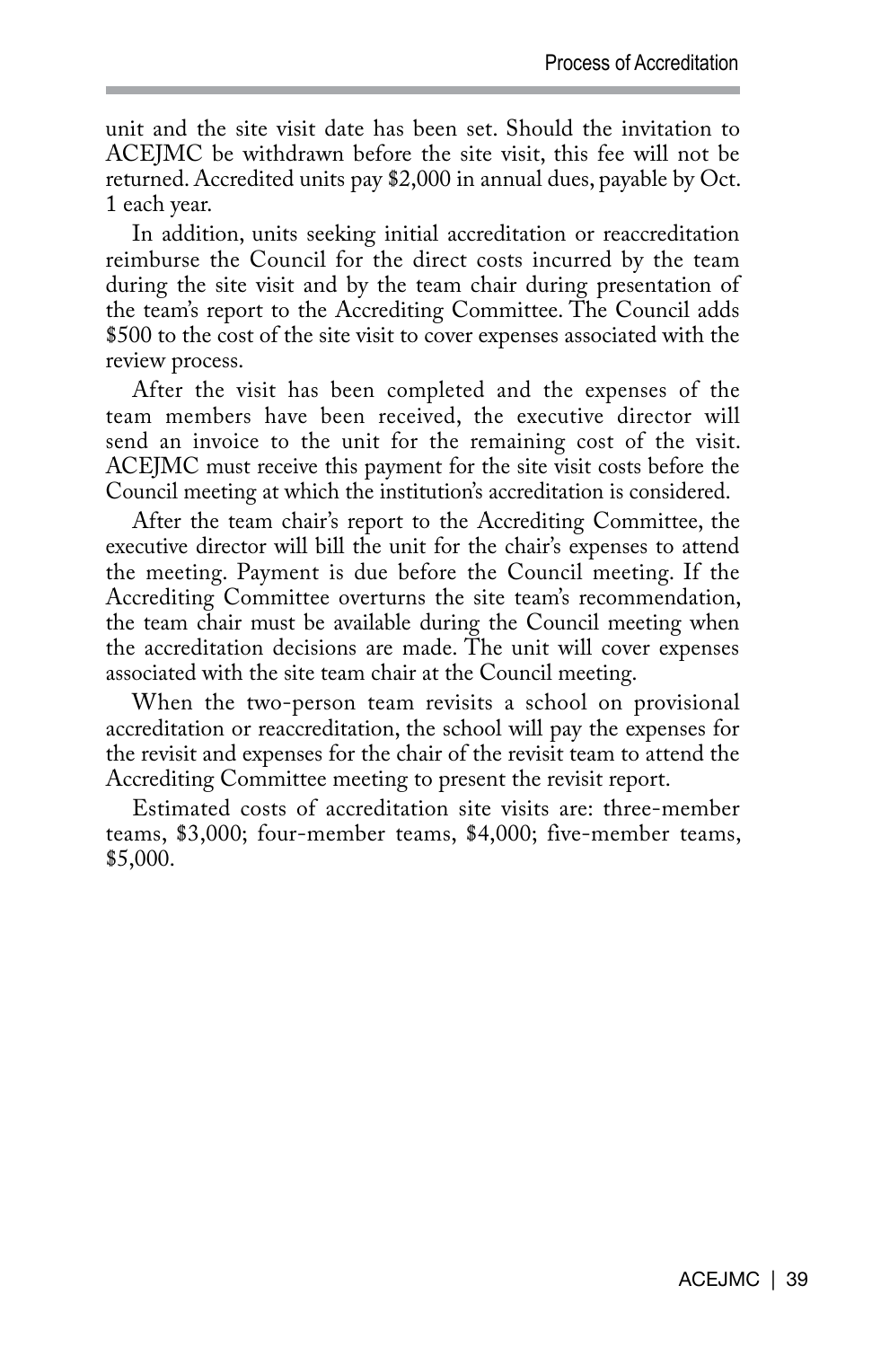unit and the site visit date has been set. Should the invitation to ACEJMC be withdrawn before the site visit, this fee will not be returned. Accredited units pay $2,000 in annual dues, payable by Oct. 1 each year.

In addition, units seeking initial accreditation or reaccreditation reimburse the Council for the direct costs incurred by the team during the site visit and by the team chair during presentation of the team's report to the Accrediting Committee. The Council adds $500 to the cost of the site visit to cover expenses associated with the review process.

After the visit has been completed and the expenses of the team members have been received, the executive director will send an invoice to the unit for the remaining cost of the visit. ACEJMC must receive this payment for the site visit costs before the Council meeting at which the institution's accreditation is considered.

After the team chair's report to the Accrediting Committee, the executive director will bill the unit for the chair's expenses to attend the meeting. Payment is due before the Council meeting. If the Accrediting Committee overturns the site team's recommendation, the team chair must be available during the Council meeting when the accreditation decisions are made. The unit will cover expenses associated with the site team chair at the Council meeting.

When the two-person team revisits a school on provisional accreditation or reaccreditation, the school will pay the expenses for the revisit and expenses for the chair of the revisit team to attend the Accrediting Committee meeting to present the revisit report.

Estimated costs of accreditation site visits are: three-member teams, $3,000; four-member teams, $4,000; five-member teams, $5,000.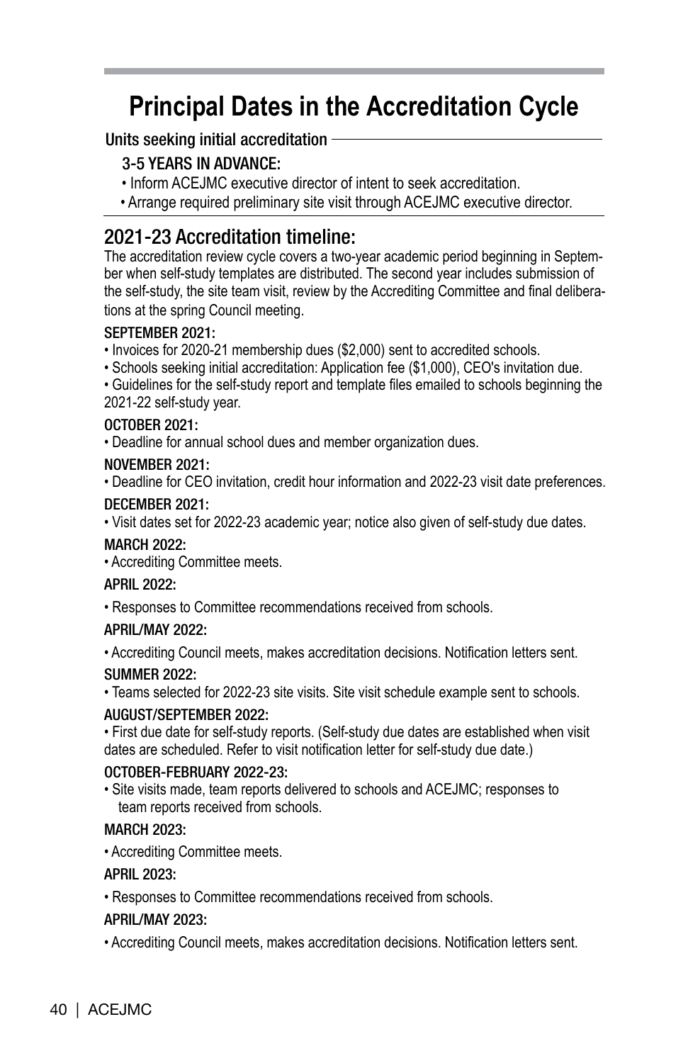# Principal Dates in the Accreditation Cycle

## Units seeking initial accreditation

**3-5 YEARS IN ADVANCE:**

- Inform ACEJMC executive director of intent to seek accreditation.
- Arrange required preliminary site visit through ACEJMC executive director.

## 2021-23 Accreditation timeline:

The accreditation review cycle covers a two-year academic period beginning in September when self-study templates are distributed. The second year includes submission of the self-study, the site team visit, review by the Accrediting Committee and final deliberations at the spring Council meeting.

**SEPTEMBER 2021:**

- Invoices for 2020-21 membership dues ($2,000) sent to accredited schools.
- Schools seeking initial accreditation: Application fee ($1,000), CEO's invitation due.
- Guidelines for the self-study report and template files emailed to schools beginning the 2021-22 self-study year.

**OCTOBER 2021:**

- Deadline for annual school dues and member organization dues.

**NOVEMBER 2021:**

- Deadline for CEO invitation, credit hour information and 2022-23 visit date preferences.

**DECEMBER 2021:**

- Visit dates set for 2022-23 academic year; notice also given of self-study due dates.

**MARCH 2022:**

- Accrediting Committee meets.

**APRIL 2022:**

- Responses to Committee recommendations received from schools.

**APRIL/MAY 2022:**

- Accrediting Council meets, makes accreditation decisions. Notification letters sent.

**SUMMER 2022:**

- Teams selected for 2022-23 site visits. Site visit schedule example sent to schools.

**AUGUST/SEPTEMBER 2022:**

- First due date for self-study reports. (Self-study due dates are established when visit dates are scheduled. Refer to visit notification letter for self-study due date.)

**OCTOBER-FEBRUARY 2022-23:**

- Site visits made, team reports delivered to schools and ACEJMC; responses to team reports received from schools.

**MARCH 2023:**

- Accrediting Committee meets.

**APRIL 2023:**

- Responses to Committee recommendations received from schools.

**APRIL/MAY 2023:**

- Accrediting Council meets, makes accreditation decisions. Notification letters sent.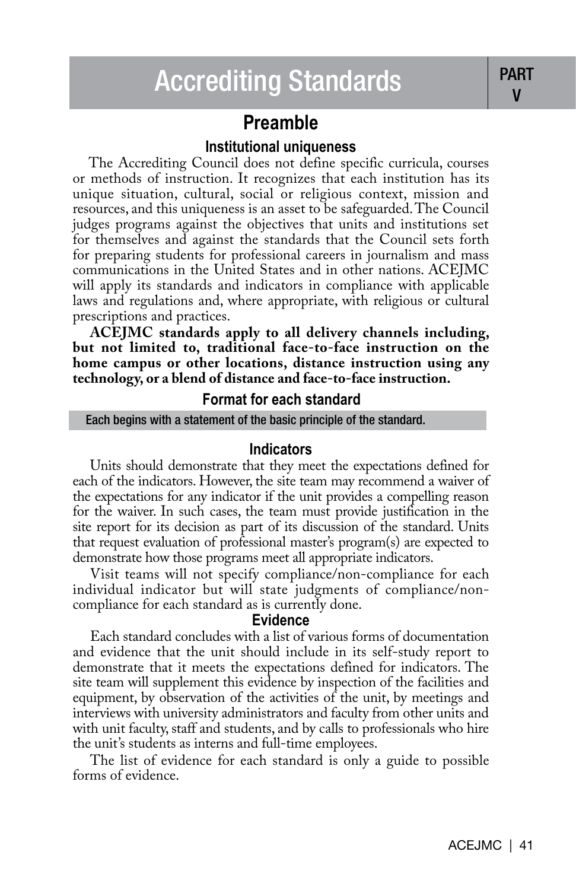# Accrediting Standards

PART V

## Preamble

### Institutional uniqueness

The Accrediting Council does not define specific curricula, courses or methods of instruction. It recognizes that each institution has its unique situation, cultural, social or religious context, mission and resources, and this uniqueness is an asset to be safeguarded. The Council judges programs against the objectives that units and institutions set for themselves and against the standards that the Council sets forth for preparing students for professional careers in journalism and mass communications in the United States and in other nations. ACEJMC will apply its standards and indicators in compliance with applicable laws and regulations and, where appropriate, with religious or cultural prescriptions and practices.

**ACEJMC standards apply to all delivery channels including, but not limited to, traditional face-to-face instruction on the home campus or other locations, distance instruction using any technology, or a blend of distance and face-to-face instruction.**

### Format for each standard

**Each begins with a statement of the basic principle of the standard.**

### Indicators

Units should demonstrate that they meet the expectations defined for each of the indicators. However, the site team may recommend a waiver of the expectations for any indicator if the unit provides a compelling reason for the waiver. In such cases, the team must provide justification in the site report for its decision as part of its discussion of the standard. Units that request evaluation of professional master's program(s) are expected to demonstrate how those programs meet all appropriate indicators.

Visit teams will not specify compliance/non-compliance for each individual indicator but will state judgments of compliance/non-compliance for each standard as is currently done.

### Evidence

Each standard concludes with a list of various forms of documentation and evidence that the unit should include in its self-study report to demonstrate that it meets the expectations defined for indicators. The site team will supplement this evidence by inspection of the facilities and equipment, by observation of the activities of the unit, by meetings and interviews with university administrators and faculty from other units and with unit faculty, staff and students, and by calls to professionals who hire the unit's students as interns and full-time employees.

The list of evidence for each standard is only a guide to possible forms of evidence.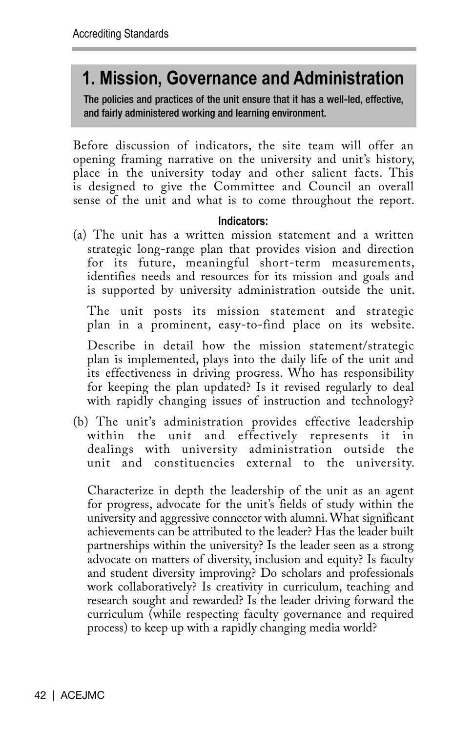# 1. Mission, Governance and Administration

**The policies and practices of the unit ensure that it has a well-led, effective, and fairly administered working and learning environment.**

Before discussion of indicators, the site team will offer an opening framing narrative on the university and unit's history, place in the university today and other salient facts. This is designed to give the Committee and Council an overall sense of the unit and what is to come throughout the report.

**Indicators:**

(a) The unit has a written mission statement and a written strategic long-range plan that provides vision and direction for its future, meaningful short-term measurements, identifies needs and resources for its mission and goals and is supported by university administration outside the unit.

The unit posts its mission statement and strategic plan in a prominent, easy-to-find place on its website.

Describe in detail how the mission statement/strategic plan is implemented, plays into the daily life of the unit and its effectiveness in driving progress. Who has responsibility for keeping the plan updated? Is it revised regularly to deal with rapidly changing issues of instruction and technology?

(b) The unit's administration provides effective leadership within the unit and effectively represents it in dealings with university administration outside the unit and constituencies external to the university.

Characterize in depth the leadership of the unit as an agent for progress, advocate for the unit's fields of study within the university and aggressive connector with alumni. What significant achievements can be attributed to the leader? Has the leader built partnerships within the university? Is the leader seen as a strong advocate on matters of diversity, inclusion and equity? Is faculty and student diversity improving? Do scholars and professionals work collaboratively? Is creativity in curriculum, teaching and research sought and rewarded? Is the leader driving forward the curriculum (while respecting faculty governance and required process) to keep up with a rapidly changing media world?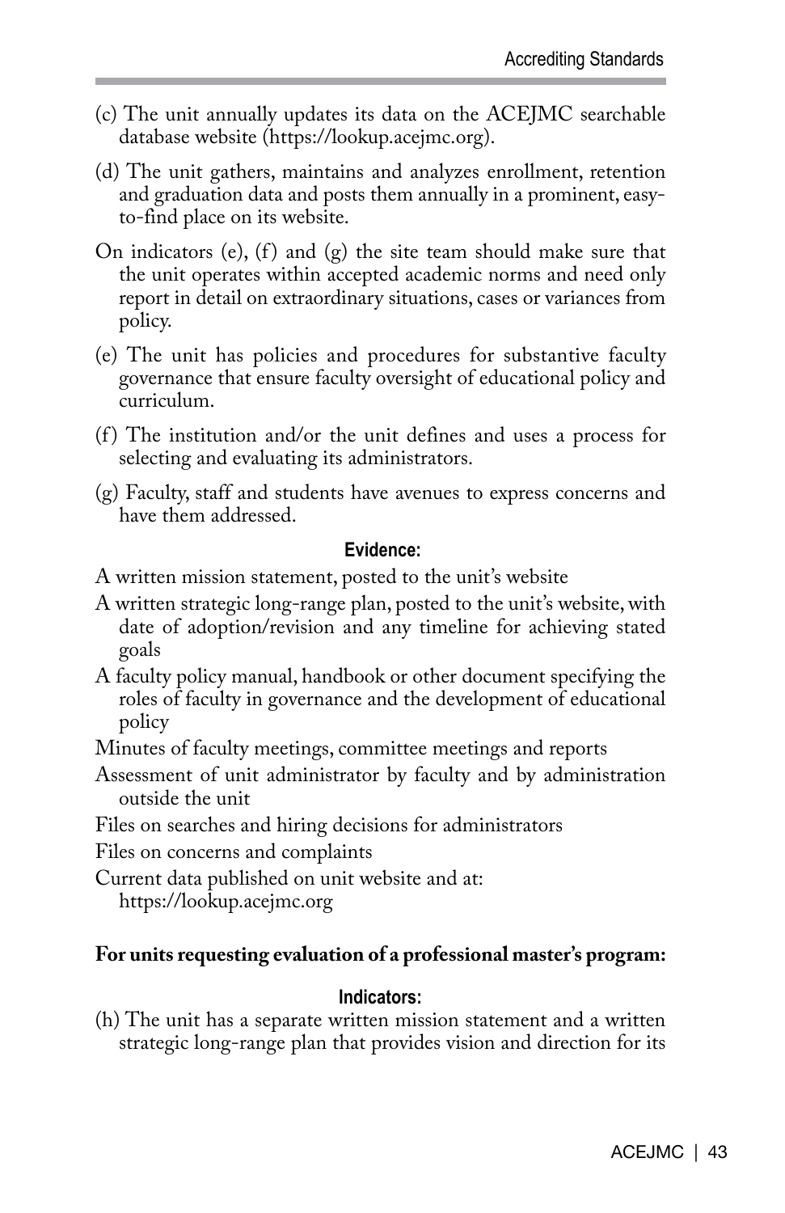(c) The unit annually updates its data on the ACEJMC searchable database website (https://lookup.acejmc.org).

(d) The unit gathers, maintains and analyzes enrollment, retention and graduation data and posts them annually in a prominent, easy-to-find place on its website.

On indicators (e), (f) and (g) the site team should make sure that the unit operates within accepted academic norms and need only report in detail on extraordinary situations, cases or variances from policy.

(e) The unit has policies and procedures for substantive faculty governance that ensure faculty oversight of educational policy and curriculum.

(f) The institution and/or the unit defines and uses a process for selecting and evaluating its administrators.

(g) Faculty, staff and students have avenues to express concerns and have them addressed.

**Evidence:**

A written mission statement, posted to the unit's website

A written strategic long-range plan, posted to the unit's website, with date of adoption/revision and any timeline for achieving stated goals

A faculty policy manual, handbook or other document specifying the roles of faculty in governance and the development of educational policy

Minutes of faculty meetings, committee meetings and reports

Assessment of unit administrator by faculty and by administration outside the unit

Files on searches and hiring decisions for administrators

Files on concerns and complaints

Current data published on unit website and at: https://lookup.acejmc.org

**For units requesting evaluation of a professional master's program:**

**Indicators:**

(h) The unit has a separate written mission statement and a written strategic long-range plan that provides vision and direction for its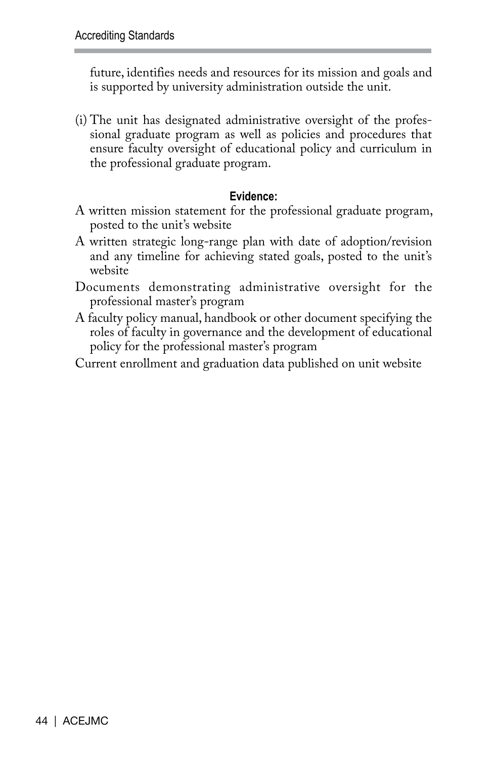future, identifies needs and resources for its mission and goals and is supported by university administration outside the unit.

(i) The unit has designated administrative oversight of the professional graduate program as well as policies and procedures that ensure faculty oversight of educational policy and curriculum in the professional graduate program.

**Evidence:**

A written mission statement for the professional graduate program, posted to the unit's website

A written strategic long-range plan with date of adoption/revision and any timeline for achieving stated goals, posted to the unit's website

Documents demonstrating administrative oversight for the professional master's program

A faculty policy manual, handbook or other document specifying the roles of faculty in governance and the development of educational policy for the professional master's program

Current enrollment and graduation data published on unit website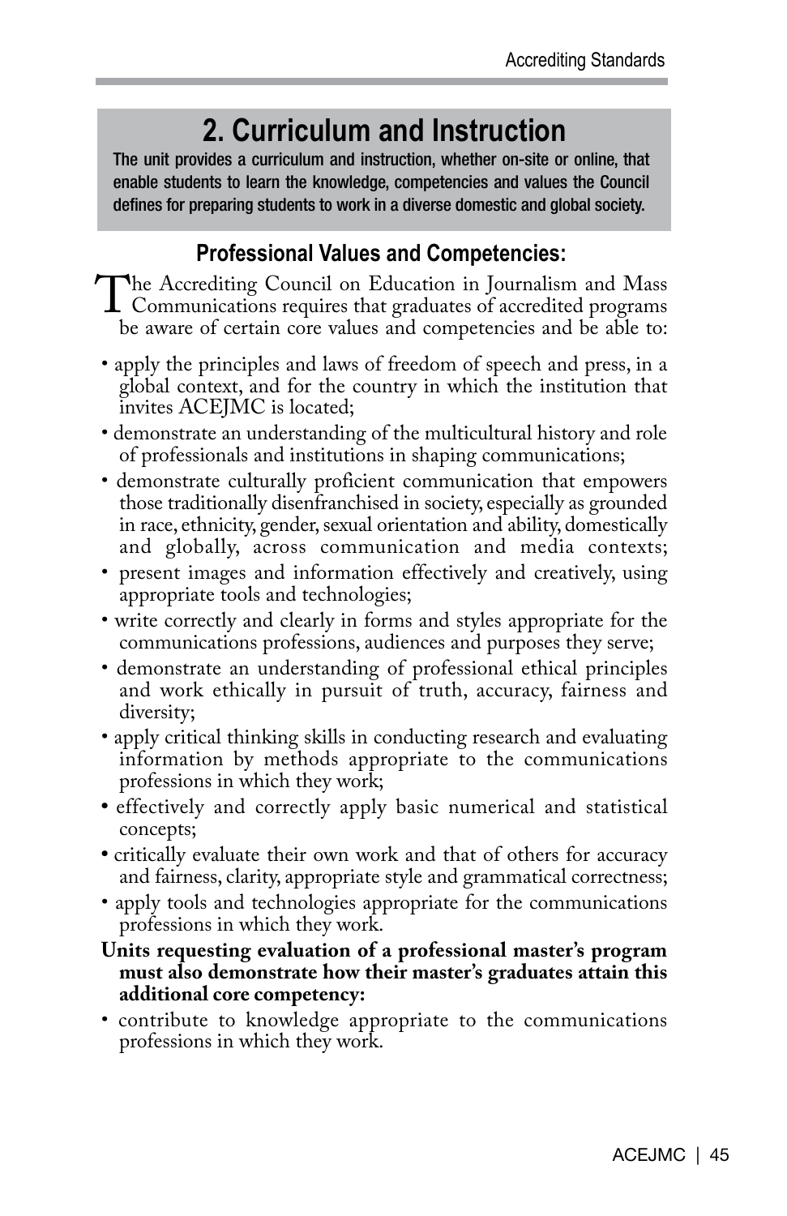## 2. Curriculum and Instruction

**The unit provides a curriculum and instruction, whether on-site or online, that enable students to learn the knowledge, competencies and values the Council defines for preparing students to work in a diverse domestic and global society.**

### Professional Values and Competencies:

The Accrediting Council on Education in Journalism and Mass Communications requires that graduates of accredited programs be aware of certain core values and competencies and be able to:

- apply the principles and laws of freedom of speech and press, in a global context, and for the country in which the institution that invites ACEJMC is located;
- demonstrate an understanding of the multicultural history and role of professionals and institutions in shaping communications;
- demonstrate culturally proficient communication that empowers those traditionally disenfranchised in society, especially as grounded in race, ethnicity, gender, sexual orientation and ability, domestically and globally, across communication and media contexts;
- present images and information effectively and creatively, using appropriate tools and technologies;
- write correctly and clearly in forms and styles appropriate for the communications professions, audiences and purposes they serve;
- demonstrate an understanding of professional ethical principles and work ethically in pursuit of truth, accuracy, fairness and diversity;
- apply critical thinking skills in conducting research and evaluating information by methods appropriate to the communications professions in which they work;
- effectively and correctly apply basic numerical and statistical concepts;
- critically evaluate their own work and that of others for accuracy and fairness, clarity, appropriate style and grammatical correctness;
- apply tools and technologies appropriate for the communications professions in which they work.

**Units requesting evaluation of a professional master's program must also demonstrate how their master's graduates attain this additional core competency:**

- contribute to knowledge appropriate to the communications professions in which they work.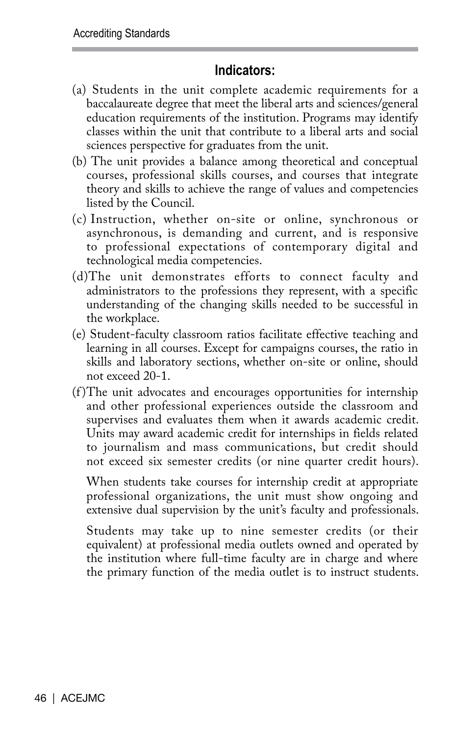## Indicators:

(a) Students in the unit complete academic requirements for a baccalaureate degree that meet the liberal arts and sciences/general education requirements of the institution. Programs may identify classes within the unit that contribute to a liberal arts and social sciences perspective for graduates from the unit.

(b) The unit provides a balance among theoretical and conceptual courses, professional skills courses, and courses that integrate theory and skills to achieve the range of values and competencies listed by the Council.

(c) Instruction, whether on-site or online, synchronous or asynchronous, is demanding and current, and is responsive to professional expectations of contemporary digital and technological media competencies.

(d) The unit demonstrates efforts to connect faculty and administrators to the professions they represent, with a specific understanding of the changing skills needed to be successful in the workplace.

(e) Student-faculty classroom ratios facilitate effective teaching and learning in all courses. Except for campaigns courses, the ratio in skills and laboratory sections, whether on-site or online, should not exceed 20-1.

(f) The unit advocates and encourages opportunities for internship and other professional experiences outside the classroom and supervises and evaluates them when it awards academic credit. Units may award academic credit for internships in fields related to journalism and mass communications, but credit should not exceed six semester credits (or nine quarter credit hours).

When students take courses for internship credit at appropriate professional organizations, the unit must show ongoing and extensive dual supervision by the unit's faculty and professionals.

Students may take up to nine semester credits (or their equivalent) at professional media outlets owned and operated by the institution where full-time faculty are in charge and where the primary function of the media outlet is to instruct students.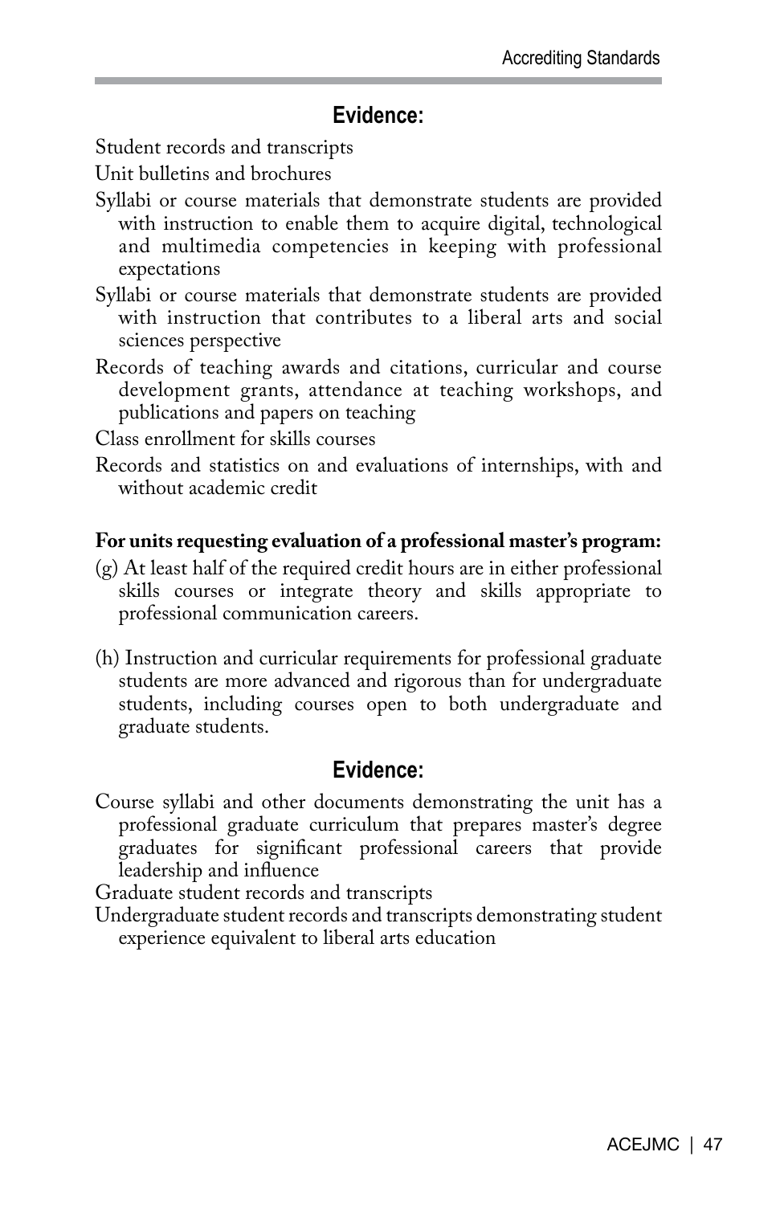### Evidence:

Student records and transcripts

Unit bulletins and brochures

Syllabi or course materials that demonstrate students are provided with instruction to enable them to acquire digital, technological and multimedia competencies in keeping with professional expectations

Syllabi or course materials that demonstrate students are provided with instruction that contributes to a liberal arts and social sciences perspective

Records of teaching awards and citations, curricular and course development grants, attendance at teaching workshops, and publications and papers on teaching

Class enrollment for skills courses

Records and statistics on and evaluations of internships, with and without academic credit

**For units requesting evaluation of a professional master's program:**

(g) At least half of the required credit hours are in either professional skills courses or integrate theory and skills appropriate to professional communication careers.

(h) Instruction and curricular requirements for professional graduate students are more advanced and rigorous than for undergraduate students, including courses open to both undergraduate and graduate students.

### Evidence:

Course syllabi and other documents demonstrating the unit has a professional graduate curriculum that prepares master's degree graduates for significant professional careers that provide leadership and influence

Graduate student records and transcripts

Undergraduate student records and transcripts demonstrating student experience equivalent to liberal arts education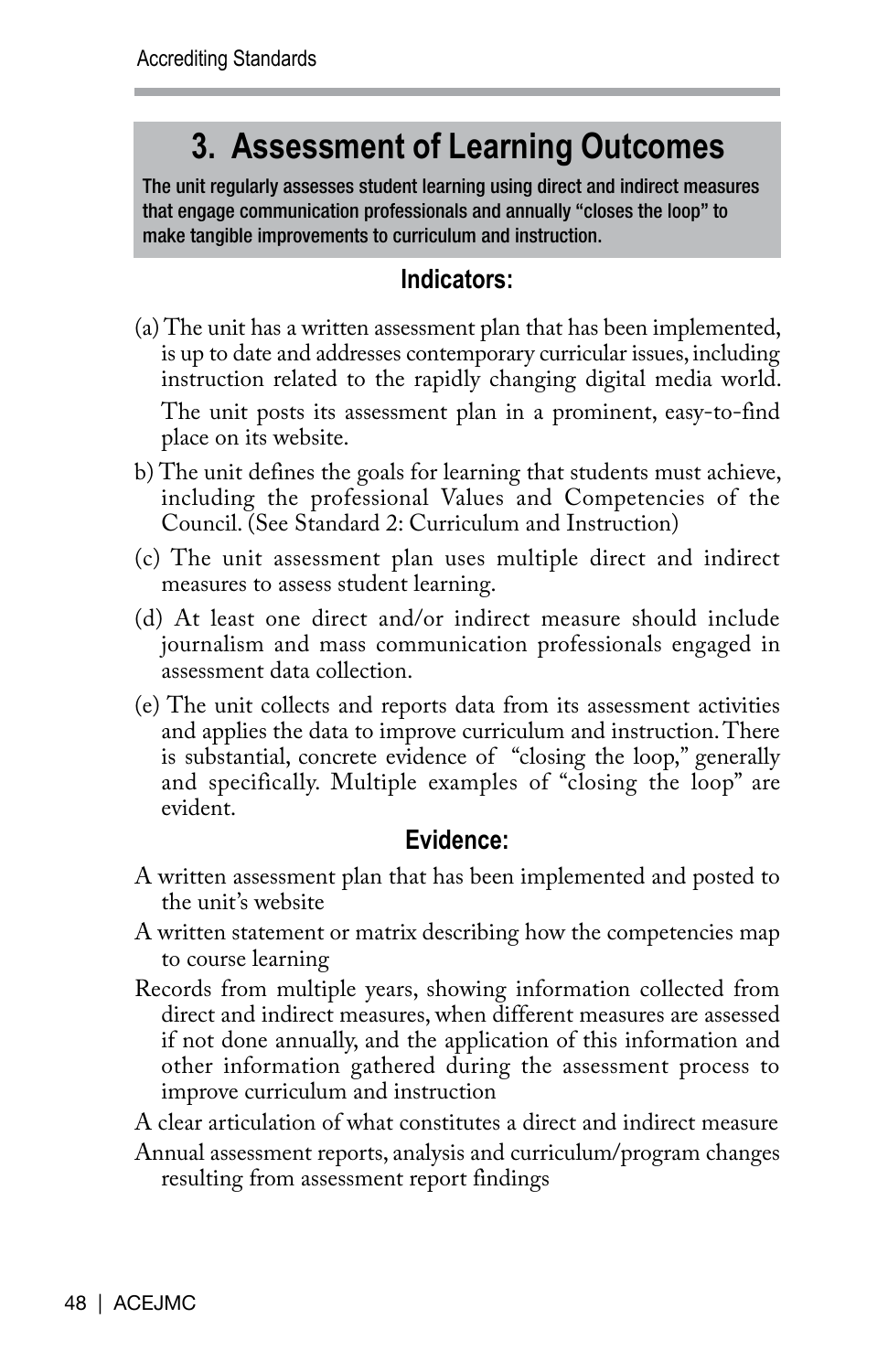## 3. Assessment of Learning Outcomes

**The unit regularly assesses student learning using direct and indirect measures that engage communication professionals and annually "closes the loop" to make tangible improvements to curriculum and instruction.**

### Indicators:

(a) The unit has a written assessment plan that has been implemented, is up to date and addresses contemporary curricular issues, including instruction related to the rapidly changing digital media world.

The unit posts its assessment plan in a prominent, easy-to-find place on its website.

b) The unit defines the goals for learning that students must achieve, including the professional Values and Competencies of the Council. (See Standard 2: Curriculum and Instruction)

(c) The unit assessment plan uses multiple direct and indirect measures to assess student learning.

(d) At least one direct and/or indirect measure should include journalism and mass communication professionals engaged in assessment data collection.

(e) The unit collects and reports data from its assessment activities and applies the data to improve curriculum and instruction. There is substantial, concrete evidence of "closing the loop," generally and specifically. Multiple examples of "closing the loop" are evident.

### Evidence:

A written assessment plan that has been implemented and posted to the unit's website

A written statement or matrix describing how the competencies map to course learning

Records from multiple years, showing information collected from direct and indirect measures, when different measures are assessed if not done annually, and the application of this information and other information gathered during the assessment process to improve curriculum and instruction

A clear articulation of what constitutes a direct and indirect measure

Annual assessment reports, analysis and curriculum/program changes resulting from assessment report findings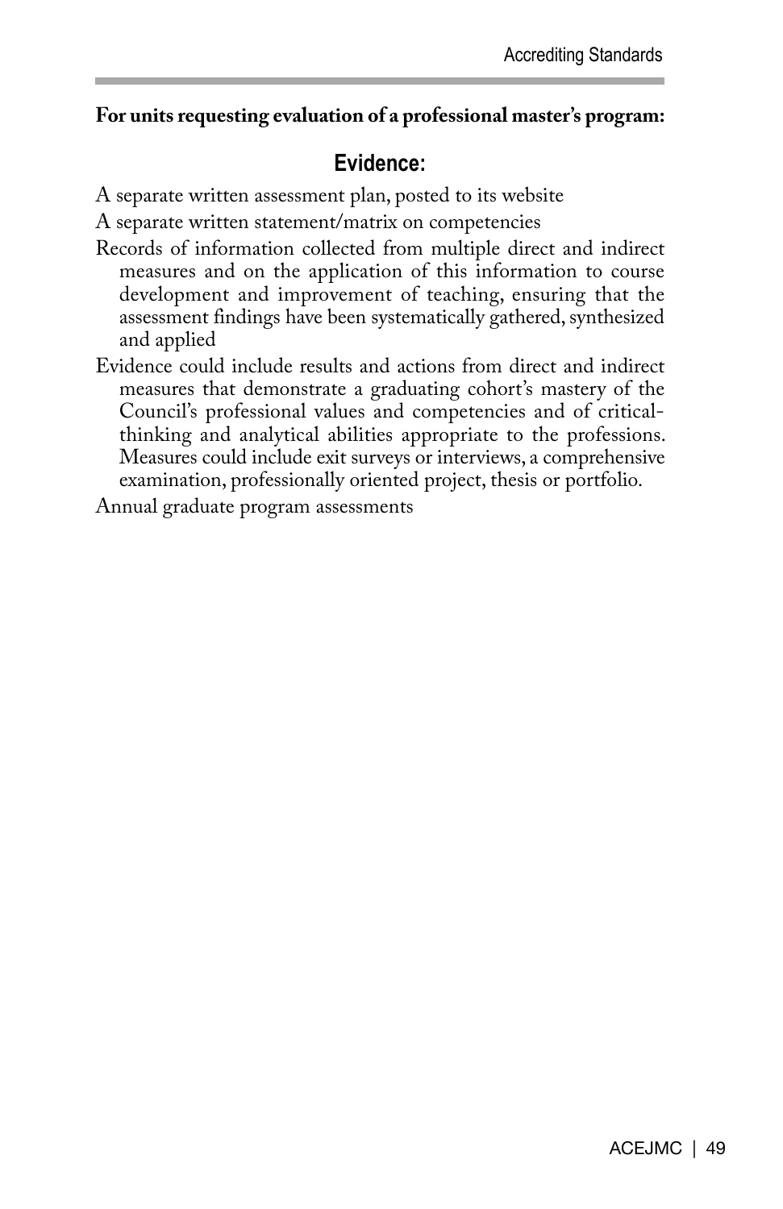**For units requesting evaluation of a professional master's program:**

## Evidence:

A separate written assessment plan, posted to its website

A separate written statement/matrix on competencies

Records of information collected from multiple direct and indirect measures and on the application of this information to course development and improvement of teaching, ensuring that the assessment findings have been systematically gathered, synthesized and applied

Evidence could include results and actions from direct and indirect measures that demonstrate a graduating cohort's mastery of the Council's professional values and competencies and of critical-thinking and analytical abilities appropriate to the professions. Measures could include exit surveys or interviews, a comprehensive examination, professionally oriented project, thesis or portfolio.

Annual graduate program assessments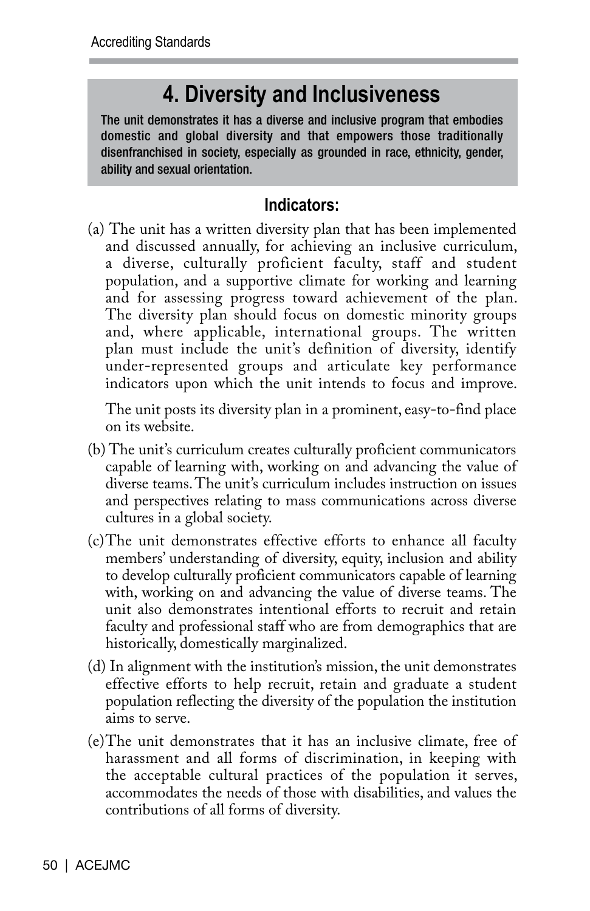# 4. Diversity and Inclusiveness

**The unit demonstrates it has a diverse and inclusive program that embodies domestic and global diversity and that empowers those traditionally disenfranchised in society, especially as grounded in race, ethnicity, gender, ability and sexual orientation.**

## Indicators:

(a) The unit has a written diversity plan that has been implemented and discussed annually, for achieving an inclusive curriculum, a diverse, culturally proficient faculty, staff and student population, and a supportive climate for working and learning and for assessing progress toward achievement of the plan. The diversity plan should focus on domestic minority groups and, where applicable, international groups. The written plan must include the unit's definition of diversity, identify under-represented groups and articulate key performance indicators upon which the unit intends to focus and improve.

The unit posts its diversity plan in a prominent, easy-to-find place on its website.

(b) The unit's curriculum creates culturally proficient communicators capable of learning with, working on and advancing the value of diverse teams. The unit's curriculum includes instruction on issues and perspectives relating to mass communications across diverse cultures in a global society.

(c) The unit demonstrates effective efforts to enhance all faculty members' understanding of diversity, equity, inclusion and ability to develop culturally proficient communicators capable of learning with, working on and advancing the value of diverse teams. The unit also demonstrates intentional efforts to recruit and retain faculty and professional staff who are from demographics that are historically, domestically marginalized.

(d) In alignment with the institution's mission, the unit demonstrates effective efforts to help recruit, retain and graduate a student population reflecting the diversity of the population the institution aims to serve.

(e) The unit demonstrates that it has an inclusive climate, free of harassment and all forms of discrimination, in keeping with the acceptable cultural practices of the population it serves, accommodates the needs of those with disabilities, and values the contributions of all forms of diversity.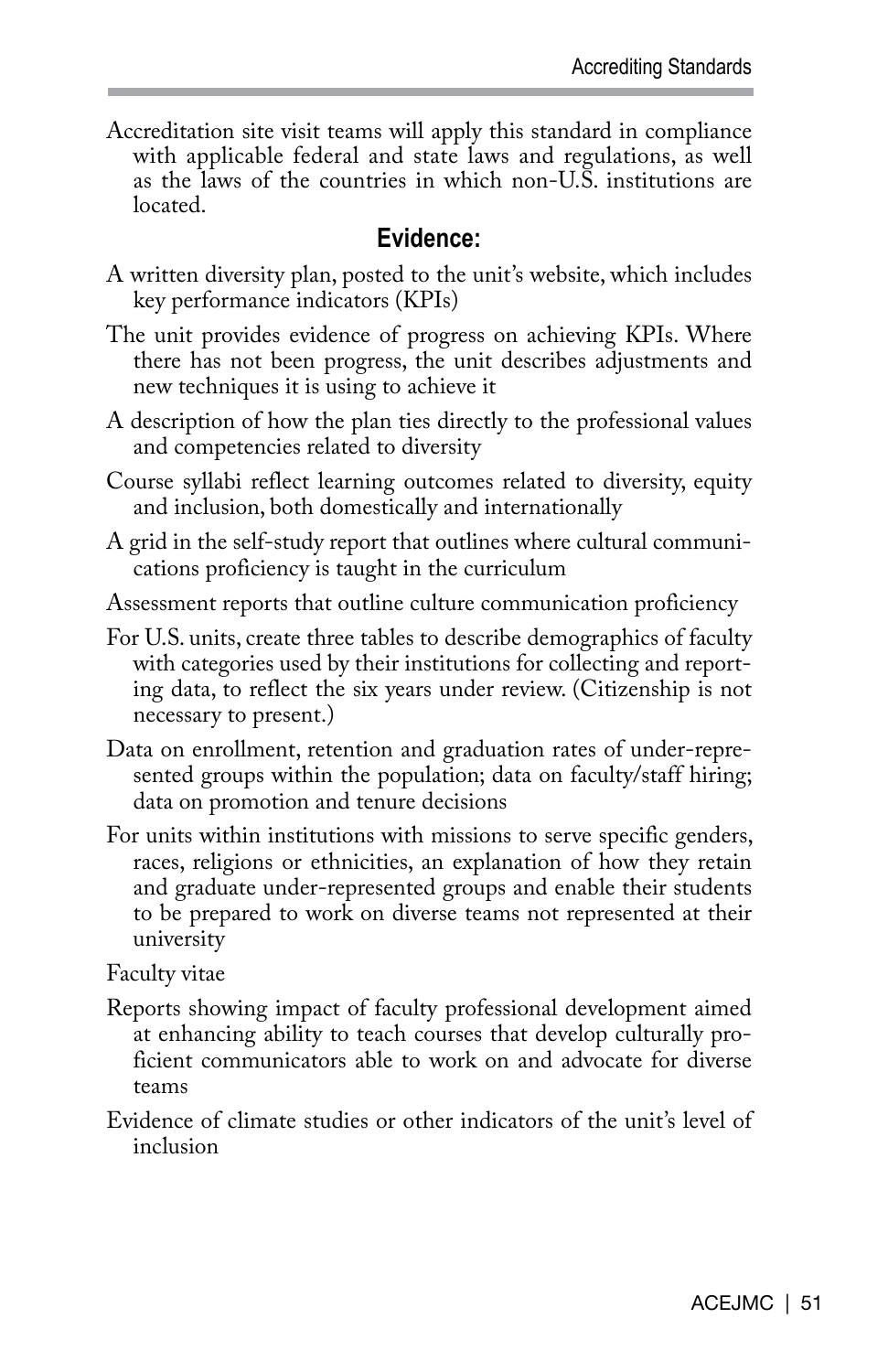Accreditation site visit teams will apply this standard in compliance with applicable federal and state laws and regulations, as well as the laws of the countries in which non-U.S. institutions are located.

## Evidence:

A written diversity plan, posted to the unit's website, which includes key performance indicators (KPIs)

The unit provides evidence of progress on achieving KPIs. Where there has not been progress, the unit describes adjustments and new techniques it is using to achieve it

A description of how the plan ties directly to the professional values and competencies related to diversity

Course syllabi reflect learning outcomes related to diversity, equity and inclusion, both domestically and internationally

A grid in the self-study report that outlines where cultural communications proficiency is taught in the curriculum

Assessment reports that outline culture communication proficiency

For U.S. units, create three tables to describe demographics of faculty with categories used by their institutions for collecting and reporting data, to reflect the six years under review. (Citizenship is not necessary to present.)

Data on enrollment, retention and graduation rates of under-represented groups within the population; data on faculty/staff hiring; data on promotion and tenure decisions

For units within institutions with missions to serve specific genders, races, religions or ethnicities, an explanation of how they retain and graduate under-represented groups and enable their students to be prepared to work on diverse teams not represented at their university

Faculty vitae

Reports showing impact of faculty professional development aimed at enhancing ability to teach courses that develop culturally proficient communicators able to work on and advocate for diverse teams

Evidence of climate studies or other indicators of the unit's level of inclusion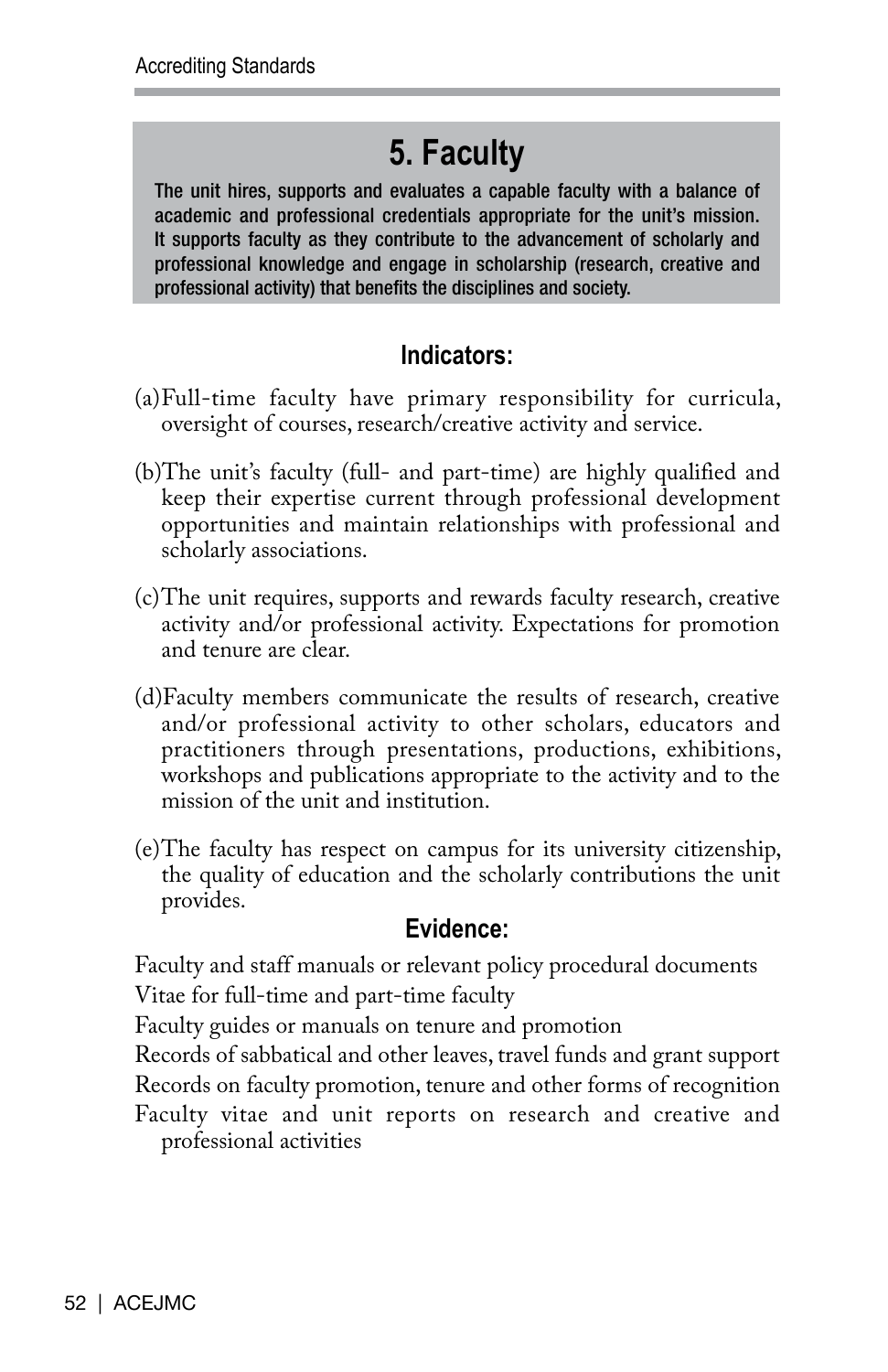## 5. Faculty

**The unit hires, supports and evaluates a capable faculty with a balance of academic and professional credentials appropriate for the unit's mission. It supports faculty as they contribute to the advancement of scholarly and professional knowledge and engage in scholarship (research, creative and professional activity) that benefits the disciplines and society.**

### Indicators:

(a) Full-time faculty have primary responsibility for curricula, oversight of courses, research/creative activity and service.

(b) The unit's faculty (full- and part-time) are highly qualified and keep their expertise current through professional development opportunities and maintain relationships with professional and scholarly associations.

(c) The unit requires, supports and rewards faculty research, creative activity and/or professional activity. Expectations for promotion and tenure are clear.

(d) Faculty members communicate the results of research, creative and/or professional activity to other scholars, educators and practitioners through presentations, productions, exhibitions, workshops and publications appropriate to the activity and to the mission of the unit and institution.

(e) The faculty has respect on campus for its university citizenship, the quality of education and the scholarly contributions the unit provides.

### Evidence:

Faculty and staff manuals or relevant policy procedural documents

Vitae for full-time and part-time faculty

Faculty guides or manuals on tenure and promotion

Records of sabbatical and other leaves, travel funds and grant support

Records on faculty promotion, tenure and other forms of recognition

Faculty vitae and unit reports on research and creative and professional activities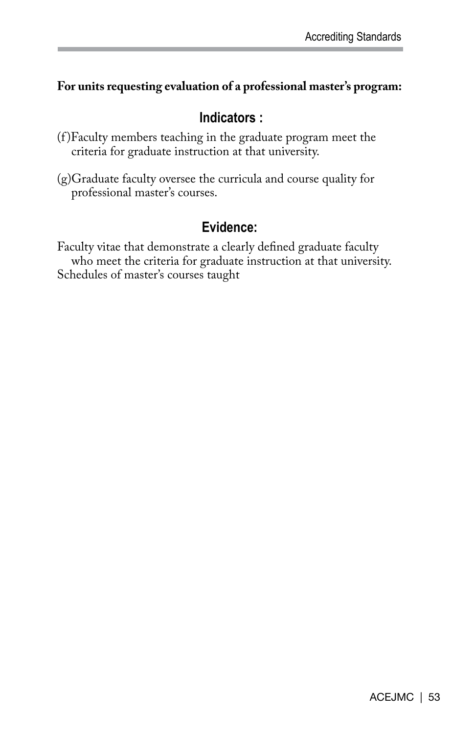**For units requesting evaluation of a professional master's program:**

### Indicators :

(f) Faculty members teaching in the graduate program meet the criteria for graduate instruction at that university.

(g) Graduate faculty oversee the curricula and course quality for professional master's courses.

### Evidence:

Faculty vitae that demonstrate a clearly defined graduate faculty who meet the criteria for graduate instruction at that university.

Schedules of master's courses taught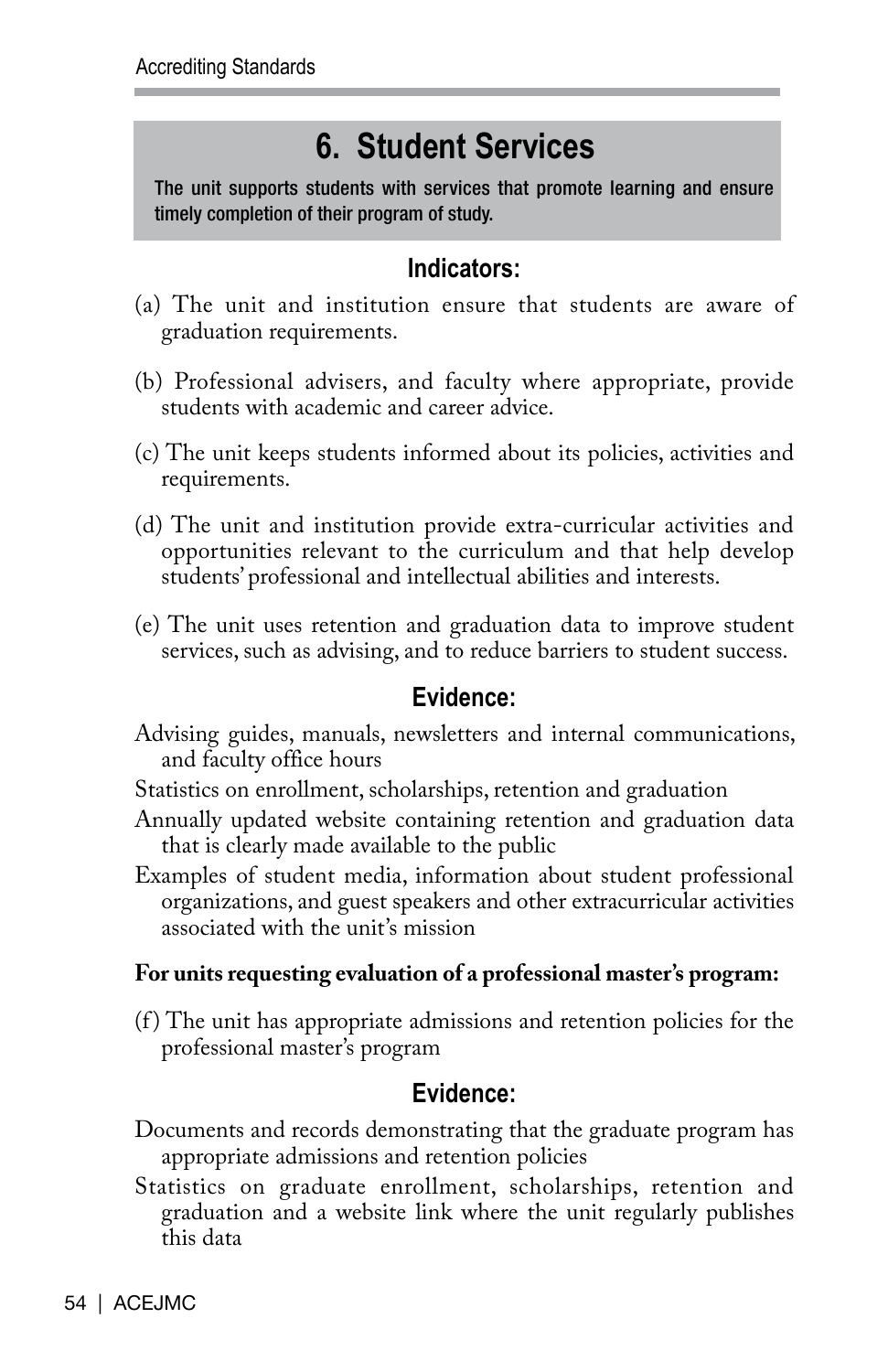# 6. Student Services

**The unit supports students with services that promote learning and ensure timely completion of their program of study.**

### Indicators:

(a) The unit and institution ensure that students are aware of graduation requirements.

(b) Professional advisers, and faculty where appropriate, provide students with academic and career advice.

(c) The unit keeps students informed about its policies, activities and requirements.

(d) The unit and institution provide extra-curricular activities and opportunities relevant to the curriculum and that help develop students' professional and intellectual abilities and interests.

(e) The unit uses retention and graduation data to improve student services, such as advising, and to reduce barriers to student success.

### Evidence:

Advising guides, manuals, newsletters and internal communications, and faculty office hours

Statistics on enrollment, scholarships, retention and graduation

Annually updated website containing retention and graduation data that is clearly made available to the public

Examples of student media, information about student professional organizations, and guest speakers and other extracurricular activities associated with the unit's mission

**For units requesting evaluation of a professional master's program:**

(f) The unit has appropriate admissions and retention policies for the professional master's program

### Evidence:

Documents and records demonstrating that the graduate program has appropriate admissions and retention policies

Statistics on graduate enrollment, scholarships, retention and graduation and a website link where the unit regularly publishes this data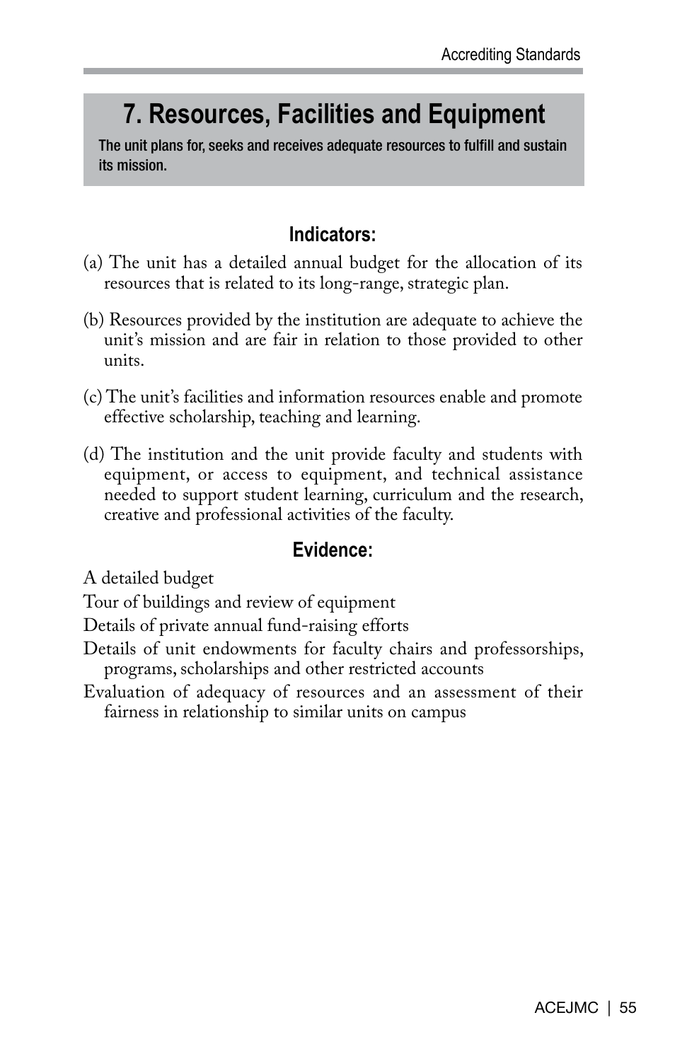# 7. Resources, Facilities and Equipment

**The unit plans for, seeks and receives adequate resources to fulfill and sustain its mission.**

### Indicators:

(a) The unit has a detailed annual budget for the allocation of its resources that is related to its long-range, strategic plan.

(b) Resources provided by the institution are adequate to achieve the unit's mission and are fair in relation to those provided to other units.

(c) The unit's facilities and information resources enable and promote effective scholarship, teaching and learning.

(d) The institution and the unit provide faculty and students with equipment, or access to equipment, and technical assistance needed to support student learning, curriculum and the research, creative and professional activities of the faculty.

### Evidence:

A detailed budget

Tour of buildings and review of equipment

Details of private annual fund-raising efforts

Details of unit endowments for faculty chairs and professorships, programs, scholarships and other restricted accounts

Evaluation of adequacy of resources and an assessment of their fairness in relationship to similar units on campus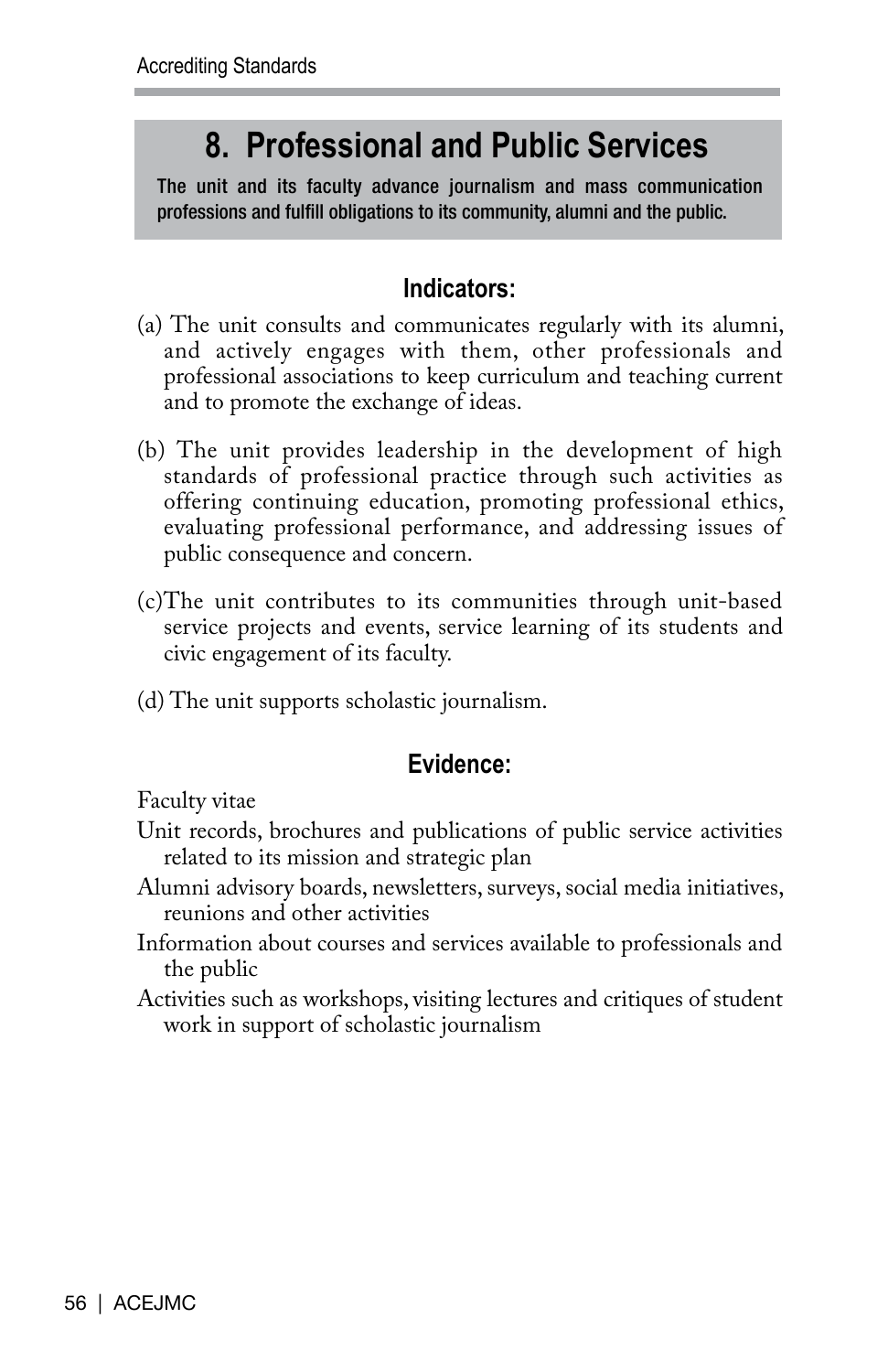# 8. Professional and Public Services

**The unit and its faculty advance journalism and mass communication professions and fulfill obligations to its community, alumni and the public.**

### Indicators:

(a) The unit consults and communicates regularly with its alumni, and actively engages with them, other professionals and professional associations to keep curriculum and teaching current and to promote the exchange of ideas.

(b) The unit provides leadership in the development of high standards of professional practice through such activities as offering continuing education, promoting professional ethics, evaluating professional performance, and addressing issues of public consequence and concern.

(c)The unit contributes to its communities through unit-based service projects and events, service learning of its students and civic engagement of its faculty.

(d) The unit supports scholastic journalism.

### Evidence:

Faculty vitae

Unit records, brochures and publications of public service activities related to its mission and strategic plan

Alumni advisory boards, newsletters, surveys, social media initiatives, reunions and other activities

Information about courses and services available to professionals and the public

Activities such as workshops, visiting lectures and critiques of student work in support of scholastic journalism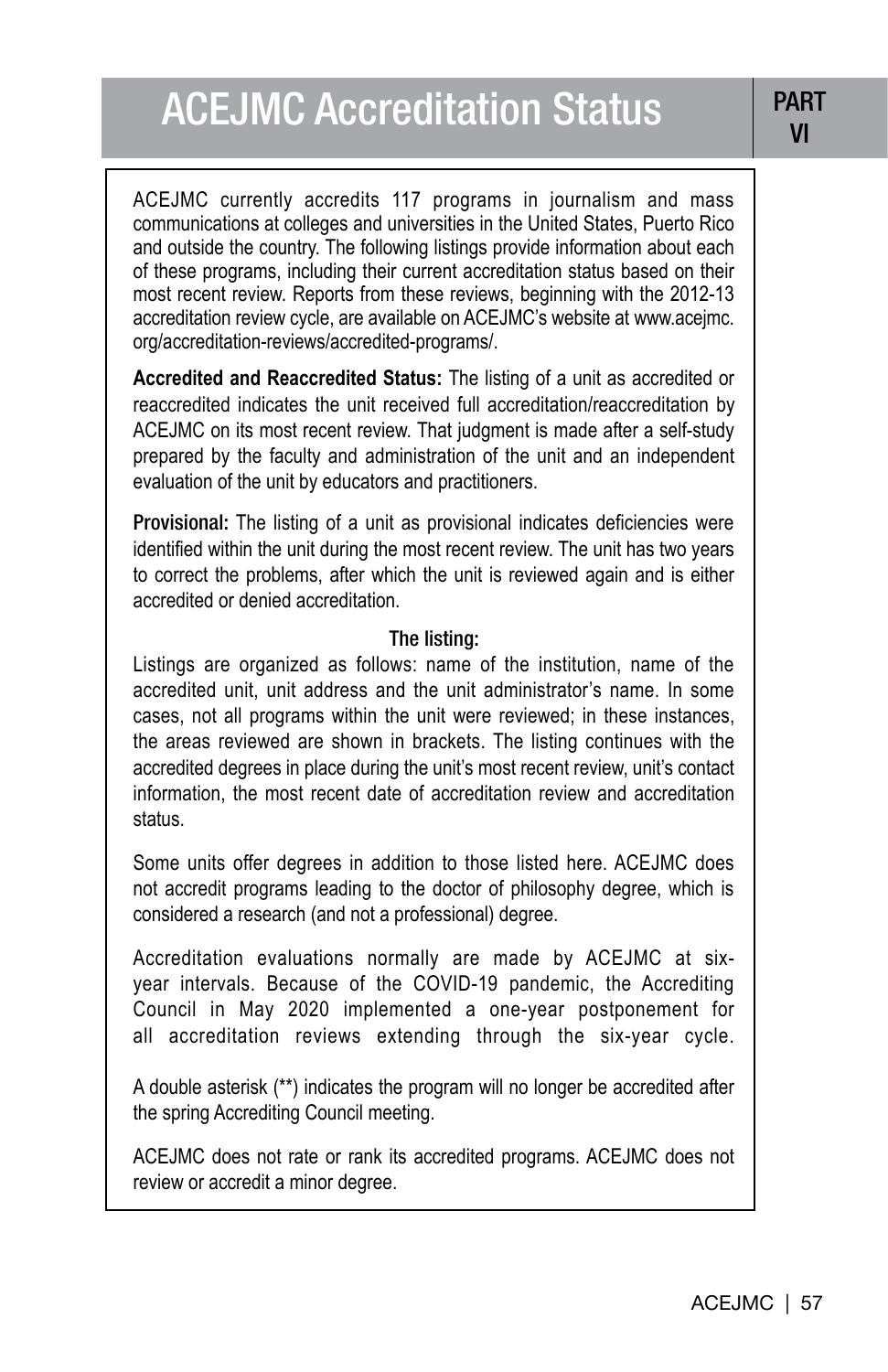# ACEJMC Accreditation Status

**PART VI**

ACEJMC currently accredits 117 programs in journalism and mass communications at colleges and universities in the United States, Puerto Rico and outside the country. The following listings provide information about each of these programs, including their current accreditation status based on their most recent review. Reports from these reviews, beginning with the 2012-13 accreditation review cycle, are available on ACEJMC's website at www.acejmc.org/accreditation-reviews/accredited-programs/.

**Accredited and Reaccredited Status:** The listing of a unit as accredited or reaccredited indicates the unit received full accreditation/reaccreditation by ACEJMC on its most recent review. That judgment is made after a self-study prepared by the faculty and administration of the unit and an independent evaluation of the unit by educators and practitioners.

**Provisional:** The listing of a unit as provisional indicates deficiencies were identified within the unit during the most recent review. The unit has two years to correct the problems, after which the unit is reviewed again and is either accredited or denied accreditation.

**The listing:**

Listings are organized as follows: name of the institution, name of the accredited unit, unit address and the unit administrator's name. In some cases, not all programs within the unit were reviewed; in these instances, the areas reviewed are shown in brackets. The listing continues with the accredited degrees in place during the unit's most recent review, unit's contact information, the most recent date of accreditation review and accreditation status.

Some units offer degrees in addition to those listed here. ACEJMC does not accredit programs leading to the doctor of philosophy degree, which is considered a research (and not a professional) degree.

Accreditation evaluations normally are made by ACEJMC at six-year intervals. Because of the COVID-19 pandemic, the Accrediting Council in May 2020 implemented a one-year postponement for all accreditation reviews extending through the six-year cycle.

A double asterisk (**) indicates the program will no longer be accredited after the spring Accrediting Council meeting.

ACEJMC does not rate or rank its accredited programs. ACEJMC does not review or accredit a minor degree.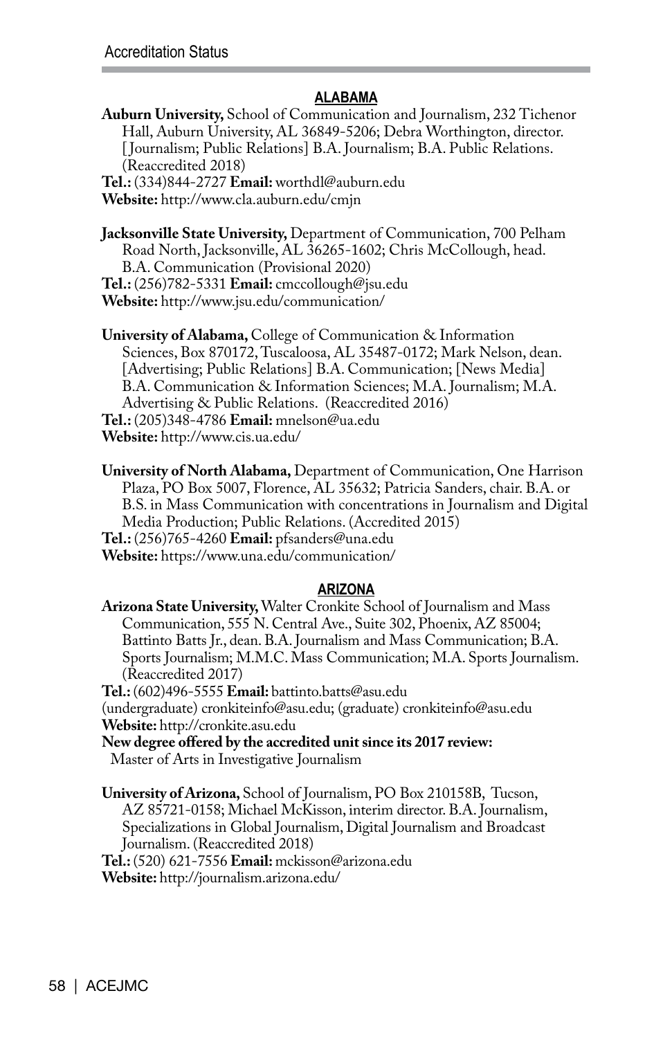## ALABAMA

**Auburn University,** School of Communication and Journalism, 232 Tichenor Hall, Auburn University, AL 36849-5206; Debra Worthington, director. [Journalism; Public Relations] B.A. Journalism; B.A. Public Relations. (Reaccredited 2018)
**Tel.:** (334)844-2727 **Email:** worthdl@auburn.edu
**Website:** http://www.cla.auburn.edu/cmjn

**Jacksonville State University,** Department of Communication, 700 Pelham Road North, Jacksonville, AL 36265-1602; Chris McCollough, head. B.A. Communication (Provisional 2020)
**Tel.:** (256)782-5331 **Email:** cmccollough@jsu.edu
**Website:** http://www.jsu.edu/communication/

**University of Alabama,** College of Communication & Information Sciences, Box 870172, Tuscaloosa, AL 35487-0172; Mark Nelson, dean. [Advertising; Public Relations] B.A. Communication; [News Media] B.A. Communication & Information Sciences; M.A. Journalism; M.A. Advertising & Public Relations. (Reaccredited 2016)
**Tel.:** (205)348-4786 **Email:** mnelson@ua.edu
**Website:** http://www.cis.ua.edu/

**University of North Alabama,** Department of Communication, One Harrison Plaza, PO Box 5007, Florence, AL 35632; Patricia Sanders, chair. B.A. or B.S. in Mass Communication with concentrations in Journalism and Digital Media Production; Public Relations. (Accredited 2015)
**Tel.:** (256)765-4260 **Email:** pfsanders@una.edu
**Website:** https://www.una.edu/communication/

## ARIZONA

**Arizona State University,** Walter Cronkite School of Journalism and Mass Communication, 555 N. Central Ave., Suite 302, Phoenix, AZ 85004; Battinto Batts Jr., dean. B.A. Journalism and Mass Communication; B.A. Sports Journalism; M.M.C. Mass Communication; M.A. Sports Journalism. (Reaccredited 2017)
**Tel.:** (602)496-5555 **Email:** battinto.batts@asu.edu
(undergraduate) cronkiteinfo@asu.edu; (graduate) cronkiteinfo@asu.edu
**Website:** http://cronkite.asu.edu
**New degree offered by the accredited unit since its 2017 review:**
Master of Arts in Investigative Journalism

**University of Arizona,** School of Journalism, PO Box 210158B, Tucson, AZ 85721-0158; Michael McKisson, interim director. B.A. Journalism, Specializations in Global Journalism, Digital Journalism and Broadcast Journalism. (Reaccredited 2018)
**Tel.:** (520) 621-7556 **Email:** mckisson@arizona.edu
**Website:** http://journalism.arizona.edu/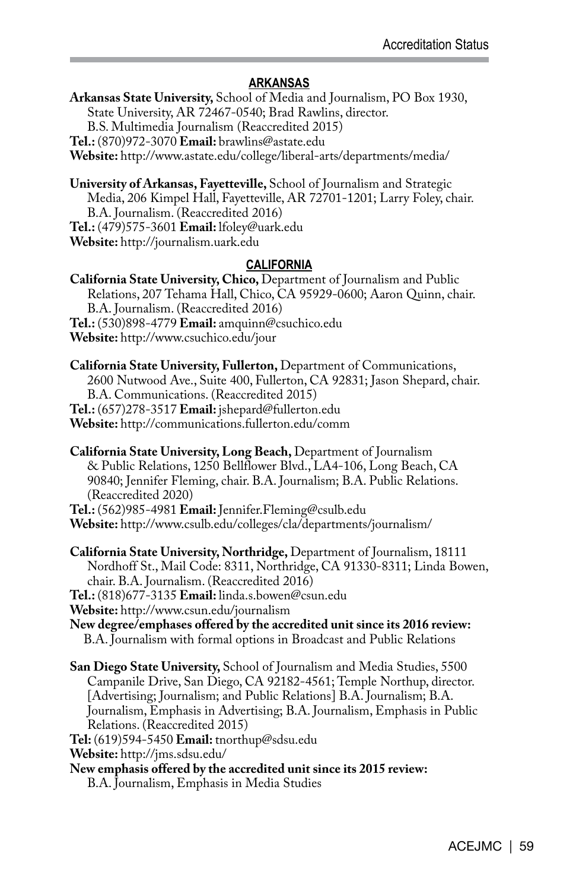## ARKANSAS

**Arkansas State University,** School of Media and Journalism, PO Box 1930, State University, AR 72467-0540; Brad Rawlins, director.
B.S. Multimedia Journalism (Reaccredited 2015)
**Tel.:** (870)972-3070 **Email:** brawlins@astate.edu
**Website:** http://www.astate.edu/college/liberal-arts/departments/media/

**University of Arkansas, Fayetteville,** School of Journalism and Strategic Media, 206 Kimpel Hall, Fayetteville, AR 72701-1201; Larry Foley, chair.
B.A. Journalism. (Reaccredited 2016)
**Tel.:** (479)575-3601 **Email:** lfoley@uark.edu
**Website:** http://journalism.uark.edu

## CALIFORNIA

**California State University, Chico,** Department of Journalism and Public Relations, 207 Tehama Hall, Chico, CA 95929-0600; Aaron Quinn, chair.
B.A. Journalism. (Reaccredited 2016)
**Tel.:** (530)898-4779 **Email:** amquinn@csuchico.edu
**Website:** http://www.csuchico.edu/jour

**California State University, Fullerton,** Department of Communications, 2600 Nutwood Ave., Suite 400, Fullerton, CA 92831; Jason Shepard, chair.
B.A. Communications. (Reaccredited 2015)
**Tel.:** (657)278-3517 **Email:** jshepard@fullerton.edu
**Website:** http://communications.fullerton.edu/comm

**California State University, Long Beach,** Department of Journalism & Public Relations, 1250 Bellflower Blvd., LA4-106, Long Beach, CA 90840; Jennifer Fleming, chair. B.A. Journalism; B.A. Public Relations. (Reaccredited 2020)
**Tel.:** (562)985-4981 **Email:** Jennifer.Fleming@csulb.edu
**Website:** http://www.csulb.edu/colleges/cla/departments/journalism/

**California State University, Northridge,** Department of Journalism, 18111 Nordhoff St., Mail Code: 8311, Northridge, CA 91330-8311; Linda Bowen, chair. B.A. Journalism. (Reaccredited 2016)
**Tel.:** (818)677-3135 **Email:** linda.s.bowen@csun.edu
**Website:** http://www.csun.edu/journalism
**New degree/emphases offered by the accredited unit since its 2016 review:**
B.A. Journalism with formal options in Broadcast and Public Relations

**San Diego State University,** School of Journalism and Media Studies, 5500 Campanile Drive, San Diego, CA 92182-4561; Temple Northup, director. [Advertising; Journalism; and Public Relations] B.A. Journalism; B.A. Journalism, Emphasis in Advertising; B.A. Journalism, Emphasis in Public Relations. (Reaccredited 2015)
**Tel:** (619)594-5450 **Email:** tnorthup@sdsu.edu
**Website:** http://jms.sdsu.edu/
**New emphasis offered by the accredited unit since its 2015 review:**
B.A. Journalism, Emphasis in Media Studies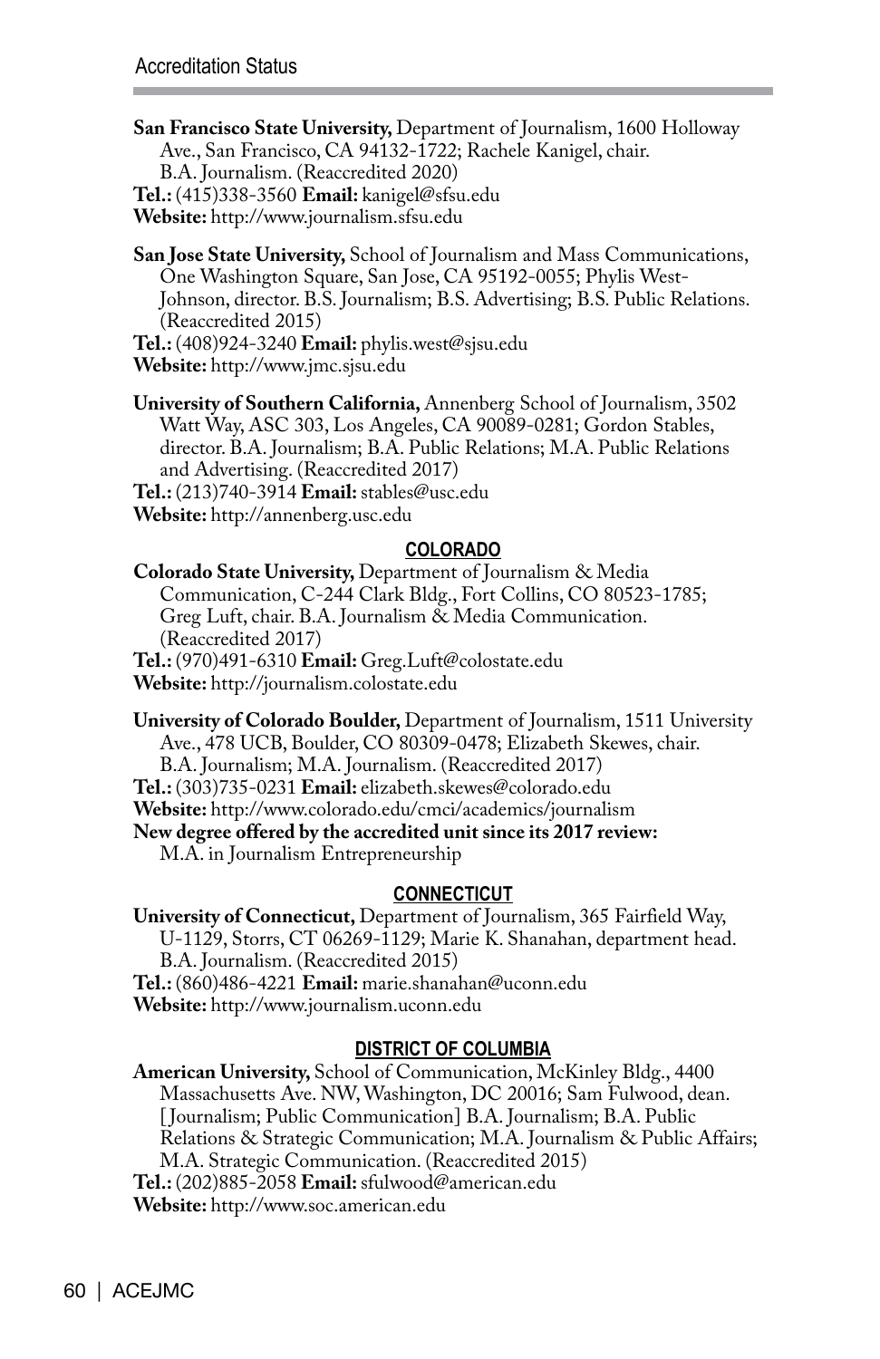**San Francisco State University,** Department of Journalism, 1600 Holloway Ave., San Francisco, CA 94132-1722; Rachele Kanigel, chair. B.A. Journalism. (Reaccredited 2020)
**Tel.:** (415)338-3560 **Email:** kanigel@sfsu.edu
**Website:** http://www.journalism.sfsu.edu

**San Jose State University,** School of Journalism and Mass Communications, One Washington Square, San Jose, CA 95192-0055; Phylis West-Johnson, director. B.S. Journalism; B.S. Advertising; B.S. Public Relations. (Reaccredited 2015)
**Tel.:** (408)924-3240 **Email:** phylis.west@sjsu.edu
**Website:** http://www.jmc.sjsu.edu

**University of Southern California,** Annenberg School of Journalism, 3502 Watt Way, ASC 303, Los Angeles, CA 90089-0281; Gordon Stables, director. B.A. Journalism; B.A. Public Relations; M.A. Public Relations and Advertising. (Reaccredited 2017)
**Tel.:** (213)740-3914 **Email:** stables@usc.edu
**Website:** http://annenberg.usc.edu

## COLORADO

**Colorado State University,** Department of Journalism & Media Communication, C-244 Clark Bldg., Fort Collins, CO 80523-1785; Greg Luft, chair. B.A. Journalism & Media Communication. (Reaccredited 2017)
**Tel.:** (970)491-6310 **Email:** Greg.Luft@colostate.edu
**Website:** http://journalism.colostate.edu

**University of Colorado Boulder,** Department of Journalism, 1511 University Ave., 478 UCB, Boulder, CO 80309-0478; Elizabeth Skewes, chair. B.A. Journalism; M.A. Journalism. (Reaccredited 2017)
**Tel.:** (303)735-0231 **Email:** elizabeth.skewes@colorado.edu
**Website:** http://www.colorado.edu/cmci/academics/journalism
**New degree offered by the accredited unit since its 2017 review:**
M.A. in Journalism Entrepreneurship

## CONNECTICUT

**University of Connecticut,** Department of Journalism, 365 Fairfield Way, U-1129, Storrs, CT 06269-1129; Marie K. Shanahan, department head. B.A. Journalism. (Reaccredited 2015)
**Tel.:** (860)486-4221 **Email:** marie.shanahan@uconn.edu
**Website:** http://www.journalism.uconn.edu

## DISTRICT OF COLUMBIA

**American University,** School of Communication, McKinley Bldg., 4400 Massachusetts Ave. NW, Washington, DC 20016; Sam Fulwood, dean. [Journalism; Public Communication] B.A. Journalism; B.A. Public Relations & Strategic Communication; M.A. Journalism & Public Affairs; M.A. Strategic Communication. (Reaccredited 2015)
**Tel.:** (202)885-2058 **Email:** sfulwood@american.edu
**Website:** http://www.soc.american.edu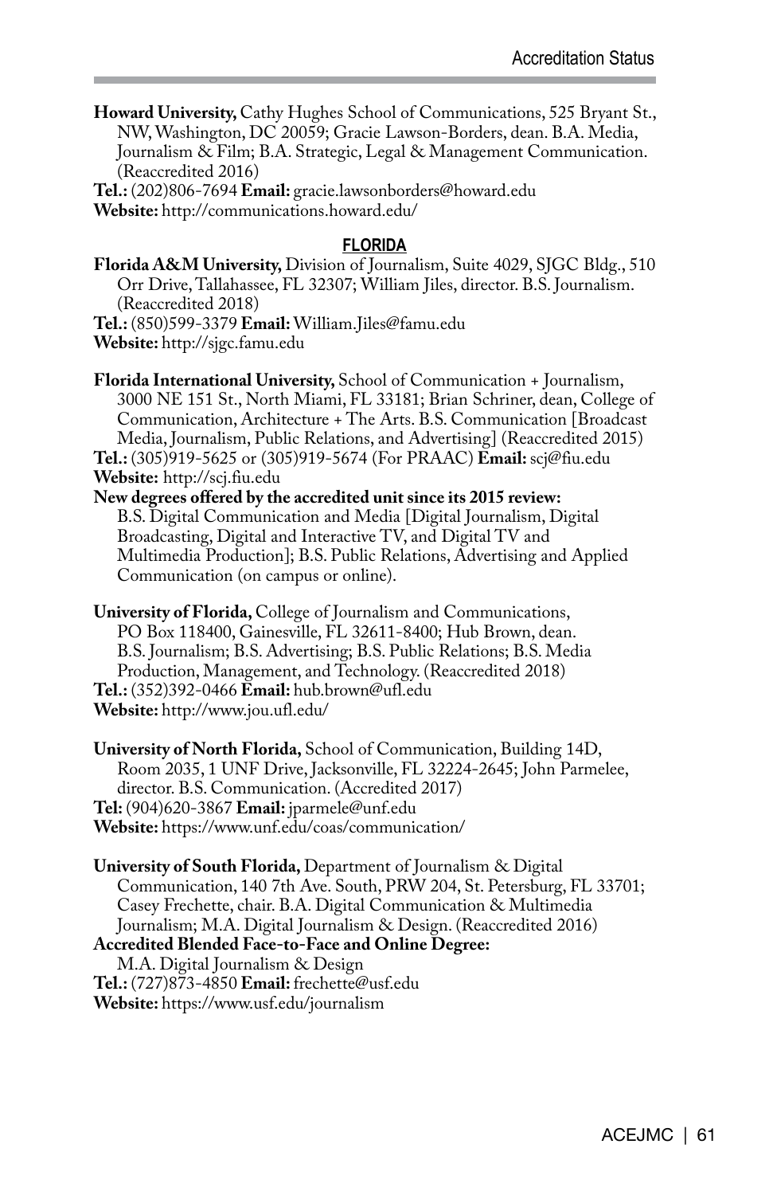**Howard University,** Cathy Hughes School of Communications, 525 Bryant St., NW, Washington, DC 20059; Gracie Lawson-Borders, dean. B.A. Media, Journalism & Film; B.A. Strategic, Legal & Management Communication. (Reaccredited 2016)
**Tel.:** (202)806-7694 **Email:** gracie.lawsonborders@howard.edu
**Website:** http://communications.howard.edu/

## FLORIDA

**Florida A&M University,** Division of Journalism, Suite 4029, SJGC Bldg., 510 Orr Drive, Tallahassee, FL 32307; William Jiles, director. B.S. Journalism. (Reaccredited 2018)
**Tel.:** (850)599-3379 **Email:** William.Jiles@famu.edu
**Website:** http://sjgc.famu.edu

**Florida International University,** School of Communication + Journalism, 3000 NE 151 St., North Miami, FL 33181; Brian Schriner, dean, College of Communication, Architecture + The Arts. B.S. Communication [Broadcast Media, Journalism, Public Relations, and Advertising] (Reaccredited 2015)
**Tel.:** (305)919-5625 or (305)919-5674 (For PRAAC) **Email:** scj@fiu.edu
**Website:** http://scj.fiu.edu
**New degrees offered by the accredited unit since its 2015 review:**
B.S. Digital Communication and Media [Digital Journalism, Digital Broadcasting, Digital and Interactive TV, and Digital TV and Multimedia Production]; B.S. Public Relations, Advertising and Applied Communication (on campus or online).

**University of Florida,** College of Journalism and Communications, PO Box 118400, Gainesville, FL 32611-8400; Hub Brown, dean. B.S. Journalism; B.S. Advertising; B.S. Public Relations; B.S. Media Production, Management, and Technology. (Reaccredited 2018)
**Tel.:** (352)392-0466 **Email:** hub.brown@ufl.edu
**Website:** http://www.jou.ufl.edu/

**University of North Florida,** School of Communication, Building 14D, Room 2035, 1 UNF Drive, Jacksonville, FL 32224-2645; John Parmelee, director. B.S. Communication. (Accredited 2017)
**Tel:** (904)620-3867 **Email:** jparmele@unf.edu
**Website:** https://www.unf.edu/coas/communication/

**University of South Florida,** Department of Journalism & Digital Communication, 140 7th Ave. South, PRW 204, St. Petersburg, FL 33701; Casey Frechette, chair. B.A. Digital Communication & Multimedia Journalism; M.A. Digital Journalism & Design. (Reaccredited 2016)
**Accredited Blended Face-to-Face and Online Degree:**
M.A. Digital Journalism & Design
**Tel.:** (727)873-4850 **Email:** frechette@usf.edu
**Website:** https://www.usf.edu/journalism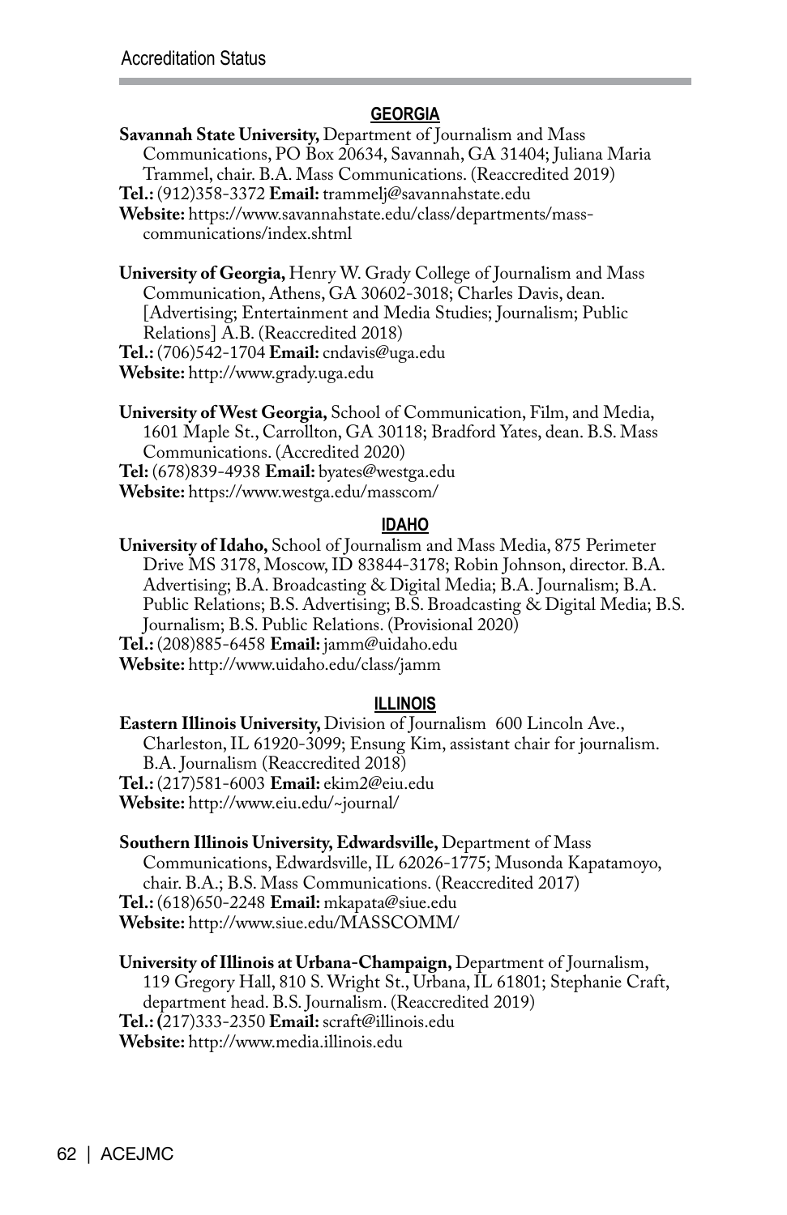## GEORGIA

**Savannah State University,** Department of Journalism and Mass Communications, PO Box 20634, Savannah, GA 31404; Juliana Maria Trammel, chair. B.A. Mass Communications. (Reaccredited 2019)
**Tel.:** (912)358-3372 **Email:** trammelj@savannahstate.edu
**Website:** https://www.savannahstate.edu/class/departments/mass-communications/index.shtml

**University of Georgia,** Henry W. Grady College of Journalism and Mass Communication, Athens, GA 30602-3018; Charles Davis, dean. [Advertising; Entertainment and Media Studies; Journalism; Public Relations] A.B. (Reaccredited 2018)
**Tel.:** (706)542-1704 **Email:** cndavis@uga.edu
**Website:** http://www.grady.uga.edu

**University of West Georgia,** School of Communication, Film, and Media, 1601 Maple St., Carrollton, GA 30118; Bradford Yates, dean. B.S. Mass Communications. (Accredited 2020)
**Tel:** (678)839-4938 **Email:** byates@westga.edu
**Website:** https://www.westga.edu/masscom/

## IDAHO

**University of Idaho,** School of Journalism and Mass Media, 875 Perimeter Drive MS 3178, Moscow, ID 83844-3178; Robin Johnson, director. B.A. Advertising; B.A. Broadcasting & Digital Media; B.A. Journalism; B.A. Public Relations; B.S. Advertising; B.S. Broadcasting & Digital Media; B.S. Journalism; B.S. Public Relations. (Provisional 2020)
**Tel.:** (208)885-6458 **Email:** jamm@uidaho.edu
**Website:** http://www.uidaho.edu/class/jamm

## ILLINOIS

**Eastern Illinois University,** Division of Journalism 600 Lincoln Ave., Charleston, IL 61920-3099; Ensung Kim, assistant chair for journalism. B.A. Journalism (Reaccredited 2018)
**Tel.:** (217)581-6003 **Email:** ekim2@eiu.edu
**Website:** http://www.eiu.edu/~journal/

**Southern Illinois University, Edwardsville,** Department of Mass Communications, Edwardsville, IL 62026-1775; Musonda Kapatamoyo, chair. B.A.; B.S. Mass Communications. (Reaccredited 2017)
**Tel.:** (618)650-2248 **Email:** mkapata@siue.edu
**Website:** http://www.siue.edu/MASSCOMM/

**University of Illinois at Urbana-Champaign,** Department of Journalism, 119 Gregory Hall, 810 S. Wright St., Urbana, IL 61801; Stephanie Craft, department head. B.S. Journalism. (Reaccredited 2019)
**Tel.:** (217)333-2350 **Email:** scraft@illinois.edu
**Website:** http://www.media.illinois.edu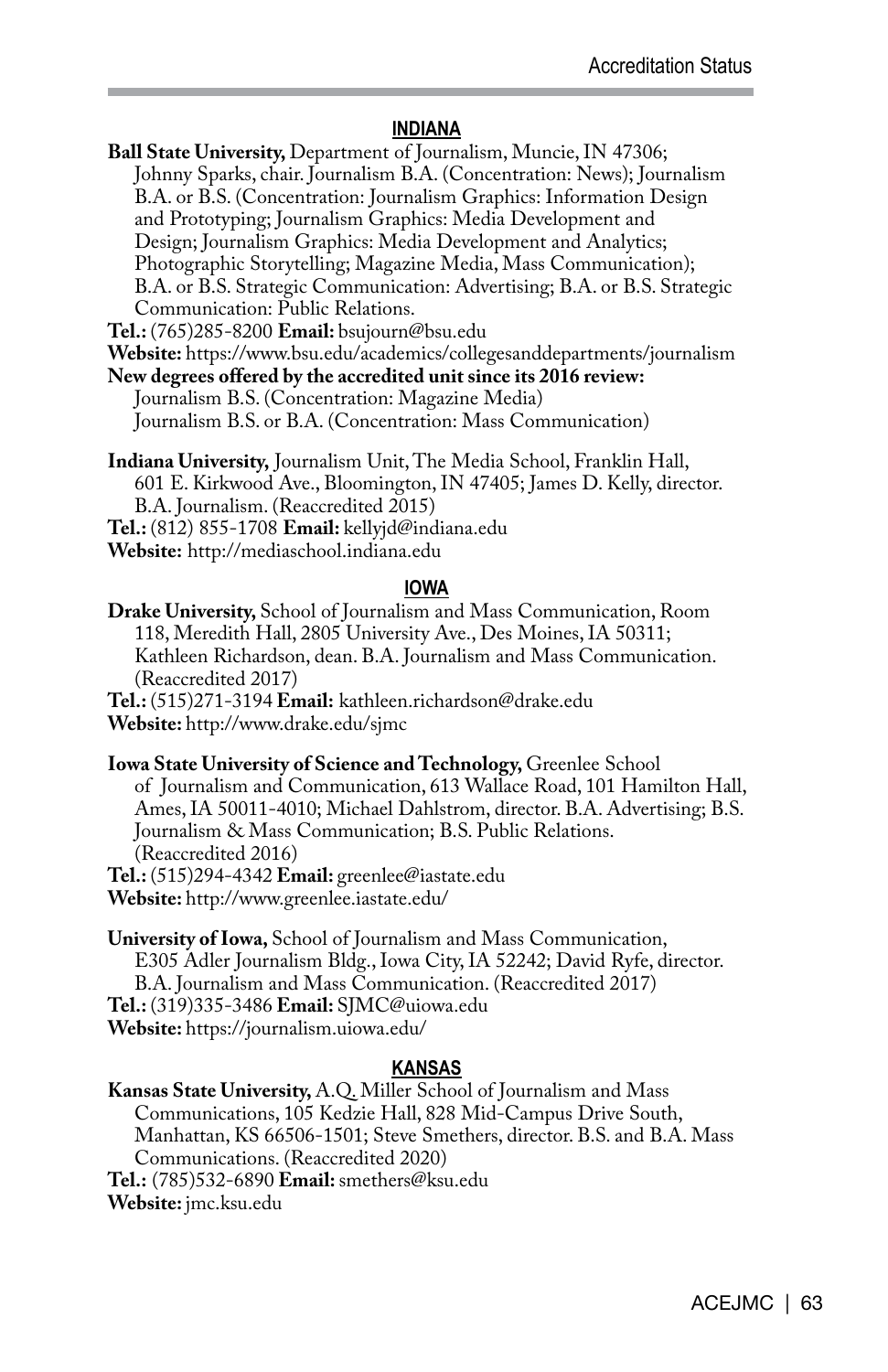## INDIANA

**Ball State University,** Department of Journalism, Muncie, IN 47306; Johnny Sparks, chair. Journalism B.A. (Concentration: News); Journalism B.A. or B.S. (Concentration: Journalism Graphics: Information Design and Prototyping; Journalism Graphics: Media Development and Design; Journalism Graphics: Media Development and Analytics; Photographic Storytelling; Magazine Media, Mass Communication); B.A. or B.S. Strategic Communication: Advertising; B.A. or B.S. Strategic Communication: Public Relations.
**Tel.:** (765)285-8200 **Email:** bsujourn@bsu.edu
**Website:** https://www.bsu.edu/academics/collegesanddepartments/journalism
**New degrees offered by the accredited unit since its 2016 review:**
Journalism B.S. (Concentration: Magazine Media)
Journalism B.S. or B.A. (Concentration: Mass Communication)

**Indiana University,** Journalism Unit, The Media School, Franklin Hall, 601 E. Kirkwood Ave., Bloomington, IN 47405; James D. Kelly, director. B.A. Journalism. (Reaccredited 2015)
**Tel.:** (812) 855-1708 **Email:** kellyjd@indiana.edu
**Website:** http://mediaschool.indiana.edu

## IOWA

**Drake University,** School of Journalism and Mass Communication, Room 118, Meredith Hall, 2805 University Ave., Des Moines, IA 50311; Kathleen Richardson, dean. B.A. Journalism and Mass Communication. (Reaccredited 2017)
**Tel.:** (515)271-3194 **Email:** kathleen.richardson@drake.edu
**Website:** http://www.drake.edu/sjmc

**Iowa State University of Science and Technology,** Greenlee School of Journalism and Communication, 613 Wallace Road, 101 Hamilton Hall, Ames, IA 50011-4010; Michael Dahlstrom, director. B.A. Advertising; B.S. Journalism & Mass Communication; B.S. Public Relations. (Reaccredited 2016)
**Tel.:** (515)294-4342 **Email:** greenlee@iastate.edu
**Website:** http://www.greenlee.iastate.edu/

**University of Iowa,** School of Journalism and Mass Communication, E305 Adler Journalism Bldg., Iowa City, IA 52242; David Ryfe, director. B.A. Journalism and Mass Communication. (Reaccredited 2017)
**Tel.:** (319)335-3486 **Email:** SJMC@uiowa.edu
**Website:** https://journalism.uiowa.edu/

## KANSAS

**Kansas State University,** A.Q. Miller School of Journalism and Mass Communications, 105 Kedzie Hall, 828 Mid-Campus Drive South, Manhattan, KS 66506-1501; Steve Smethers, director. B.S. and B.A. Mass Communications. (Reaccredited 2020)
**Tel.:** (785)532-6890 **Email:** smethers@ksu.edu
**Website:** jmc.ksu.edu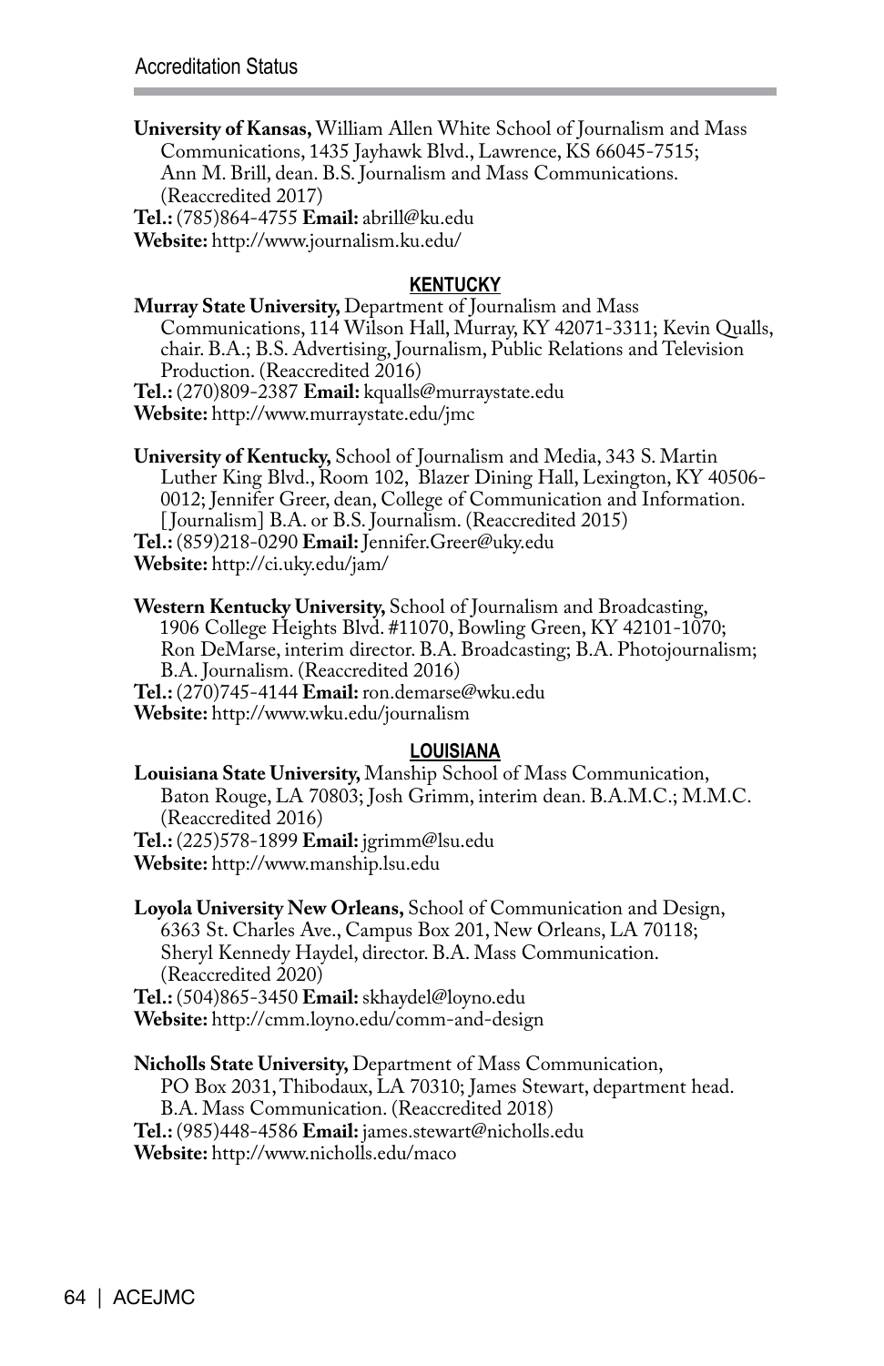**University of Kansas,** William Allen White School of Journalism and Mass Communications, 1435 Jayhawk Blvd., Lawrence, KS 66045-7515; Ann M. Brill, dean. B.S. Journalism and Mass Communications. (Reaccredited 2017)
**Tel.:** (785)864-4755 **Email:** abrill@ku.edu
**Website:** http://www.journalism.ku.edu/

## KENTUCKY

**Murray State University,** Department of Journalism and Mass Communications, 114 Wilson Hall, Murray, KY 42071-3311; Kevin Qualls, chair. B.A.; B.S. Advertising, Journalism, Public Relations and Television Production. (Reaccredited 2016)
**Tel.:** (270)809-2387 **Email:** kqualls@murraystate.edu
**Website:** http://www.murraystate.edu/jmc

**University of Kentucky,** School of Journalism and Media, 343 S. Martin Luther King Blvd., Room 102, Blazer Dining Hall, Lexington, KY 40506-0012; Jennifer Greer, dean, College of Communication and Information. [Journalism] B.A. or B.S. Journalism. (Reaccredited 2015)
**Tel.:** (859)218-0290 **Email:** Jennifer.Greer@uky.edu
**Website:** http://ci.uky.edu/jam/

**Western Kentucky University,** School of Journalism and Broadcasting, 1906 College Heights Blvd. #11070, Bowling Green, KY 42101-1070; Ron DeMarse, interim director. B.A. Broadcasting; B.A. Photojournalism; B.A. Journalism. (Reaccredited 2016)
**Tel.:** (270)745-4144 **Email:** ron.demarse@wku.edu
**Website:** http://www.wku.edu/journalism

## LOUISIANA

**Louisiana State University,** Manship School of Mass Communication, Baton Rouge, LA 70803; Josh Grimm, interim dean. B.A.M.C.; M.M.C. (Reaccredited 2016)
**Tel.:** (225)578-1899 **Email:** jgrimm@lsu.edu
**Website:** http://www.manship.lsu.edu

**Loyola University New Orleans,** School of Communication and Design, 6363 St. Charles Ave., Campus Box 201, New Orleans, LA 70118; Sheryl Kennedy Haydel, director. B.A. Mass Communication. (Reaccredited 2020)
**Tel.:** (504)865-3450 **Email:** skhaydel@loyno.edu
**Website:** http://cmm.loyno.edu/comm-and-design

**Nicholls State University,** Department of Mass Communication, PO Box 2031, Thibodaux, LA 70310; James Stewart, department head. B.A. Mass Communication. (Reaccredited 2018)
**Tel.:** (985)448-4586 **Email:** james.stewart@nicholls.edu
**Website:** http://www.nicholls.edu/maco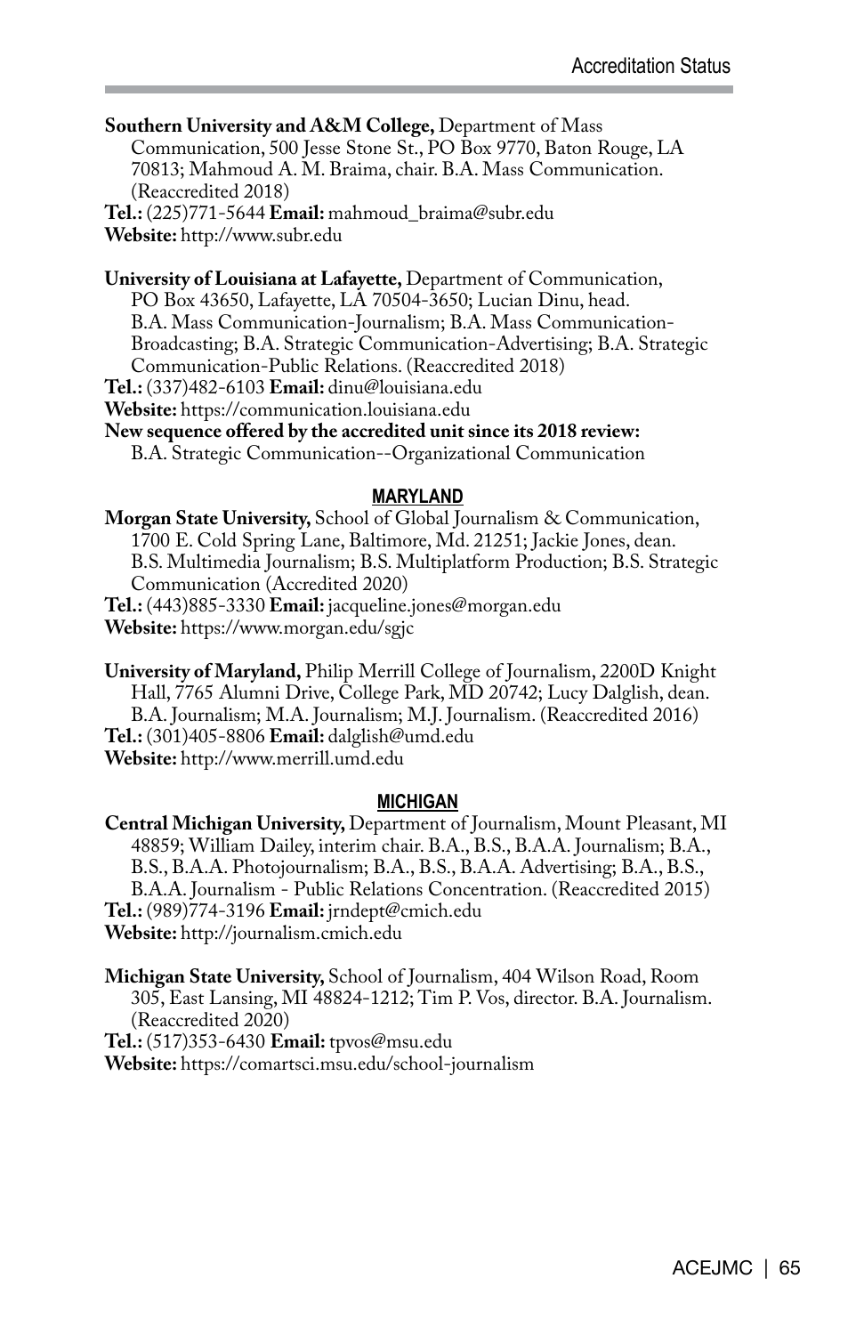**Southern University and A&M College,** Department of Mass Communication, 500 Jesse Stone St., PO Box 9770, Baton Rouge, LA 70813; Mahmoud A. M. Braima, chair. B.A. Mass Communication. (Reaccredited 2018)
**Tel.:** (225)771-5644 **Email:** mahmoud_braima@subr.edu
**Website:** http://www.subr.edu

**University of Louisiana at Lafayette,** Department of Communication, PO Box 43650, Lafayette, LA 70504-3650; Lucian Dinu, head. B.A. Mass Communication-Journalism; B.A. Mass Communication-Broadcasting; B.A. Strategic Communication-Advertising; B.A. Strategic Communication-Public Relations. (Reaccredited 2018)
**Tel.:** (337)482-6103 **Email:** dinu@louisiana.edu
**Website:** https://communication.louisiana.edu
**New sequence offered by the accredited unit since its 2018 review:**
B.A. Strategic Communication--Organizational Communication

## MARYLAND

**Morgan State University,** School of Global Journalism & Communication, 1700 E. Cold Spring Lane, Baltimore, Md. 21251; Jackie Jones, dean. B.S. Multimedia Journalism; B.S. Multiplatform Production; B.S. Strategic Communication (Accredited 2020)
**Tel.:** (443)885-3330 **Email:** jacqueline.jones@morgan.edu
**Website:** https://www.morgan.edu/sgjc

**University of Maryland,** Philip Merrill College of Journalism, 2200D Knight Hall, 7765 Alumni Drive, College Park, MD 20742; Lucy Dalglish, dean. B.A. Journalism; M.A. Journalism; M.J. Journalism. (Reaccredited 2016)
**Tel.:** (301)405-8806 **Email:** dalglish@umd.edu
**Website:** http://www.merrill.umd.edu

## MICHIGAN

**Central Michigan University,** Department of Journalism, Mount Pleasant, MI 48859; William Dailey, interim chair. B.A., B.S., B.A.A. Journalism; B.A., B.S., B.A.A. Photojournalism; B.A., B.S., B.A.A. Advertising; B.A., B.S., B.A.A. Journalism - Public Relations Concentration. (Reaccredited 2015)
**Tel.:** (989)774-3196 **Email:** jrndept@cmich.edu
**Website:** http://journalism.cmich.edu

**Michigan State University,** School of Journalism, 404 Wilson Road, Room 305, East Lansing, MI 48824-1212; Tim P. Vos, director. B.A. Journalism. (Reaccredited 2020)
**Tel.:** (517)353-6430 **Email:** tpvos@msu.edu
**Website:** https://comartsci.msu.edu/school-journalism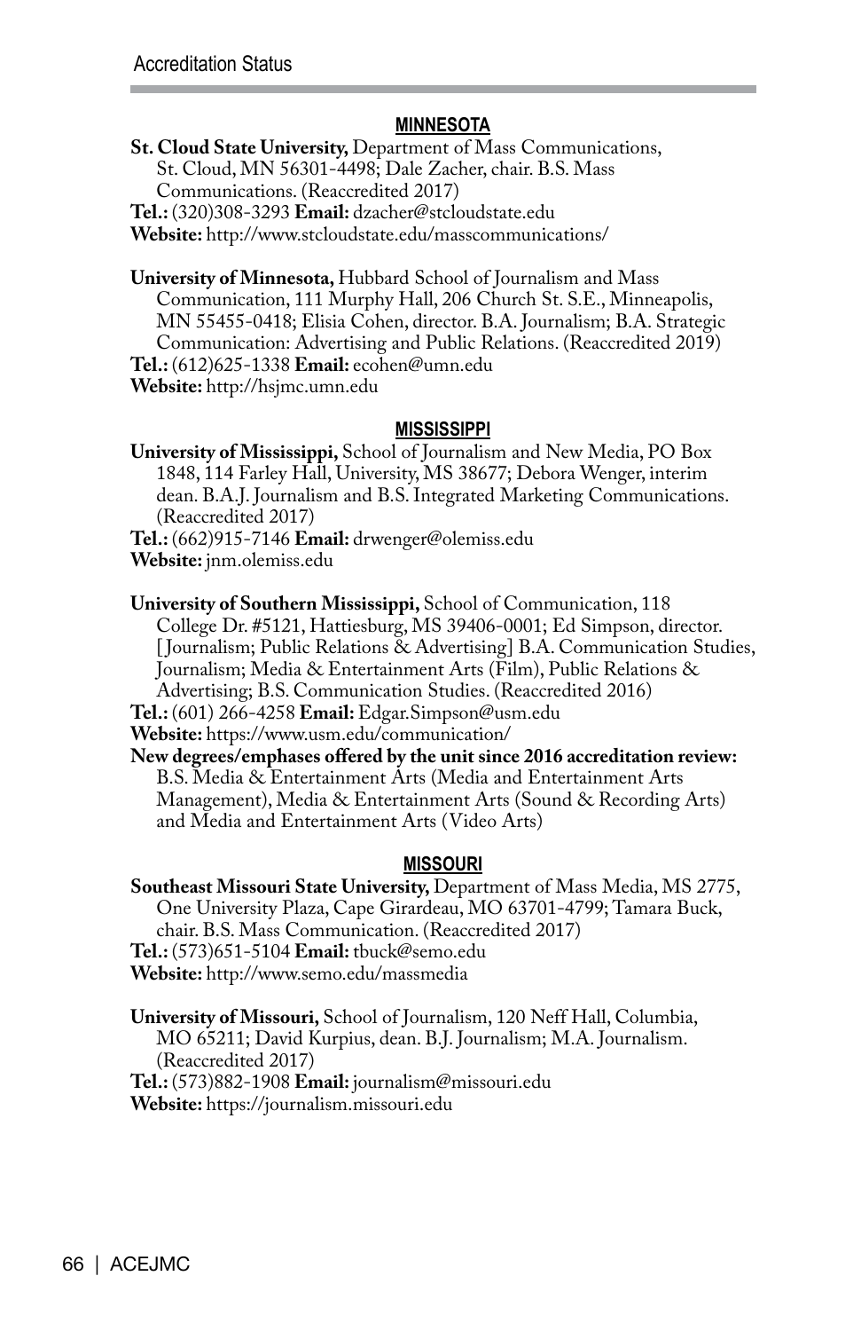## MINNESOTA

**St. Cloud State University,** Department of Mass Communications, St. Cloud, MN 56301-4498; Dale Zacher, chair. B.S. Mass Communications. (Reaccredited 2017)
**Tel.:** (320)308-3293 **Email:** dzacher@stcloudstate.edu
**Website:** http://www.stcloudstate.edu/masscommunications/

**University of Minnesota,** Hubbard School of Journalism and Mass Communication, 111 Murphy Hall, 206 Church St. S.E., Minneapolis, MN 55455-0418; Elisia Cohen, director. B.A. Journalism; B.A. Strategic Communication: Advertising and Public Relations. (Reaccredited 2019)
**Tel.:** (612)625-1338 **Email:** ecohen@umn.edu
**Website:** http://hsjmc.umn.edu

## MISSISSIPPI

**University of Mississippi,** School of Journalism and New Media, PO Box 1848, 114 Farley Hall, University, MS 38677; Debora Wenger, interim dean. B.A.J. Journalism and B.S. Integrated Marketing Communications. (Reaccredited 2017)
**Tel.:** (662)915-7146 **Email:** drwenger@olemiss.edu
**Website:** jnm.olemiss.edu

**University of Southern Mississippi,** School of Communication, 118 College Dr. #5121, Hattiesburg, MS 39406-0001; Ed Simpson, director. [Journalism; Public Relations & Advertising] B.A. Communication Studies, Journalism; Media & Entertainment Arts (Film), Public Relations & Advertising; B.S. Communication Studies. (Reaccredited 2016)
**Tel.:** (601) 266-4258 **Email:** Edgar.Simpson@usm.edu
**Website:** https://www.usm.edu/communication/
**New degrees/emphases offered by the unit since 2016 accreditation review:** B.S. Media & Entertainment Arts (Media and Entertainment Arts Management), Media & Entertainment Arts (Sound & Recording Arts) and Media and Entertainment Arts (Video Arts)

## MISSOURI

**Southeast Missouri State University,** Department of Mass Media, MS 2775, One University Plaza, Cape Girardeau, MO 63701-4799; Tamara Buck, chair. B.S. Mass Communication. (Reaccredited 2017)
**Tel.:** (573)651-5104 **Email:** tbuck@semo.edu
**Website:** http://www.semo.edu/massmedia

**University of Missouri,** School of Journalism, 120 Neff Hall, Columbia, MO 65211; David Kurpius, dean. B.J. Journalism; M.A. Journalism. (Reaccredited 2017)
**Tel.:** (573)882-1908 **Email:** journalism@missouri.edu
**Website:** https://journalism.missouri.edu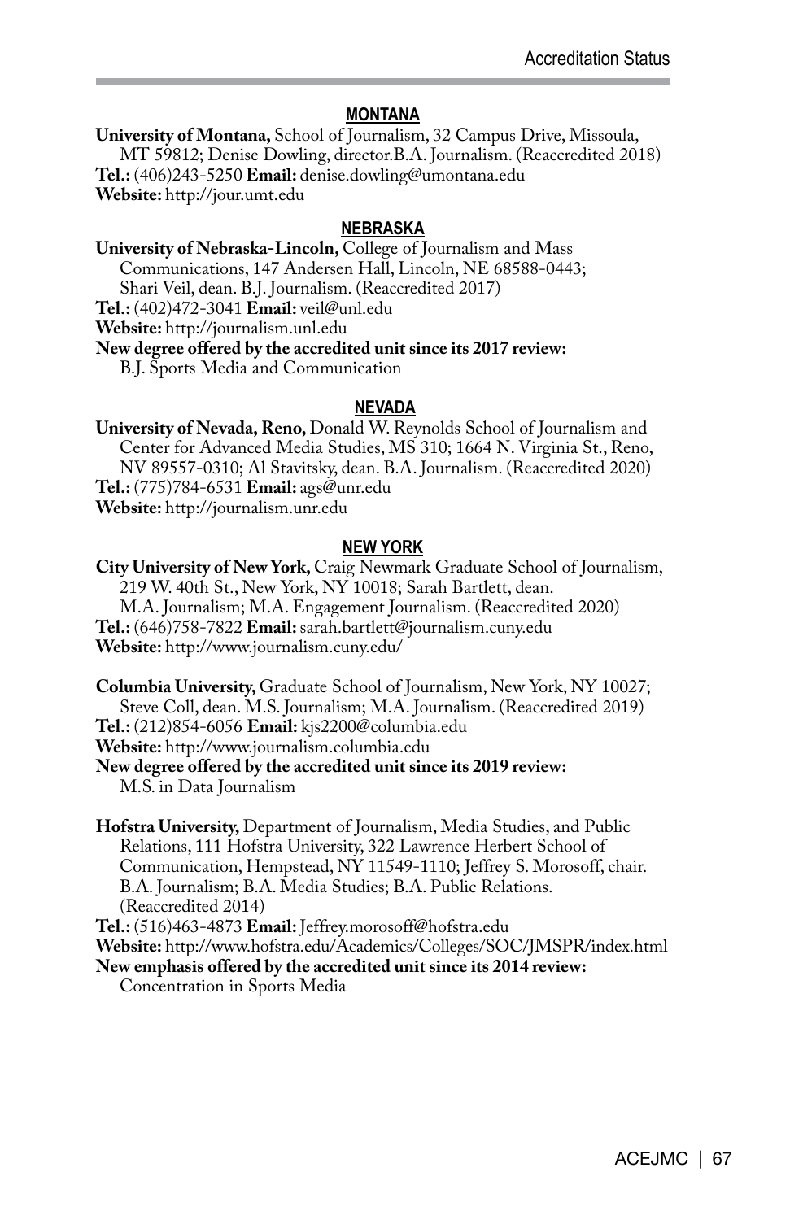## MONTANA

**University of Montana,** School of Journalism, 32 Campus Drive, Missoula, MT 59812; Denise Dowling, director.B.A. Journalism. (Reaccredited 2018)
**Tel.:** (406)243-5250 **Email:** denise.dowling@umontana.edu
**Website:** http://jour.umt.edu

## NEBRASKA

**University of Nebraska-Lincoln,** College of Journalism and Mass Communications, 147 Andersen Hall, Lincoln, NE 68588-0443; Shari Veil, dean. B.J. Journalism. (Reaccredited 2017)
**Tel.:** (402)472-3041 **Email:** veil@unl.edu
**Website:** http://journalism.unl.edu
**New degree offered by the accredited unit since its 2017 review:**
B.J. Sports Media and Communication

## NEVADA

**University of Nevada, Reno,** Donald W. Reynolds School of Journalism and Center for Advanced Media Studies, MS 310; 1664 N. Virginia St., Reno, NV 89557-0310; Al Stavitsky, dean. B.A. Journalism. (Reaccredited 2020)
**Tel.:** (775)784-6531 **Email:** ags@unr.edu
**Website:** http://journalism.unr.edu

## NEW YORK

**City University of New York,** Craig Newmark Graduate School of Journalism, 219 W. 40th St., New York, NY 10018; Sarah Bartlett, dean. M.A. Journalism; M.A. Engagement Journalism. (Reaccredited 2020)
**Tel.:** (646)758-7822 **Email:** sarah.bartlett@journalism.cuny.edu
**Website:** http://www.journalism.cuny.edu/

**Columbia University,** Graduate School of Journalism, New York, NY 10027; Steve Coll, dean. M.S. Journalism; M.A. Journalism. (Reaccredited 2019)
**Tel.:** (212)854-6056 **Email:** kjs2200@columbia.edu
**Website:** http://www.journalism.columbia.edu
**New degree offered by the accredited unit since its 2019 review:**
M.S. in Data Journalism

**Hofstra University,** Department of Journalism, Media Studies, and Public Relations, 111 Hofstra University, 322 Lawrence Herbert School of Communication, Hempstead, NY 11549-1110; Jeffrey S. Morosoff, chair. B.A. Journalism; B.A. Media Studies; B.A. Public Relations. (Reaccredited 2014)
**Tel.:** (516)463-4873 **Email:** Jeffrey.morosoff@hofstra.edu
**Website:** http://www.hofstra.edu/Academics/Colleges/SOC/JMSPR/index.html
**New emphasis offered by the accredited unit since its 2014 review:**
Concentration in Sports Media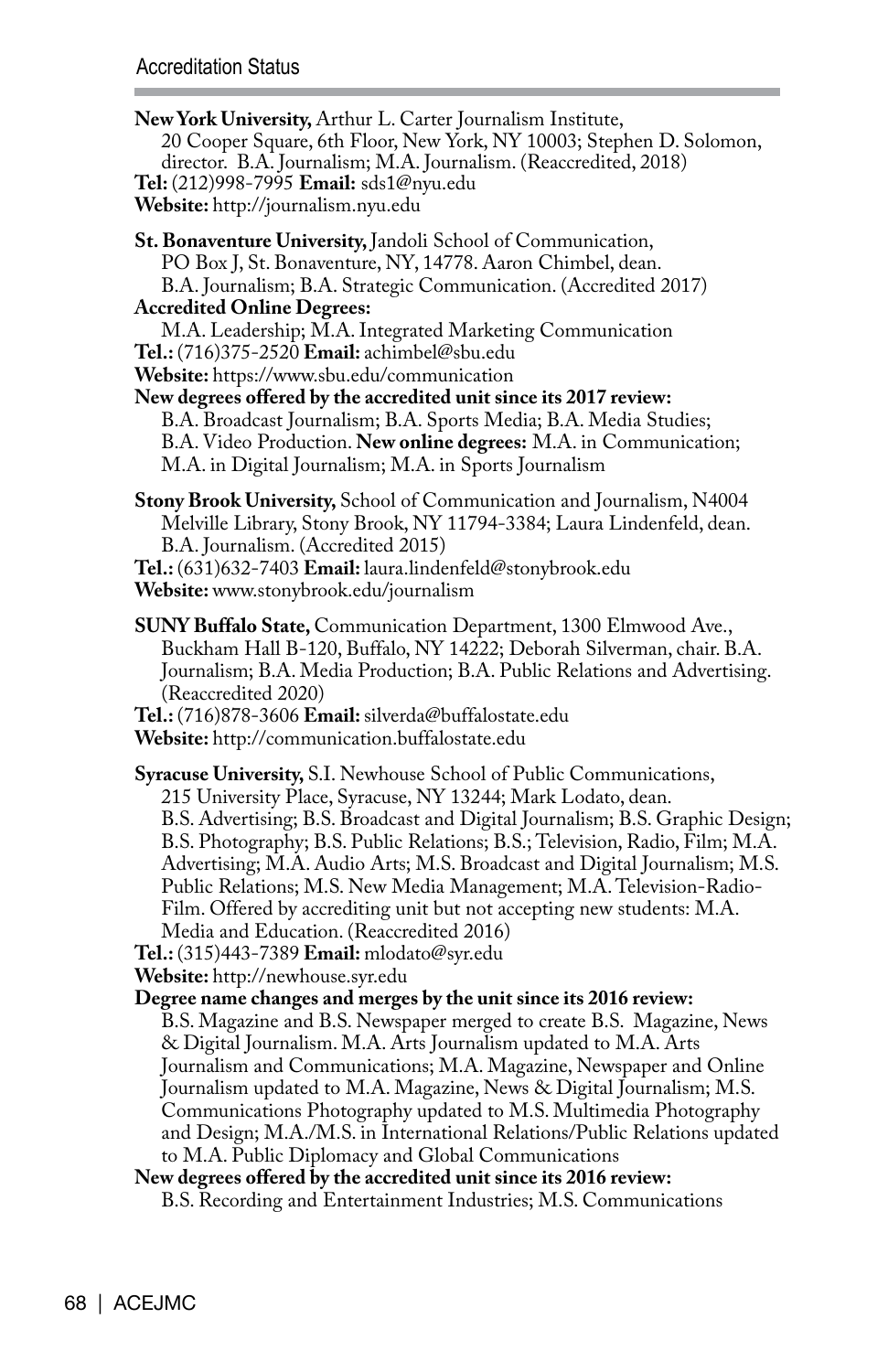**New York University,** Arthur L. Carter Journalism Institute, 20 Cooper Square, 6th Floor, New York, NY 10003; Stephen D. Solomon, director. B.A. Journalism; M.A. Journalism. (Reaccredited, 2018)
**Tel:** (212)998-7995 **Email:** sds1@nyu.edu
**Website:** http://journalism.nyu.edu

**St. Bonaventure University,** Jandoli School of Communication, PO Box J, St. Bonaventure, NY, 14778. Aaron Chimbel, dean. B.A. Journalism; B.A. Strategic Communication. (Accredited 2017)
**Accredited Online Degrees:**
M.A. Leadership; M.A. Integrated Marketing Communication
**Tel.:** (716)375-2520 **Email:** achimbel@sbu.edu
**Website:** https://www.sbu.edu/communication
**New degrees offered by the accredited unit since its 2017 review:**
B.A. Broadcast Journalism; B.A. Sports Media; B.A. Media Studies; B.A. Video Production. **New online degrees:** M.A. in Communication; M.A. in Digital Journalism; M.A. in Sports Journalism

**Stony Brook University,** School of Communication and Journalism, N4004 Melville Library, Stony Brook, NY 11794-3384; Laura Lindenfeld, dean. B.A. Journalism. (Accredited 2015)
**Tel.:** (631)632-7403 **Email:** laura.lindenfeld@stonybrook.edu
**Website:** www.stonybrook.edu/journalism

**SUNY Buffalo State,** Communication Department, 1300 Elmwood Ave., Buckham Hall B-120, Buffalo, NY 14222; Deborah Silverman, chair. B.A. Journalism; B.A. Media Production; B.A. Public Relations and Advertising. (Reaccredited 2020)
**Tel.:** (716)878-3606 **Email:** silverda@buffalostate.edu
**Website:** http://communication.buffalostate.edu

**Syracuse University,** S.I. Newhouse School of Public Communications, 215 University Place, Syracuse, NY 13244; Mark Lodato, dean. B.S. Advertising; B.S. Broadcast and Digital Journalism; B.S. Graphic Design; B.S. Photography; B.S. Public Relations; B.S.; Television, Radio, Film; M.A. Advertising; M.A. Audio Arts; M.S. Broadcast and Digital Journalism; M.S. Public Relations; M.S. New Media Management; M.A. Television-Radio-Film. Offered by accrediting unit but not accepting new students: M.A. Media and Education. (Reaccredited 2016)
**Tel.:** (315)443-7389 **Email:** mlodato@syr.edu
**Website:** http://newhouse.syr.edu
**Degree name changes and merges by the unit since its 2016 review:**
B.S. Magazine and B.S. Newspaper merged to create B.S. Magazine, News & Digital Journalism. M.A. Arts Journalism updated to M.A. Arts Journalism and Communications; M.A. Magazine, Newspaper and Online Journalism updated to M.A. Magazine, News & Digital Journalism; M.S. Communications Photography updated to M.S. Multimedia Photography and Design; M.A./M.S. in International Relations/Public Relations updated to M.A. Public Diplomacy and Global Communications
**New degrees offered by the accredited unit since its 2016 review:**
B.S. Recording and Entertainment Industries; M.S. Communications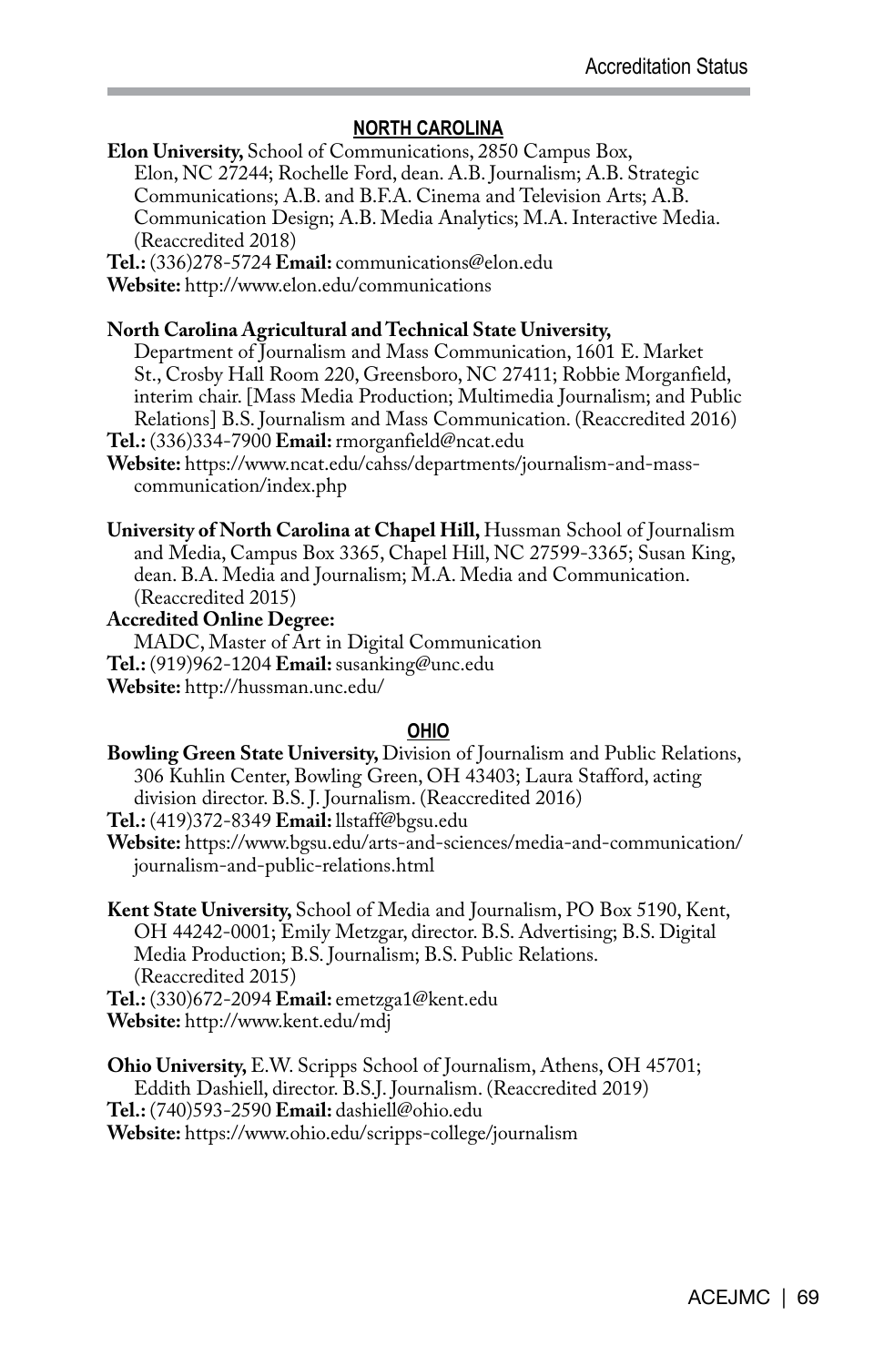## NORTH CAROLINA

**Elon University,** School of Communications, 2850 Campus Box, Elon, NC 27244; Rochelle Ford, dean. A.B. Journalism; A.B. Strategic Communications; A.B. and B.F.A. Cinema and Television Arts; A.B. Communication Design; A.B. Media Analytics; M.A. Interactive Media. (Reaccredited 2018)
**Tel.:** (336)278-5724 **Email:** communications@elon.edu
**Website:** http://www.elon.edu/communications

**North Carolina Agricultural and Technical State University,** Department of Journalism and Mass Communication, 1601 E. Market St., Crosby Hall Room 220, Greensboro, NC 27411; Robbie Morganfield, interim chair. [Mass Media Production; Multimedia Journalism; and Public Relations] B.S. Journalism and Mass Communication. (Reaccredited 2016)
**Tel.:** (336)334-7900 **Email:** rmorganfield@ncat.edu
**Website:** https://www.ncat.edu/cahss/departments/journalism-and-mass-communication/index.php

**University of North Carolina at Chapel Hill,** Hussman School of Journalism and Media, Campus Box 3365, Chapel Hill, NC 27599-3365; Susan King, dean. B.A. Media and Journalism; M.A. Media and Communication. (Reaccredited 2015)
**Accredited Online Degree:**
MADC, Master of Art in Digital Communication
**Tel.:** (919)962-1204 **Email:** susanking@unc.edu
**Website:** http://hussman.unc.edu/

## OHIO

**Bowling Green State University,** Division of Journalism and Public Relations, 306 Kuhlin Center, Bowling Green, OH 43403; Laura Stafford, acting division director. B.S. J. Journalism. (Reaccredited 2016)
**Tel.:** (419)372-8349 **Email:** llstaff@bgsu.edu
**Website:** https://www.bgsu.edu/arts-and-sciences/media-and-communication/journalism-and-public-relations.html

**Kent State University,** School of Media and Journalism, PO Box 5190, Kent, OH 44242-0001; Emily Metzgar, director. B.S. Advertising; B.S. Digital Media Production; B.S. Journalism; B.S. Public Relations. (Reaccredited 2015)
**Tel.:** (330)672-2094 **Email:** emetzga1@kent.edu
**Website:** http://www.kent.edu/mdj

**Ohio University,** E.W. Scripps School of Journalism, Athens, OH 45701; Eddith Dashiell, director. B.S.J. Journalism. (Reaccredited 2019)
**Tel.:** (740)593-2590 **Email:** dashiell@ohio.edu
**Website:** https://www.ohio.edu/scripps-college/journalism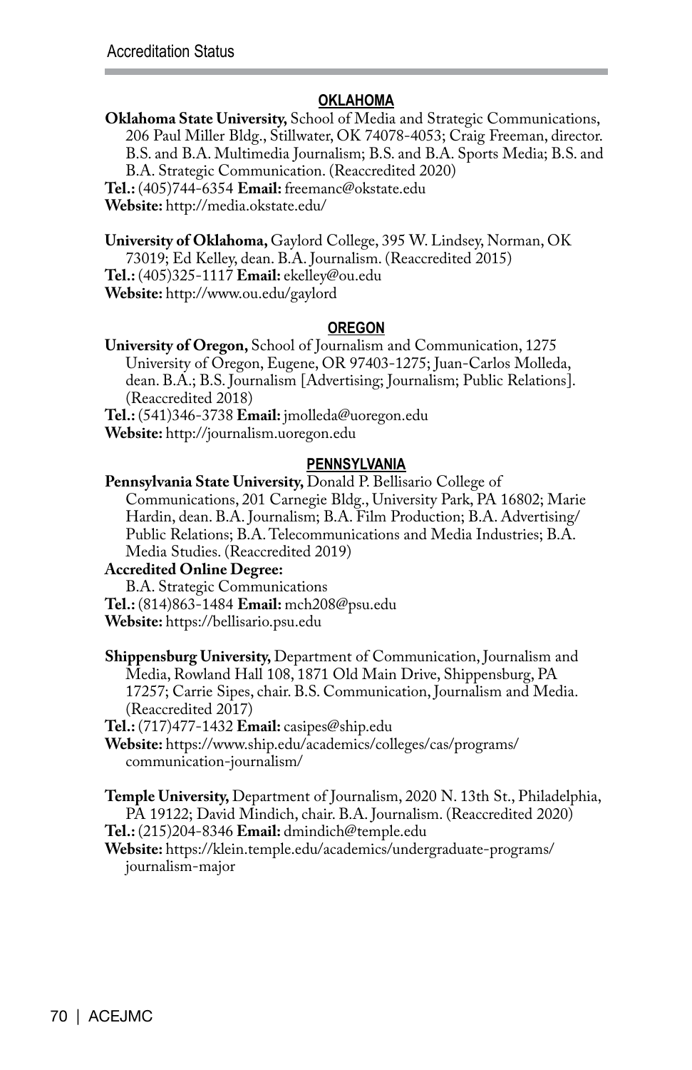## OKLAHOMA

**Oklahoma State University,** School of Media and Strategic Communications, 206 Paul Miller Bldg., Stillwater, OK 74078-4053; Craig Freeman, director. B.S. and B.A. Multimedia Journalism; B.S. and B.A. Sports Media; B.S. and B.A. Strategic Communication. (Reaccredited 2020)
**Tel.:** (405)744-6354 **Email:** freemanc@okstate.edu
**Website:** http://media.okstate.edu/

**University of Oklahoma,** Gaylord College, 395 W. Lindsey, Norman, OK 73019; Ed Kelley, dean. B.A. Journalism. (Reaccredited 2015)
**Tel.:** (405)325-1117 **Email:** ekelley@ou.edu
**Website:** http://www.ou.edu/gaylord

## OREGON

**University of Oregon,** School of Journalism and Communication, 1275 University of Oregon, Eugene, OR 97403-1275; Juan-Carlos Molleda, dean. B.A.; B.S. Journalism [Advertising; Journalism; Public Relations]. (Reaccredited 2018)
**Tel.:** (541)346-3738 **Email:** jmolleda@uoregon.edu
**Website:** http://journalism.uoregon.edu

## PENNSYLVANIA

**Pennsylvania State University,** Donald P. Bellisario College of Communications, 201 Carnegie Bldg., University Park, PA 16802; Marie Hardin, dean. B.A. Journalism; B.A. Film Production; B.A. Advertising/ Public Relations; B.A. Telecommunications and Media Industries; B.A. Media Studies. (Reaccredited 2019)
**Accredited Online Degree:**
B.A. Strategic Communications
**Tel.:** (814)863-1484 **Email:** mch208@psu.edu
**Website:** https://bellisario.psu.edu

**Shippensburg University,** Department of Communication, Journalism and Media, Rowland Hall 108, 1871 Old Main Drive, Shippensburg, PA 17257; Carrie Sipes, chair. B.S. Communication, Journalism and Media. (Reaccredited 2017)
**Tel.:** (717)477-1432 **Email:** casipes@ship.edu
**Website:** https://www.ship.edu/academics/colleges/cas/programs/communication-journalism/

**Temple University,** Department of Journalism, 2020 N. 13th St., Philadelphia, PA 19122; David Mindich, chair. B.A. Journalism. (Reaccredited 2020)
**Tel.:** (215)204-8346 **Email:** dmindich@temple.edu
**Website:** https://klein.temple.edu/academics/undergraduate-programs/journalism-major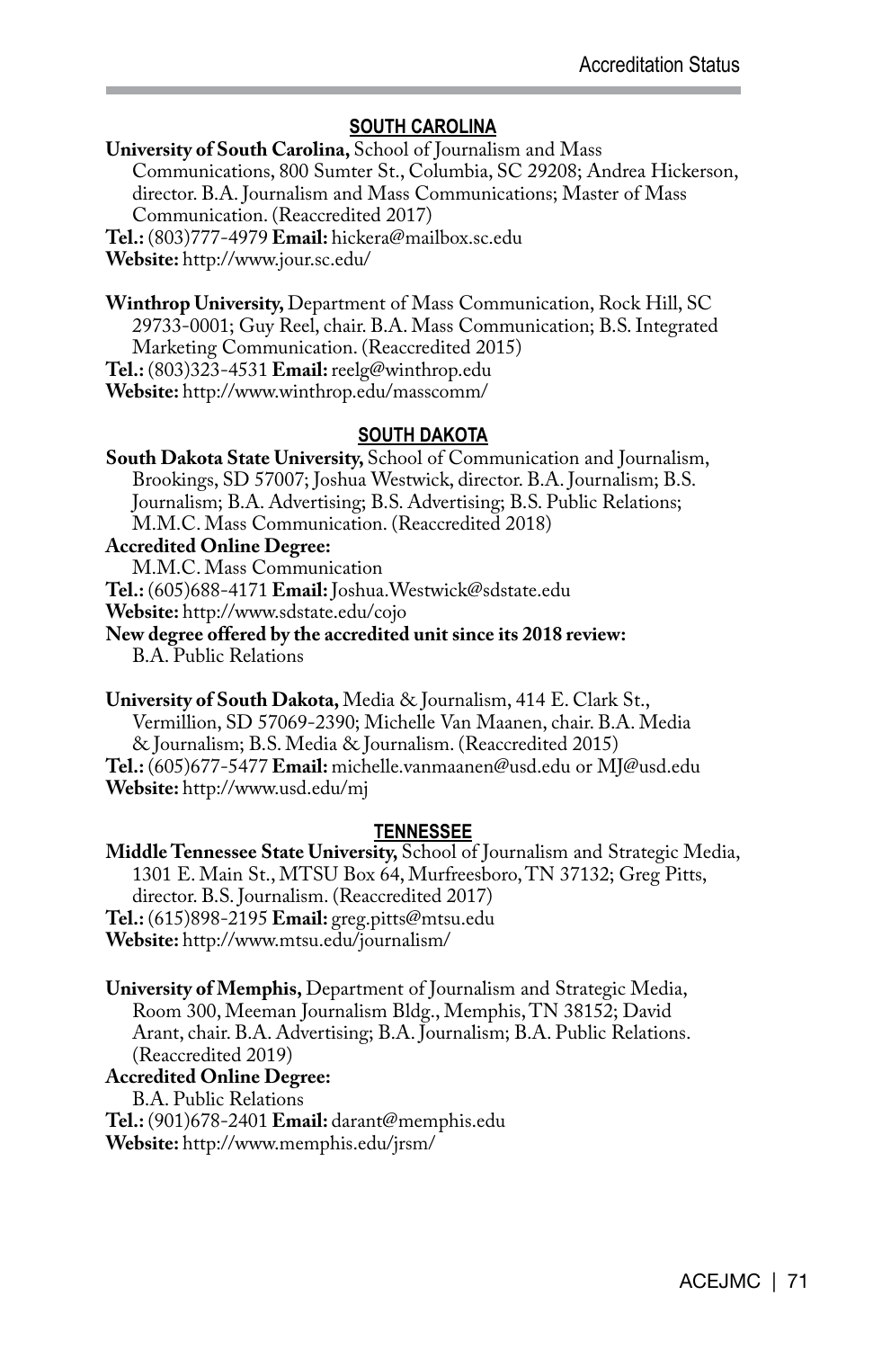## SOUTH CAROLINA

**University of South Carolina,** School of Journalism and Mass Communications, 800 Sumter St., Columbia, SC 29208; Andrea Hickerson, director. B.A. Journalism and Mass Communications; Master of Mass Communication. (Reaccredited 2017)
**Tel.:** (803)777-4979 **Email:** hickera@mailbox.sc.edu
**Website:** http://www.jour.sc.edu/

**Winthrop University,** Department of Mass Communication, Rock Hill, SC 29733-0001; Guy Reel, chair. B.A. Mass Communication; B.S. Integrated Marketing Communication. (Reaccredited 2015)
**Tel.:** (803)323-4531 **Email:** reelg@winthrop.edu
**Website:** http://www.winthrop.edu/masscomm/

## SOUTH DAKOTA

**South Dakota State University,** School of Communication and Journalism, Brookings, SD 57007; Joshua Westwick, director. B.A. Journalism; B.S. Journalism; B.A. Advertising; B.S. Advertising; B.S. Public Relations; M.M.C. Mass Communication. (Reaccredited 2018)
**Accredited Online Degree:**
M.M.C. Mass Communication
**Tel.:** (605)688-4171 **Email:** Joshua.Westwick@sdstate.edu
**Website:** http://www.sdstate.edu/cojo
**New degree offered by the accredited unit since its 2018 review:**
B.A. Public Relations

**University of South Dakota,** Media & Journalism, 414 E. Clark St., Vermillion, SD 57069-2390; Michelle Van Maanen, chair. B.A. Media & Journalism; B.S. Media & Journalism. (Reaccredited 2015)
**Tel.:** (605)677-5477 **Email:** michelle.vanmaanen@usd.edu or MJ@usd.edu
**Website:** http://www.usd.edu/mj

## TENNESSEE

**Middle Tennessee State University,** School of Journalism and Strategic Media, 1301 E. Main St., MTSU Box 64, Murfreesboro, TN 37132; Greg Pitts, director. B.S. Journalism. (Reaccredited 2017)
**Tel.:** (615)898-2195 **Email:** greg.pitts@mtsu.edu
**Website:** http://www.mtsu.edu/journalism/

**University of Memphis,** Department of Journalism and Strategic Media, Room 300, Meeman Journalism Bldg., Memphis, TN 38152; David Arant, chair. B.A. Advertising; B.A. Journalism; B.A. Public Relations. (Reaccredited 2019)
**Accredited Online Degree:**
B.A. Public Relations
**Tel.:** (901)678-2401 **Email:** darant@memphis.edu
**Website:** http://www.memphis.edu/jrsm/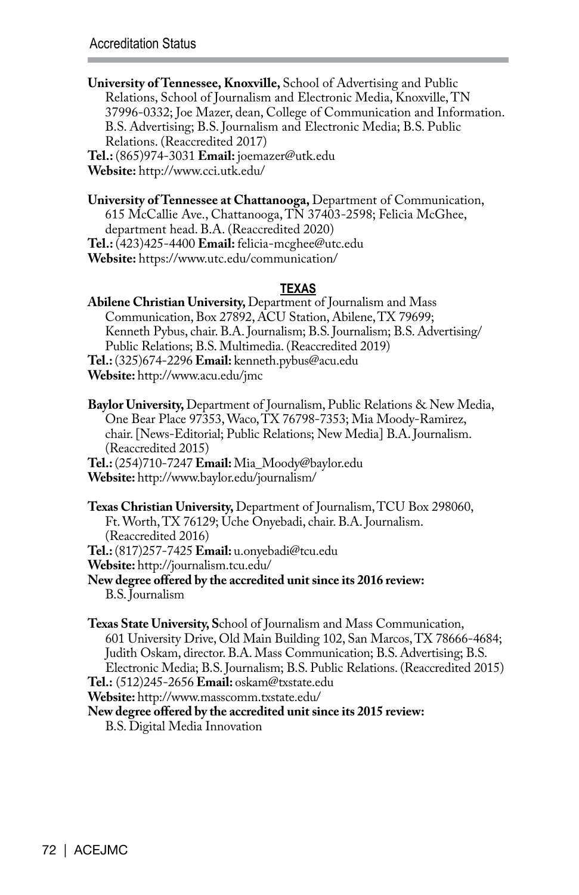**University of Tennessee, Knoxville,** School of Advertising and Public Relations, School of Journalism and Electronic Media, Knoxville, TN 37996-0332; Joe Mazer, dean, College of Communication and Information. B.S. Advertising; B.S. Journalism and Electronic Media; B.S. Public Relations. (Reaccredited 2017)
**Tel.:** (865)974-3031 **Email:** joemazer@utk.edu
**Website:** http://www.cci.utk.edu/

**University of Tennessee at Chattanooga,** Department of Communication, 615 McCallie Ave., Chattanooga, TN 37403-2598; Felicia McGhee, department head. B.A. (Reaccredited 2020)
**Tel.:** (423)425-4400 **Email:** felicia-mcghee@utc.edu
**Website:** https://www.utc.edu/communication/

## TEXAS

**Abilene Christian University,** Department of Journalism and Mass Communication, Box 27892, ACU Station, Abilene, TX 79699; Kenneth Pybus, chair. B.A. Journalism; B.S. Journalism; B.S. Advertising/Public Relations; B.S. Multimedia. (Reaccredited 2019)
**Tel.:** (325)674-2296 **Email:** kenneth.pybus@acu.edu
**Website:** http://www.acu.edu/jmc

**Baylor University,** Department of Journalism, Public Relations & New Media, One Bear Place 97353, Waco, TX 76798-7353; Mia Moody-Ramirez, chair. [News-Editorial; Public Relations; New Media] B.A. Journalism. (Reaccredited 2015)
**Tel.:** (254)710-7247 **Email:** Mia_Moody@baylor.edu
**Website:** http://www.baylor.edu/journalism/

**Texas Christian University,** Department of Journalism, TCU Box 298060, Ft. Worth, TX 76129; Uche Onyebadi, chair. B.A. Journalism. (Reaccredited 2016)
**Tel.:** (817)257-7425 **Email:** u.onyebadi@tcu.edu
**Website:** http://journalism.tcu.edu/
**New degree offered by the accredited unit since its 2016 review:**
B.S. Journalism

**Texas State University, S**chool of Journalism and Mass Communication, 601 University Drive, Old Main Building 102, San Marcos, TX 78666-4684; Judith Oskam, director. B.A. Mass Communication; B.S. Advertising; B.S. Electronic Media; B.S. Journalism; B.S. Public Relations. (Reaccredited 2015)
**Tel.:** (512)245-2656 **Email:** oskam@txstate.edu
**Website:** http://www.masscomm.txstate.edu/
**New degree offered by the accredited unit since its 2015 review:**
B.S. Digital Media Innovation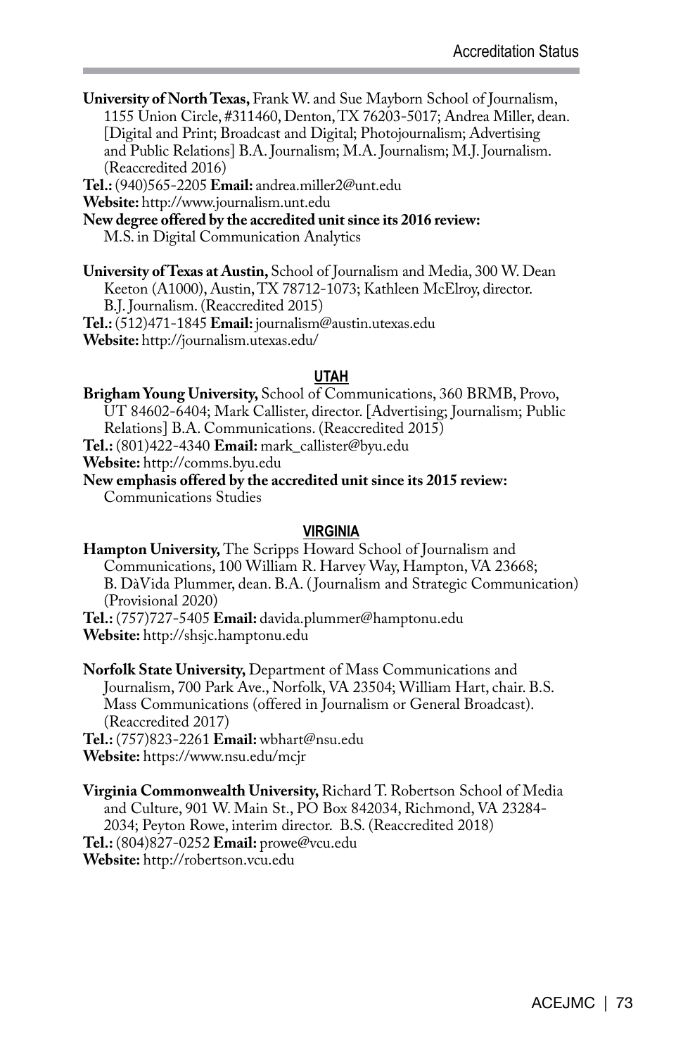**University of North Texas,** Frank W. and Sue Mayborn School of Journalism, 1155 Union Circle, #311460, Denton, TX 76203-5017; Andrea Miller, dean. [Digital and Print; Broadcast and Digital; Photojournalism; Advertising and Public Relations] B.A. Journalism; M.A. Journalism; M.J. Journalism. (Reaccredited 2016)
**Tel.:** (940)565-2205 **Email:** andrea.miller2@unt.edu
**Website:** http://www.journalism.unt.edu
**New degree offered by the accredited unit since its 2016 review:**
M.S. in Digital Communication Analytics

**University of Texas at Austin,** School of Journalism and Media, 300 W. Dean Keeton (A1000), Austin, TX 78712-1073; Kathleen McElroy, director. B.J. Journalism. (Reaccredited 2015)
**Tel.:** (512)471-1845 **Email:** journalism@austin.utexas.edu
**Website:** http://journalism.utexas.edu/

## UTAH

**Brigham Young University,** School of Communications, 360 BRMB, Provo, UT 84602-6404; Mark Callister, director. [Advertising; Journalism; Public Relations] B.A. Communications. (Reaccredited 2015)
**Tel.:** (801)422-4340 **Email:** mark_callister@byu.edu
**Website:** http://comms.byu.edu
**New emphasis offered by the accredited unit since its 2015 review:**
Communications Studies

## VIRGINIA

**Hampton University,** The Scripps Howard School of Journalism and Communications, 100 William R. Harvey Way, Hampton, VA 23668; B. DàVida Plummer, dean. B.A. (Journalism and Strategic Communication) (Provisional 2020)
**Tel.:** (757)727-5405 **Email:** davida.plummer@hamptonu.edu
**Website:** http://shsjc.hamptonu.edu

**Norfolk State University,** Department of Mass Communications and Journalism, 700 Park Ave., Norfolk, VA 23504; William Hart, chair. B.S. Mass Communications (offered in Journalism or General Broadcast). (Reaccredited 2017)
**Tel.:** (757)823-2261 **Email:** wbhart@nsu.edu
**Website:** https://www.nsu.edu/mcjr

**Virginia Commonwealth University,** Richard T. Robertson School of Media and Culture, 901 W. Main St., PO Box 842034, Richmond, VA 23284-2034; Peyton Rowe, interim director. B.S. (Reaccredited 2018)
**Tel.:** (804)827-0252 **Email:** prowe@vcu.edu
**Website:** http://robertson.vcu.edu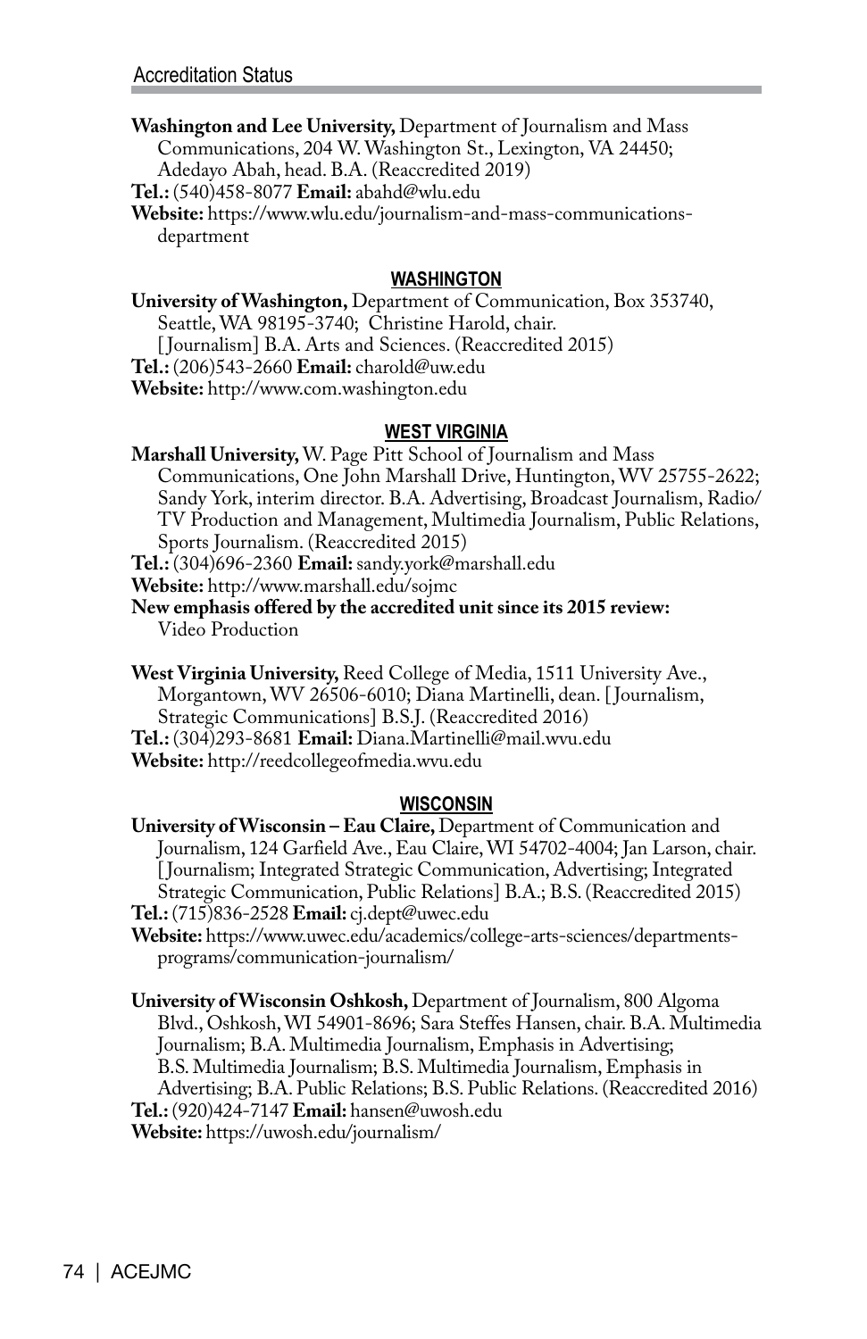**Washington and Lee University,** Department of Journalism and Mass Communications, 204 W. Washington St., Lexington, VA 24450; Adedayo Abah, head. B.A. (Reaccredited 2019)
**Tel.:** (540)458-8077 **Email:** abahd@wlu.edu
**Website:** https://www.wlu.edu/journalism-and-mass-communications-department

### WASHINGTON

**University of Washington,** Department of Communication, Box 353740, Seattle, WA 98195-3740; Christine Harold, chair. [Journalism] B.A. Arts and Sciences. (Reaccredited 2015)
**Tel.:** (206)543-2660 **Email:** charold@uw.edu
**Website:** http://www.com.washington.edu

### WEST VIRGINIA

**Marshall University,** W. Page Pitt School of Journalism and Mass Communications, One John Marshall Drive, Huntington, WV 25755-2622; Sandy York, interim director. B.A. Advertising, Broadcast Journalism, Radio/TV Production and Management, Multimedia Journalism, Public Relations, Sports Journalism. (Reaccredited 2015)
**Tel.:** (304)696-2360 **Email:** sandy.york@marshall.edu
**Website:** http://www.marshall.edu/sojmc
**New emphasis offered by the accredited unit since its 2015 review:** Video Production

**West Virginia University,** Reed College of Media, 1511 University Ave., Morgantown, WV 26506-6010; Diana Martinelli, dean. [Journalism, Strategic Communications] B.S.J. (Reaccredited 2016)
**Tel.:** (304)293-8681 **Email:** Diana.Martinelli@mail.wvu.edu
**Website:** http://reedcollegeofmedia.wvu.edu

### WISCONSIN

**University of Wisconsin – Eau Claire,** Department of Communication and Journalism, 124 Garfield Ave., Eau Claire, WI 54702-4004; Jan Larson, chair. [Journalism; Integrated Strategic Communication, Advertising; Integrated Strategic Communication, Public Relations] B.A.; B.S. (Reaccredited 2015)
**Tel.:** (715)836-2528 **Email:** cj.dept@uwec.edu
**Website:** https://www.uwec.edu/academics/college-arts-sciences/departments-programs/communication-journalism/

**University of Wisconsin Oshkosh,** Department of Journalism, 800 Algoma Blvd., Oshkosh, WI 54901-8696; Sara Steffes Hansen, chair. B.A. Multimedia Journalism; B.A. Multimedia Journalism, Emphasis in Advertising; B.S. Multimedia Journalism; B.S. Multimedia Journalism, Emphasis in Advertising; B.A. Public Relations; B.S. Public Relations. (Reaccredited 2016)
**Tel.:** (920)424-7147 **Email:** hansen@uwosh.edu
**Website:** https://uwosh.edu/journalism/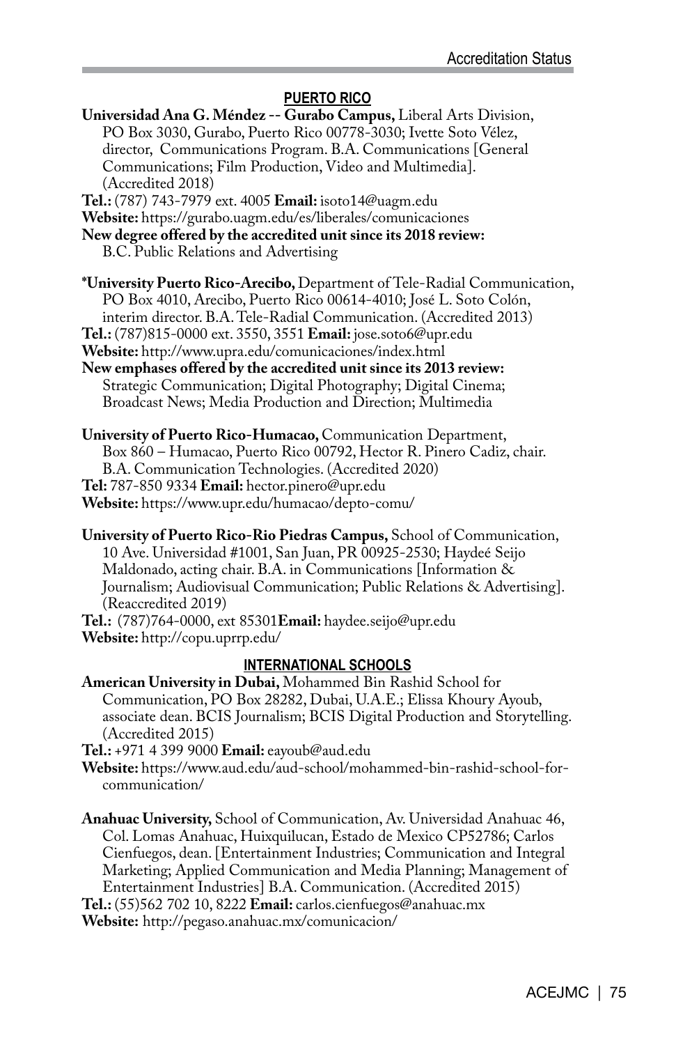## PUERTO RICO

**Universidad Ana G. Méndez -- Gurabo Campus,** Liberal Arts Division, PO Box 3030, Gurabo, Puerto Rico 00778-3030; Ivette Soto Vélez, director, Communications Program. B.A. Communications [General Communications; Film Production, Video and Multimedia]. (Accredited 2018)
**Tel.:** (787) 743-7979 ext. 4005 **Email:** isoto14@uagm.edu
**Website:** https://gurabo.uagm.edu/es/liberales/comunicaciones
**New degree offered by the accredited unit since its 2018 review:**
B.C. Public Relations and Advertising

***University Puerto Rico-Arecibo,** Department of Tele-Radial Communication, PO Box 4010, Arecibo, Puerto Rico 00614-4010; José L. Soto Colón, interim director. B.A. Tele-Radial Communication. (Accredited 2013)
**Tel.:** (787)815-0000 ext. 3550, 3551 **Email:** jose.soto6@upr.edu
**Website:** http://www.upra.edu/comunicaciones/index.html
**New emphases offered by the accredited unit since its 2013 review:**
Strategic Communication; Digital Photography; Digital Cinema; Broadcast News; Media Production and Direction; Multimedia

**University of Puerto Rico-Humacao,** Communication Department, Box 860 – Humacao, Puerto Rico 00792, Hector R. Pinero Cadiz, chair. B.A. Communication Technologies. (Accredited 2020)
**Tel:** 787-850 9334 **Email:** hector.pinero@upr.edu
**Website:** https://www.upr.edu/humacao/depto-comu/

**University of Puerto Rico-Rio Piedras Campus,** School of Communication, 10 Ave. Universidad #1001, San Juan, PR 00925-2530; Haydeé Seijo Maldonado, acting chair. B.A. in Communications [Information & Journalism; Audiovisual Communication; Public Relations & Advertising]. (Reaccredited 2019)
**Tel.:** (787)764-0000, ext 85301**Email:** haydee.seijo@upr.edu
**Website:** http://copu.uprrp.edu/

## INTERNATIONAL SCHOOLS

**American University in Dubai,** Mohammed Bin Rashid School for Communication, PO Box 28282, Dubai, U.A.E.; Elissa Khoury Ayoub, associate dean. BCIS Journalism; BCIS Digital Production and Storytelling. (Accredited 2015)
**Tel.:** +971 4 399 9000 **Email:** eayoub@aud.edu
**Website:** https://www.aud.edu/aud-school/mohammed-bin-rashid-school-for-communication/

**Anahuac University,** School of Communication, Av. Universidad Anahuac 46, Col. Lomas Anahuac, Huixquilucan, Estado de Mexico CP52786; Carlos Cienfuegos, dean. [Entertainment Industries; Communication and Integral Marketing; Applied Communication and Media Planning; Management of Entertainment Industries] B.A. Communication. (Accredited 2015)
**Tel.:** (55)562 702 10, 8222 **Email:** carlos.cienfuegos@anahuac.mx
**Website:** http://pegaso.anahuac.mx/comunicacion/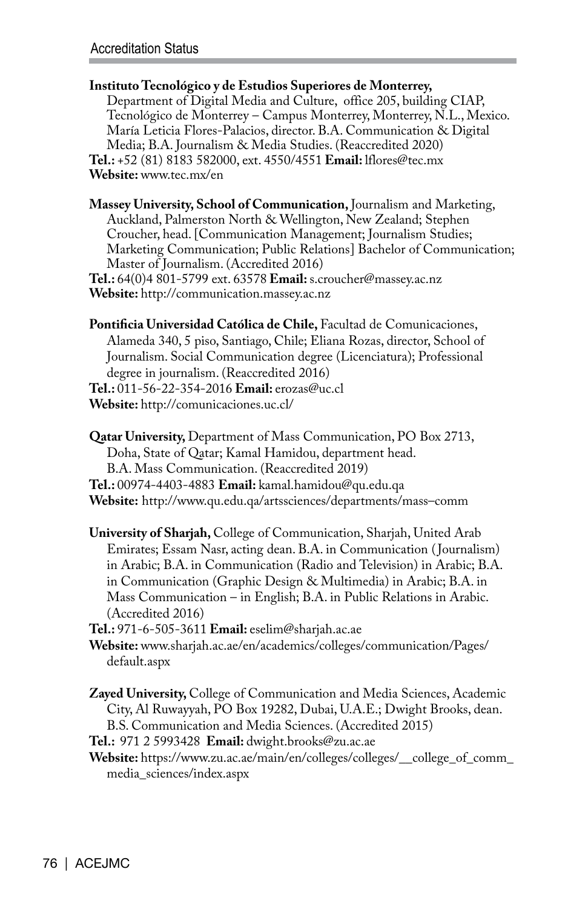**Instituto Tecnológico y de Estudios Superiores de Monterrey,** Department of Digital Media and Culture, office 205, building CIAP, Tecnológico de Monterrey – Campus Monterrey, Monterrey, N.L., Mexico. María Leticia Flores-Palacios, director. B.A. Communication & Digital Media; B.A. Journalism & Media Studies. (Reaccredited 2020)
**Tel.:** +52 (81) 8183 582000, ext. 4550/4551 **Email:** lflores@tec.mx
**Website:** www.tec.mx/en

**Massey University, School of Communication,** Journalism and Marketing, Auckland, Palmerston North & Wellington, New Zealand; Stephen Croucher, head. [Communication Management; Journalism Studies; Marketing Communication; Public Relations] Bachelor of Communication; Master of Journalism. (Accredited 2016)
**Tel.:** 64(0)4 801-5799 ext. 63578 **Email:** s.croucher@massey.ac.nz
**Website:** http://communication.massey.ac.nz

**Pontificia Universidad Católica de Chile,** Facultad de Comunicaciones, Alameda 340, 5 piso, Santiago, Chile; Eliana Rozas, director, School of Journalism. Social Communication degree (Licenciatura); Professional degree in journalism. (Reaccredited 2016)
**Tel.:** 011-56-22-354-2016 **Email:** erozas@uc.cl
**Website:** http://comunicaciones.uc.cl/

**Qatar University,** Department of Mass Communication, PO Box 2713, Doha, State of Qatar; Kamal Hamidou, department head. B.A. Mass Communication. (Reaccredited 2019)
**Tel.:** 00974-4403-4883 **Email:** kamal.hamidou@qu.edu.qa
**Website:** http://www.qu.edu.qa/artssciences/departments/mass–comm

**University of Sharjah,** College of Communication, Sharjah, United Arab Emirates; Essam Nasr, acting dean. B.A. in Communication (Journalism) in Arabic; B.A. in Communication (Radio and Television) in Arabic; B.A. in Communication (Graphic Design & Multimedia) in Arabic; B.A. in Mass Communication – in English; B.A. in Public Relations in Arabic. (Accredited 2016)
**Tel.:** 971-6-505-3611 **Email:** eselim@sharjah.ac.ae
**Website:** www.sharjah.ac.ae/en/academics/colleges/communication/Pages/default.aspx

**Zayed University,** College of Communication and Media Sciences, Academic City, Al Ruwayyah, PO Box 19282, Dubai, U.A.E.; Dwight Brooks, dean. B.S. Communication and Media Sciences. (Accredited 2015)
**Tel.:** 971 2 5993428 **Email:** dwight.brooks@zu.ac.ae
**Website:** https://www.zu.ac.ae/main/en/colleges/colleges/__college_of_comm_media_sciences/index.aspx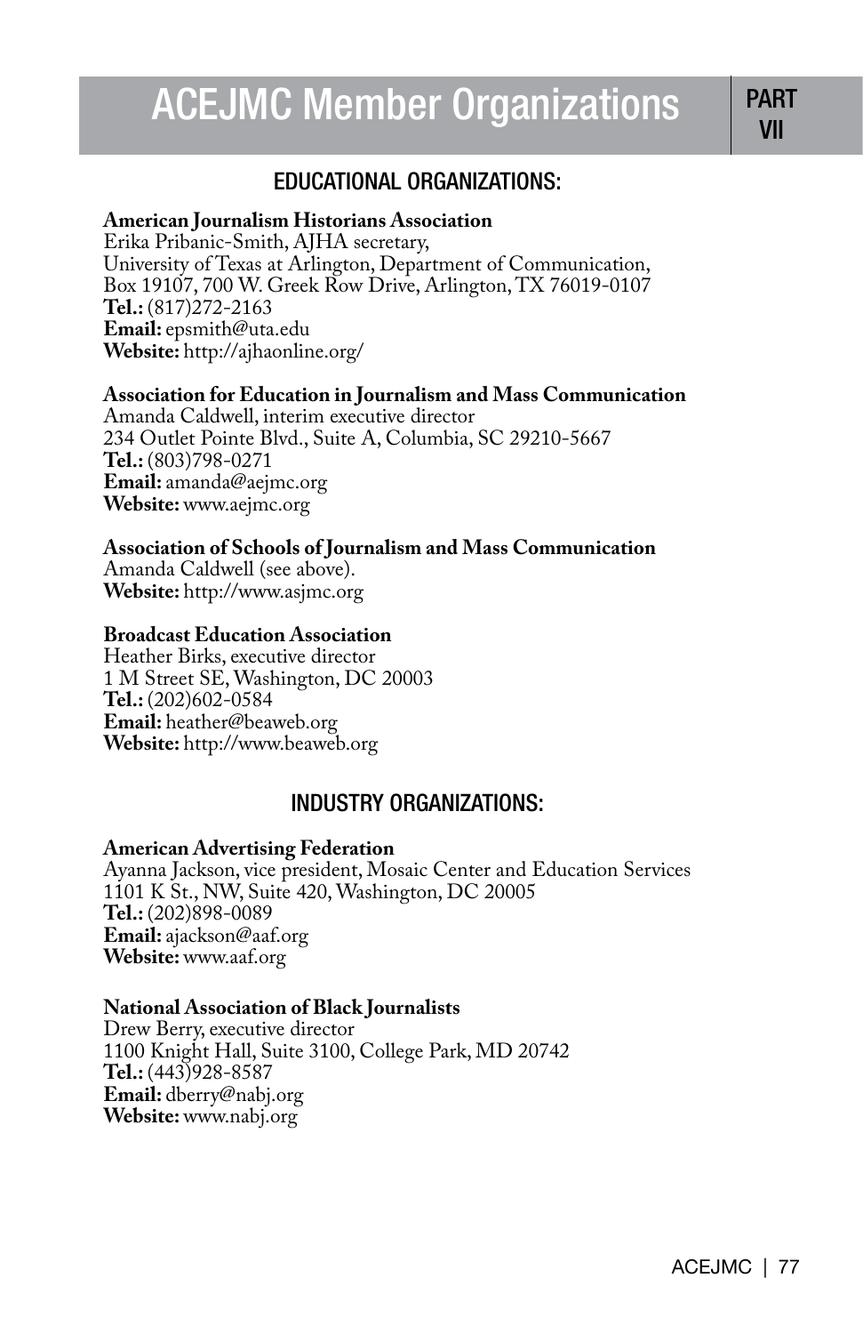# ACEJMC Member Organizations

PART VII

## EDUCATIONAL ORGANIZATIONS:

**American Journalism Historians Association**
Erika Pribanic-Smith, AJHA secretary,
University of Texas at Arlington, Department of Communication,
Box 19107, 700 W. Greek Row Drive, Arlington, TX 76019-0107
**Tel.:** (817)272-2163
**Email:** epsmith@uta.edu
**Website:** http://ajhaonline.org/

**Association for Education in Journalism and Mass Communication**
Amanda Caldwell, interim executive director
234 Outlet Pointe Blvd., Suite A, Columbia, SC 29210-5667
**Tel.:** (803)798-0271
**Email:** amanda@aejmc.org
**Website:** www.aejmc.org

**Association of Schools of Journalism and Mass Communication**
Amanda Caldwell (see above).
**Website:** http://www.asjmc.org

**Broadcast Education Association**
Heather Birks, executive director
1 M Street SE, Washington, DC 20003
**Tel.:** (202)602-0584
**Email:** heather@beaweb.org
**Website:** http://www.beaweb.org

## INDUSTRY ORGANIZATIONS:

**American Advertising Federation**
Ayanna Jackson, vice president, Mosaic Center and Education Services
1101 K St., NW, Suite 420, Washington, DC 20005
**Tel.:** (202)898-0089
**Email:** ajackson@aaf.org
**Website:** www.aaf.org

**National Association of Black Journalists**
Drew Berry, executive director
1100 Knight Hall, Suite 3100, College Park, MD 20742
**Tel.:** (443)928-8587
**Email:** dberry@nabj.org
**Website:** www.nabj.org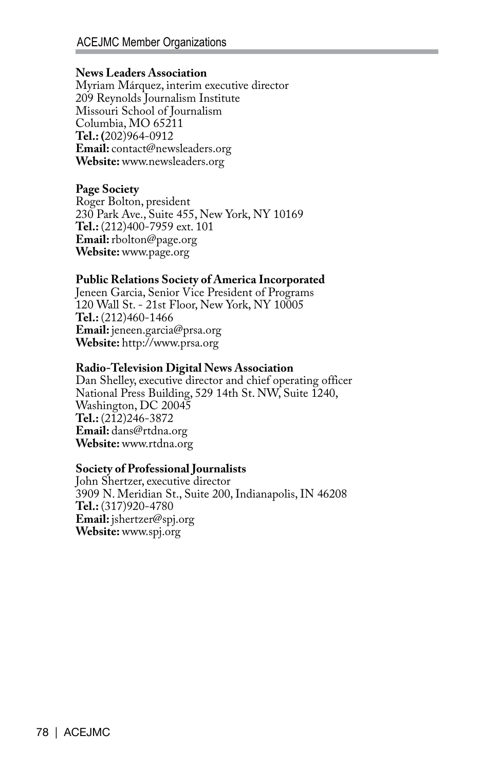**News Leaders Association**
Myriam Márquez, interim executive director
209 Reynolds Journalism Institute
Missouri School of Journalism
Columbia, MO 65211
**Tel.:** (202)964-0912
**Email:** contact@newsleaders.org
**Website:** www.newsleaders.org

**Page Society**
Roger Bolton, president
230 Park Ave., Suite 455, New York, NY 10169
**Tel.:** (212)400-7959 ext. 101
**Email:** rbolton@page.org
**Website:** www.page.org

**Public Relations Society of America Incorporated**
Jeneen Garcia, Senior Vice President of Programs
120 Wall St. - 21st Floor, New York, NY 10005
**Tel.:** (212)460-1466
**Email:** jeneen.garcia@prsa.org
**Website:** http://www.prsa.org

**Radio-Television Digital News Association**
Dan Shelley, executive director and chief operating officer
National Press Building, 529 14th St. NW, Suite 1240,
Washington, DC 20045
**Tel.:** (212)246-3872
**Email:** dans@rtdna.org
**Website:** www.rtdna.org

**Society of Professional Journalists**
John Shertzer, executive director
3909 N. Meridian St., Suite 200, Indianapolis, IN 46208
**Tel.:** (317)920-4780
**Email:** jshertzer@spj.org
**Website:** www.spj.org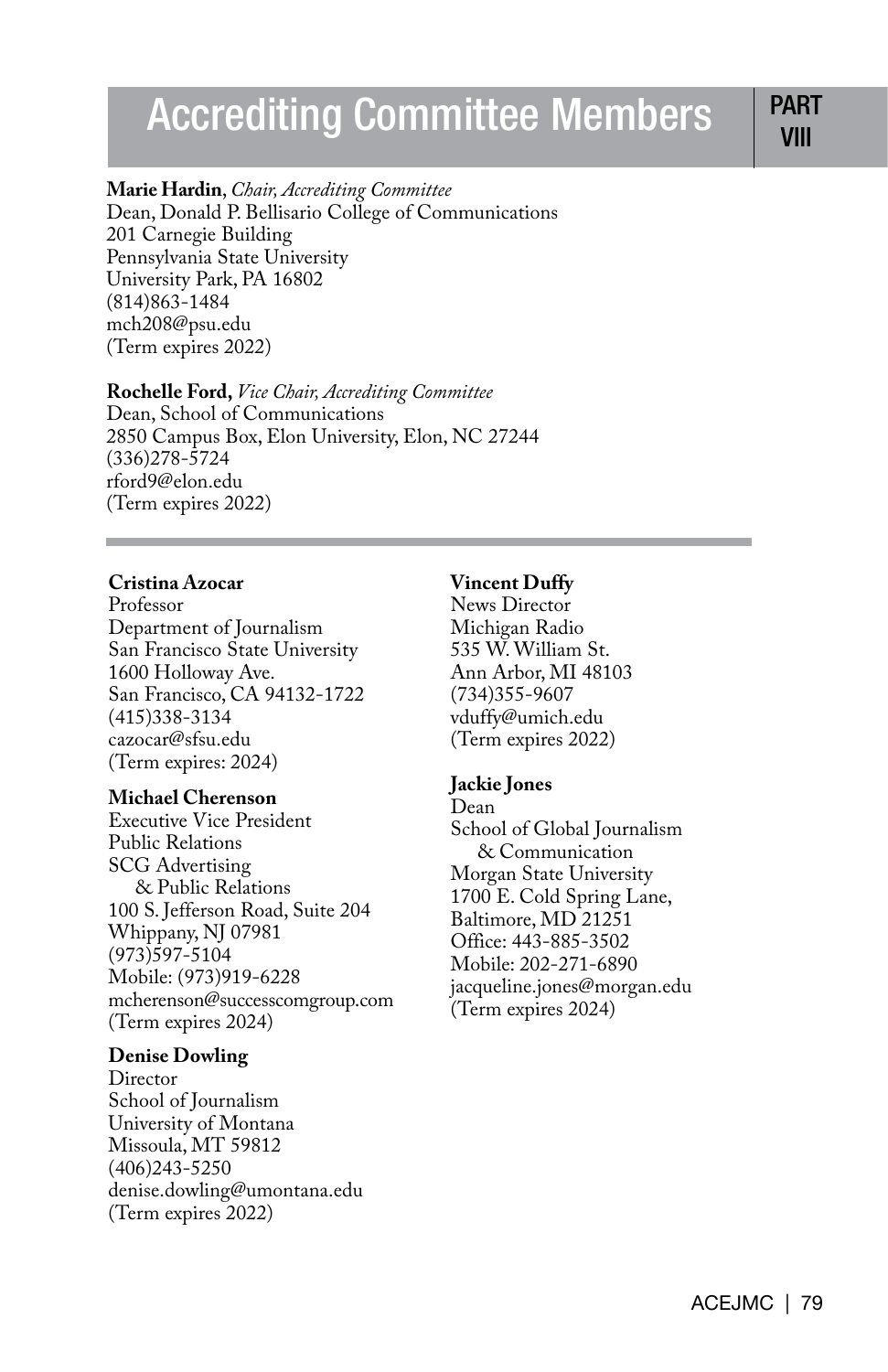# Accrediting Committee Members

**PART VIII**

**Marie Hardin**, *Chair, Accrediting Committee*
Dean, Donald P. Bellisario College of Communications
201 Carnegie Building
Pennsylvania State University
University Park, PA 16802
(814)863-1484
mch208@psu.edu
(Term expires 2022)

**Rochelle Ford,** *Vice Chair, Accrediting Committee*
Dean, School of Communications
2850 Campus Box, Elon University, Elon, NC 27244
(336)278-5724
rford9@elon.edu
(Term expires 2022)

---

**Cristina Azocar**
Professor
Department of Journalism
San Francisco State University
1600 Holloway Ave.
San Francisco, CA 94132-1722
(415)338-3134
cazocar@sfsu.edu
(Term expires: 2024)

**Michael Cherenson**
Executive Vice President
Public Relations
SCG Advertising
& Public Relations
100 S. Jefferson Road, Suite 204
Whippany, NJ 07981
(973)597-5104
Mobile: (973)919-6228
mcherenson@successcomgroup.com
(Term expires 2024)

**Denise Dowling**
Director
School of Journalism
University of Montana
Missoula, MT 59812
(406)243-5250
denise.dowling@umontana.edu
(Term expires 2022)

**Vincent Duffy**
News Director
Michigan Radio
535 W. William St.
Ann Arbor, MI 48103
(734)355-9607
vduffy@umich.edu
(Term expires 2022)

**Jackie Jones**
Dean
School of Global Journalism
& Communication
Morgan State University
1700 E. Cold Spring Lane,
Baltimore, MD 21251
Office: 443-885-3502
Mobile: 202-271-6890
jacqueline.jones@morgan.edu
(Term expires 2024)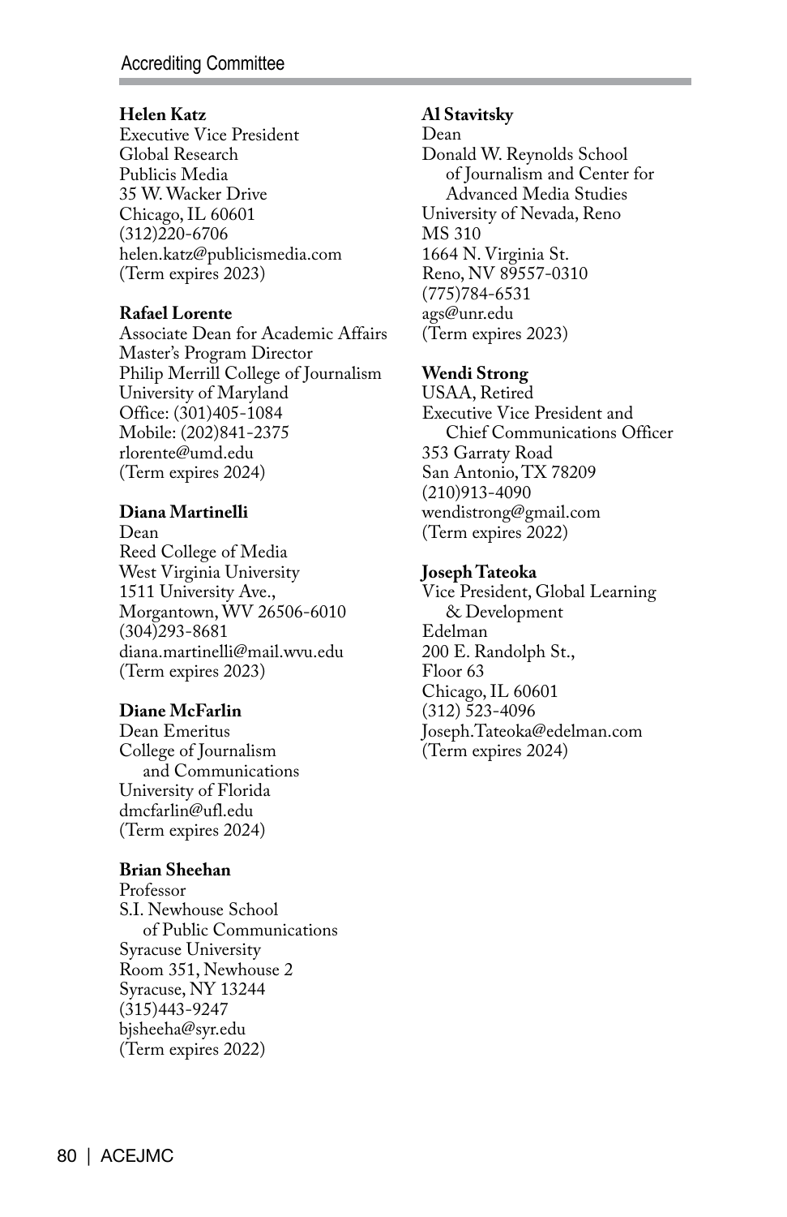**Helen Katz**
Executive Vice President
Global Research
Publicis Media
35 W. Wacker Drive
Chicago, IL 60601
(312)220-6706
helen.katz@publicismedia.com
(Term expires 2023)

**Rafael Lorente**
Associate Dean for Academic Affairs
Master's Program Director
Philip Merrill College of Journalism
University of Maryland
Office: (301)405-1084
Mobile: (202)841-2375
rlorente@umd.edu
(Term expires 2024)

**Diana Martinelli**
Dean
Reed College of Media
West Virginia University
1511 University Ave.,
Morgantown, WV 26506-6010
(304)293-8681
diana.martinelli@mail.wvu.edu
(Term expires 2023)

**Diane McFarlin**
Dean Emeritus
College of Journalism
and Communications
University of Florida
dmcfarlin@ufl.edu
(Term expires 2024)

**Brian Sheehan**
Professor
S.I. Newhouse School
of Public Communications
Syracuse University
Room 351, Newhouse 2
Syracuse, NY 13244
(315)443-9247
bjsheeha@syr.edu
(Term expires 2022)

**Al Stavitsky**
Dean
Donald W. Reynolds School
of Journalism and Center for
Advanced Media Studies
University of Nevada, Reno
MS 310
1664 N. Virginia St.
Reno, NV 89557-0310
(775)784-6531
ags@unr.edu
(Term expires 2023)

**Wendi Strong**
USAA, Retired
Executive Vice President and
Chief Communications Officer
353 Garraty Road
San Antonio, TX 78209
(210)913-4090
wendistrong@gmail.com
(Term expires 2022)

**Joseph Tateoka**
Vice President, Global Learning
& Development
Edelman
200 E. Randolph St.,
Floor 63
Chicago, IL 60601
(312) 523-4096
Joseph.Tateoka@edelman.com
(Term expires 2024)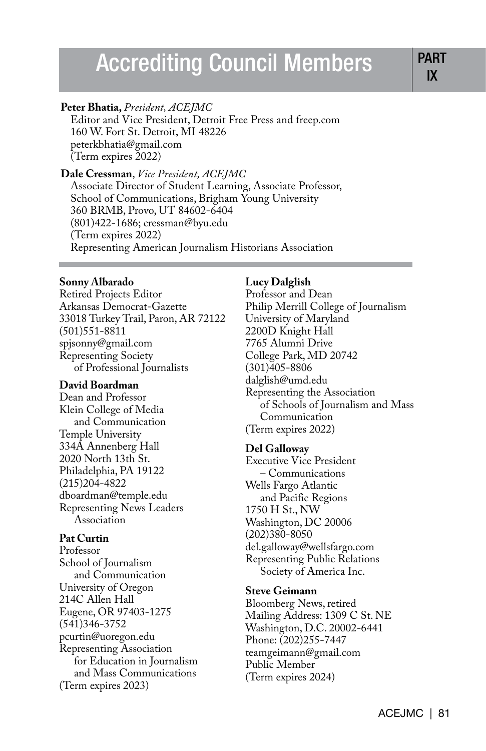# Accrediting Council Members

**PART IX**

**Peter Bhatia,** *President, ACEJMC*
Editor and Vice President, Detroit Free Press and freep.com
160 W. Fort St. Detroit, MI 48226
peterkbhatia@gmail.com
(Term expires 2022)

**Dale Cressman**, *Vice President, ACEJMC*
Associate Director of Student Learning, Associate Professor,
School of Communications, Brigham Young University
360 BRMB, Provo, UT 84602-6404
(801)422-1686; cressman@byu.edu
(Term expires 2022)
Representing American Journalism Historians Association

---

**Sonny Albarado**
Retired Projects Editor
Arkansas Democrat-Gazette
33018 Turkey Trail, Paron, AR 72122
(501)551-8811
spjsonny@gmail.com
Representing Society of Professional Journalists

**David Boardman**
Dean and Professor
Klein College of Media and Communication
Temple University
334A Annenberg Hall
2020 North 13th St.
Philadelphia, PA 19122
(215)204-4822
dboardman@temple.edu
Representing News Leaders Association

**Pat Curtin**
Professor
School of Journalism and Communication
University of Oregon
214C Allen Hall
Eugene, OR 97403-1275
(541)346-3752
pcurtin@uoregon.edu
Representing Association for Education in Journalism and Mass Communications
(Term expires 2023)

**Lucy Dalglish**
Professor and Dean
Philip Merrill College of Journalism
University of Maryland
2200D Knight Hall
7765 Alumni Drive
College Park, MD 20742
(301)405-8806
dalglish@umd.edu
Representing the Association of Schools of Journalism and Mass Communication
(Term expires 2022)

**Del Galloway**
Executive Vice President – Communications
Wells Fargo Atlantic and Pacific Regions
1750 H St., NW
Washington, DC 20006
(202)380-8050
del.galloway@wellsfargo.com
Representing Public Relations Society of America Inc.

**Steve Geimann**
Bloomberg News, retired
Mailing Address: 1309 C St. NE
Washington, D.C. 20002-6441
Phone: (202)255-7447
teamgeimann@gmail.com
Public Member
(Term expires 2024)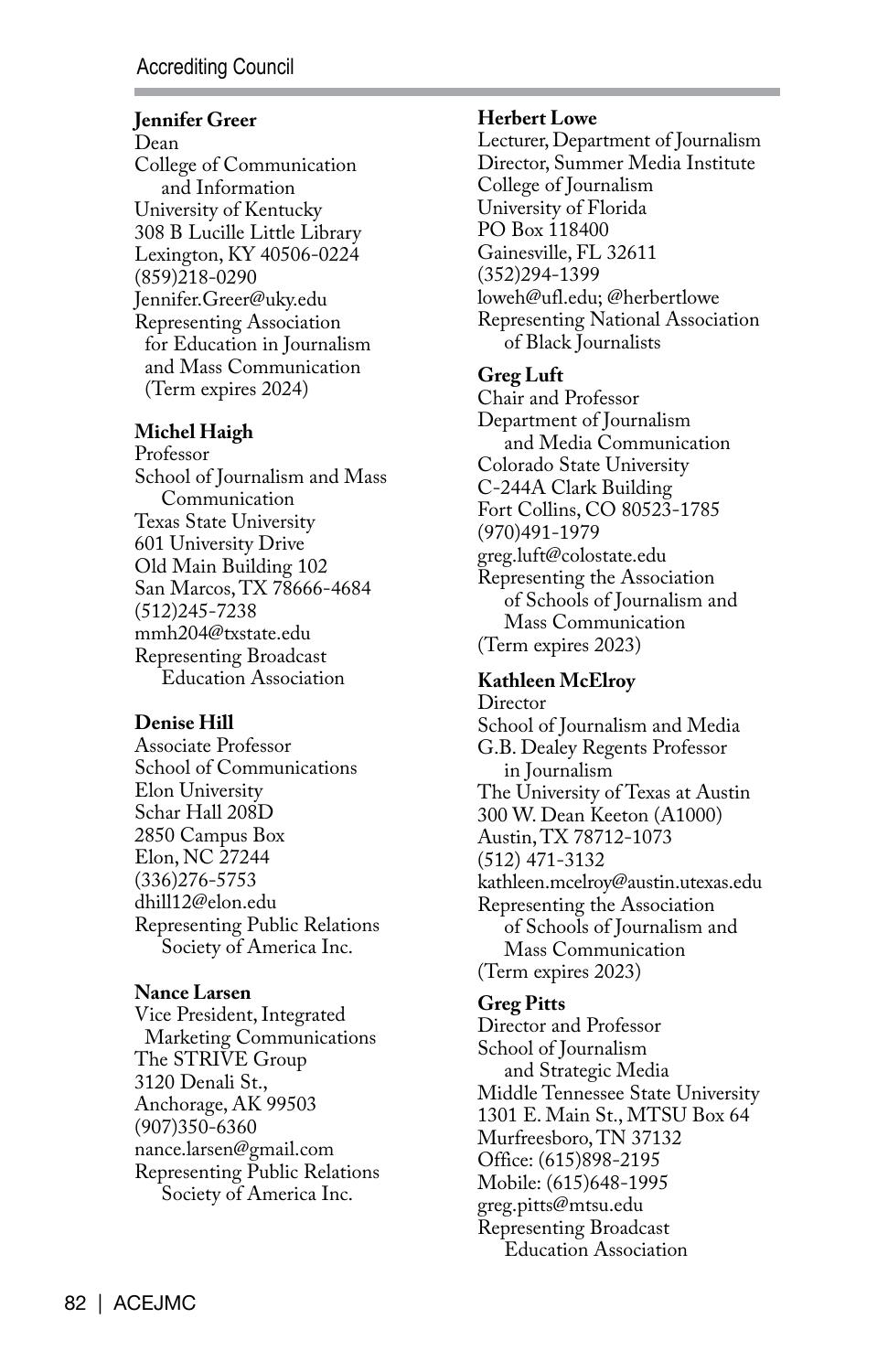**Jennifer Greer**
Dean
College of Communication and Information
University of Kentucky
308 B Lucille Little Library
Lexington, KY 40506-0224
(859)218-0290
Jennifer.Greer@uky.edu
Representing Association for Education in Journalism and Mass Communication
(Term expires 2024)

**Michel Haigh**
Professor
School of Journalism and Mass Communication
Texas State University
601 University Drive
Old Main Building 102
San Marcos, TX 78666-4684
(512)245-7238
mmh204@txstate.edu
Representing Broadcast Education Association

**Denise Hill**
Associate Professor
School of Communications
Elon University
Schar Hall 208D
2850 Campus Box
Elon, NC 27244
(336)276-5753
dhill12@elon.edu
Representing Public Relations Society of America Inc.

**Nance Larsen**
Vice President, Integrated Marketing Communications
The STRIVE Group
3120 Denali St.,
Anchorage, AK 99503
(907)350-6360
nance.larsen@gmail.com
Representing Public Relations Society of America Inc.

**Herbert Lowe**
Lecturer, Department of Journalism
Director, Summer Media Institute
College of Journalism
University of Florida
PO Box 118400
Gainesville, FL 32611
(352)294-1399
loweh@ufl.edu; @herbertlowe
Representing National Association of Black Journalists

**Greg Luft**
Chair and Professor
Department of Journalism and Media Communication
Colorado State University
C-244A Clark Building
Fort Collins, CO 80523-1785
(970)491-1979
greg.luft@colostate.edu
Representing the Association of Schools of Journalism and Mass Communication
(Term expires 2023)

**Kathleen McElroy**
Director
School of Journalism and Media
G.B. Dealey Regents Professor in Journalism
The University of Texas at Austin
300 W. Dean Keeton (A1000)
Austin, TX 78712-1073
(512) 471-3132
kathleen.mcelroy@austin.utexas.edu
Representing the Association of Schools of Journalism and Mass Communication
(Term expires 2023)

**Greg Pitts**
Director and Professor
School of Journalism and Strategic Media
Middle Tennessee State University
1301 E. Main St., MTSU Box 64
Murfreesboro, TN 37132
Office: (615)898-2195
Mobile: (615)648-1995
greg.pitts@mtsu.edu
Representing Broadcast Education Association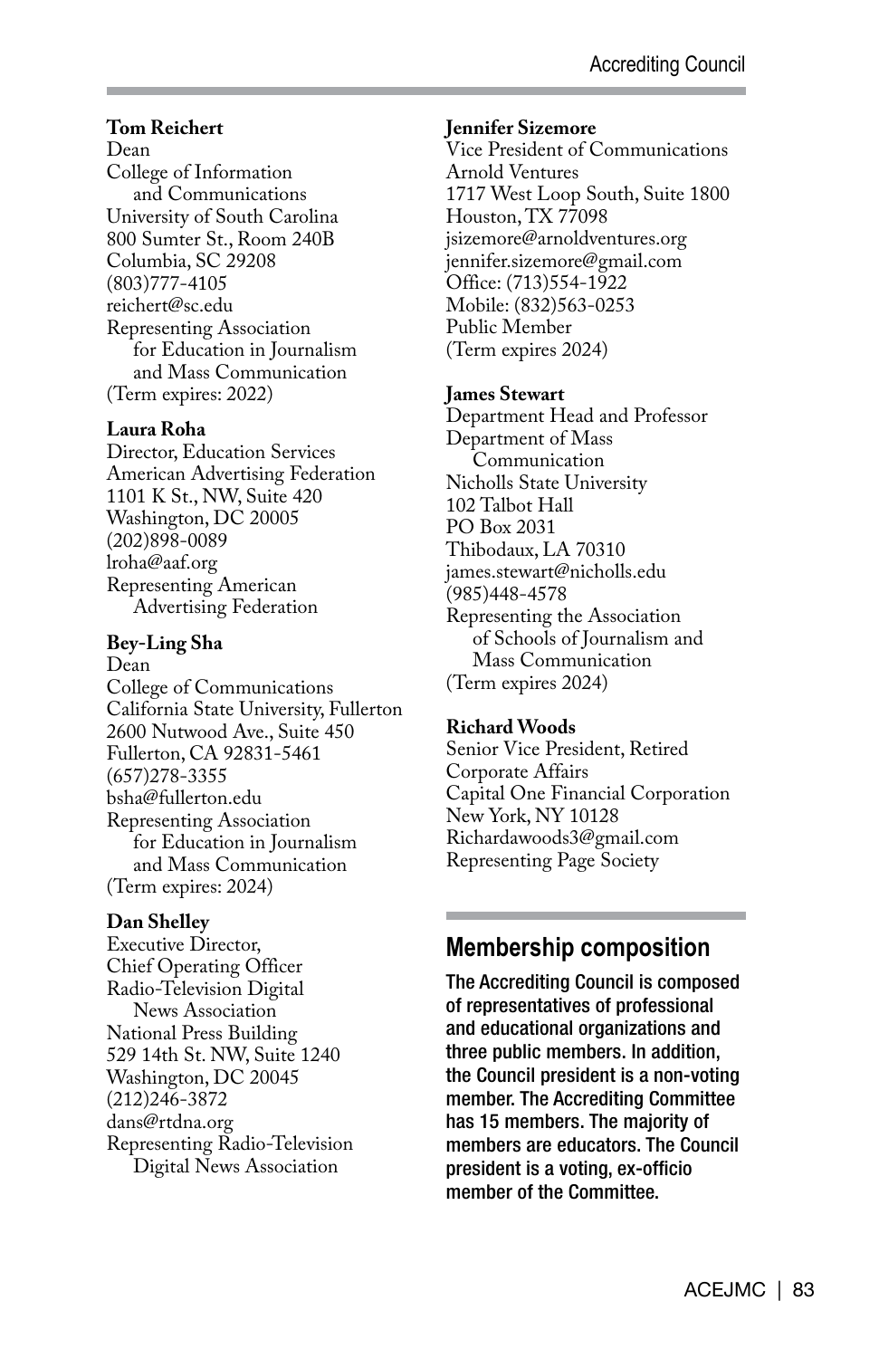**Tom Reichert**
Dean
College of Information and Communications
University of South Carolina
800 Sumter St., Room 240B
Columbia, SC 29208
(803)777-4105
reichert@sc.edu
Representing Association for Education in Journalism and Mass Communication
(Term expires: 2022)

**Laura Roha**
Director, Education Services
American Advertising Federation
1101 K St., NW, Suite 420
Washington, DC 20005
(202)898-0089
lroha@aaf.org
Representing American Advertising Federation

**Bey-Ling Sha**
Dean
College of Communications
California State University, Fullerton
2600 Nutwood Ave., Suite 450
Fullerton, CA 92831-5461
(657)278-3355
bsha@fullerton.edu
Representing Association for Education in Journalism and Mass Communication
(Term expires: 2024)

**Dan Shelley**
Executive Director,
Chief Operating Officer
Radio-Television Digital News Association
National Press Building
529 14th St. NW, Suite 1240
Washington, DC 20045
(212)246-3872
dans@rtdna.org
Representing Radio-Television Digital News Association

**Jennifer Sizemore**
Vice President of Communications
Arnold Ventures
1717 West Loop South, Suite 1800
Houston, TX 77098
jsizemore@arnoldventures.org
jennifer.sizemore@gmail.com
Office: (713)554-1922
Mobile: (832)563-0253
Public Member
(Term expires 2024)

**James Stewart**
Department Head and Professor
Department of Mass Communication
Nicholls State University
102 Talbot Hall
PO Box 2031
Thibodaux, LA 70310
james.stewart@nicholls.edu
(985)448-4578
Representing the Association of Schools of Journalism and Mass Communication
(Term expires 2024)

**Richard Woods**
Senior Vice President, Retired
Corporate Affairs
Capital One Financial Corporation
New York, NY 10128
Richardawoods3@gmail.com
Representing Page Society

## Membership composition

**The Accrediting Council is composed of representatives of professional and educational organizations and three public members. In addition, the Council president is a non-voting member. The Accrediting Committee has 15 members. The majority of members are educators. The Council president is a voting, ex-officio member of the Committee.**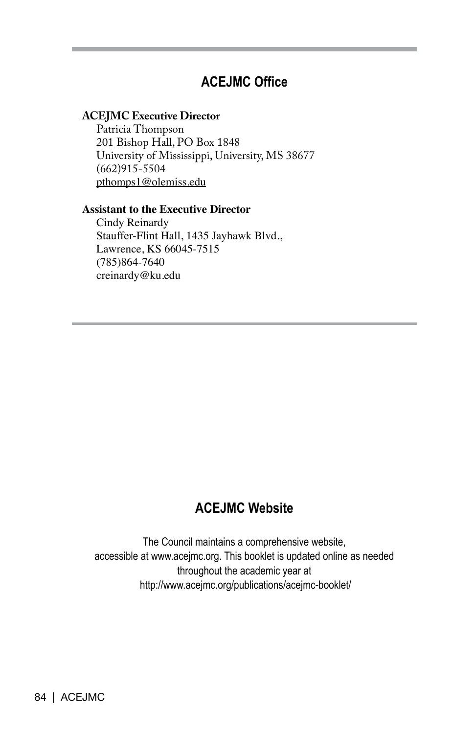## ACEJMC Office

**ACEJMC Executive Director**
Patricia Thompson
201 Bishop Hall, PO Box 1848
University of Mississippi, University, MS 38677
(662)915-5504
pthomps1@olemiss.edu

**Assistant to the Executive Director**
Cindy Reinardy
Stauffer-Flint Hall, 1435 Jayhawk Blvd.,
Lawrence, KS 66045-7515
(785)864-7640
creinardy@ku.edu

## ACEJMC Website

The Council maintains a comprehensive website, accessible at www.acejmc.org. This booklet is updated online as needed throughout the academic year at http://www.acejmc.org/publications/acejmc-booklet/